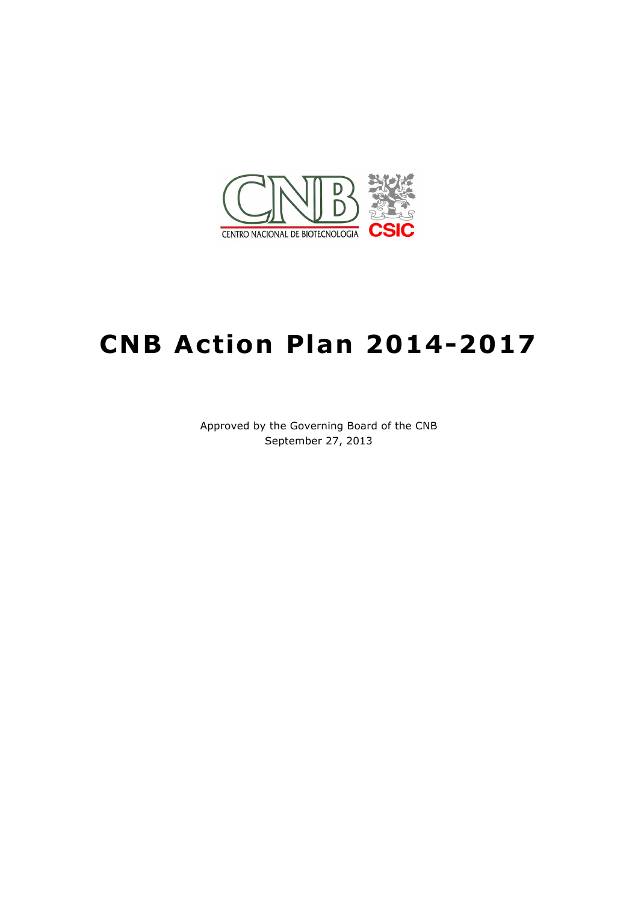CENTRO NACIONAL DE BIOTECNOLOGIA CSIC

# CNB Action Plan 2014-2017

Approved by the Governing Board of the CNB
September 27, 2013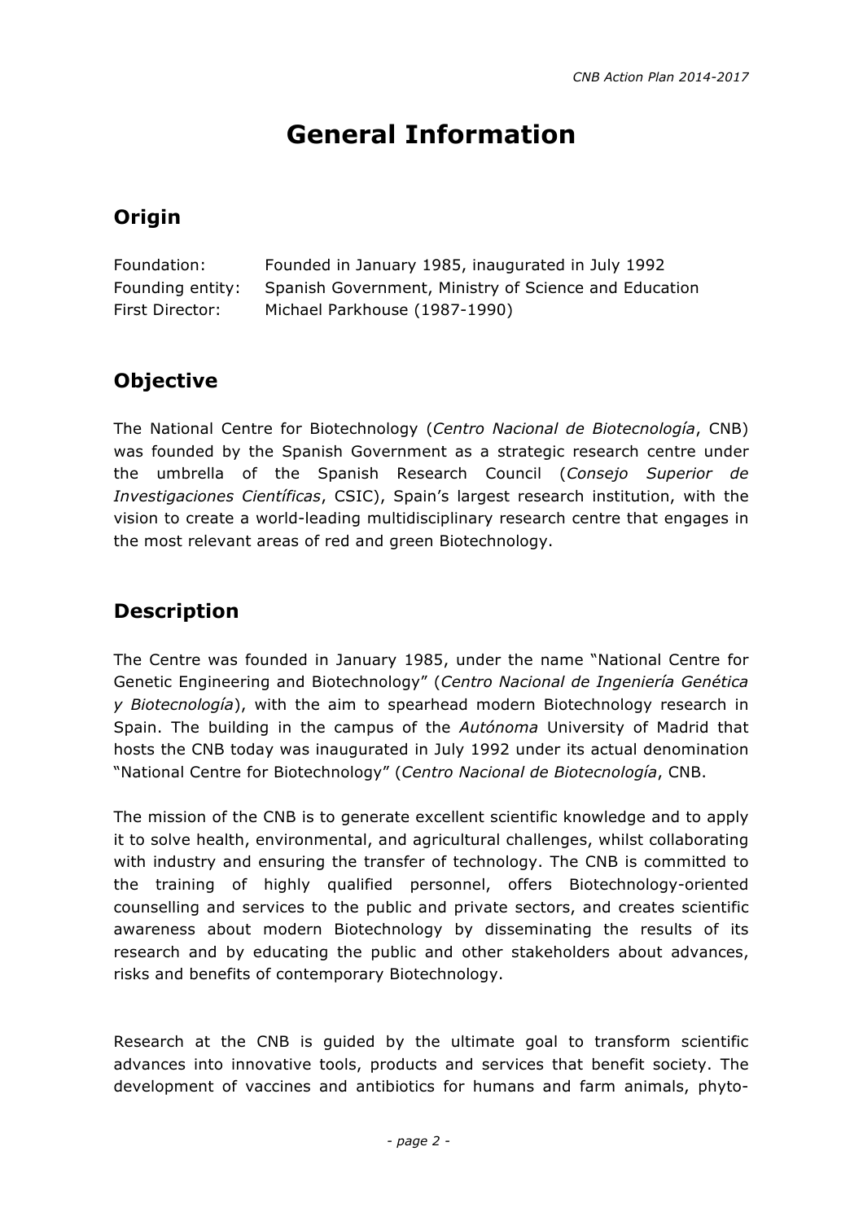# General Information

## Origin

| | |
|---|---|
| Foundation: | Founded in January 1985, inaugurated in July 1992 |
| Founding entity: | Spanish Government, Ministry of Science and Education |
| First Director: | Michael Parkhouse (1987-1990) |

## Objective

The National Centre for Biotechnology (*Centro Nacional de Biotecnología*, CNB) was founded by the Spanish Government as a strategic research centre under the umbrella of the Spanish Research Council (*Consejo Superior de Investigaciones Científicas*, CSIC), Spain's largest research institution, with the vision to create a world-leading multidisciplinary research centre that engages in the most relevant areas of red and green Biotechnology.

## Description

The Centre was founded in January 1985, under the name "National Centre for Genetic Engineering and Biotechnology" (*Centro Nacional de Ingeniería Genética y Biotecnología*), with the aim to spearhead modern Biotechnology research in Spain. The building in the campus of the *Autónoma* University of Madrid that hosts the CNB today was inaugurated in July 1992 under its actual denomination "National Centre for Biotechnology" (*Centro Nacional de Biotecnología*, CNB.

The mission of the CNB is to generate excellent scientific knowledge and to apply it to solve health, environmental, and agricultural challenges, whilst collaborating with industry and ensuring the transfer of technology. The CNB is committed to the training of highly qualified personnel, offers Biotechnology-oriented counselling and services to the public and private sectors, and creates scientific awareness about modern Biotechnology by disseminating the results of its research and by educating the public and other stakeholders about advances, risks and benefits of contemporary Biotechnology.

Research at the CNB is guided by the ultimate goal to transform scientific advances into innovative tools, products and services that benefit society. The development of vaccines and antibiotics for humans and farm animals, phyto-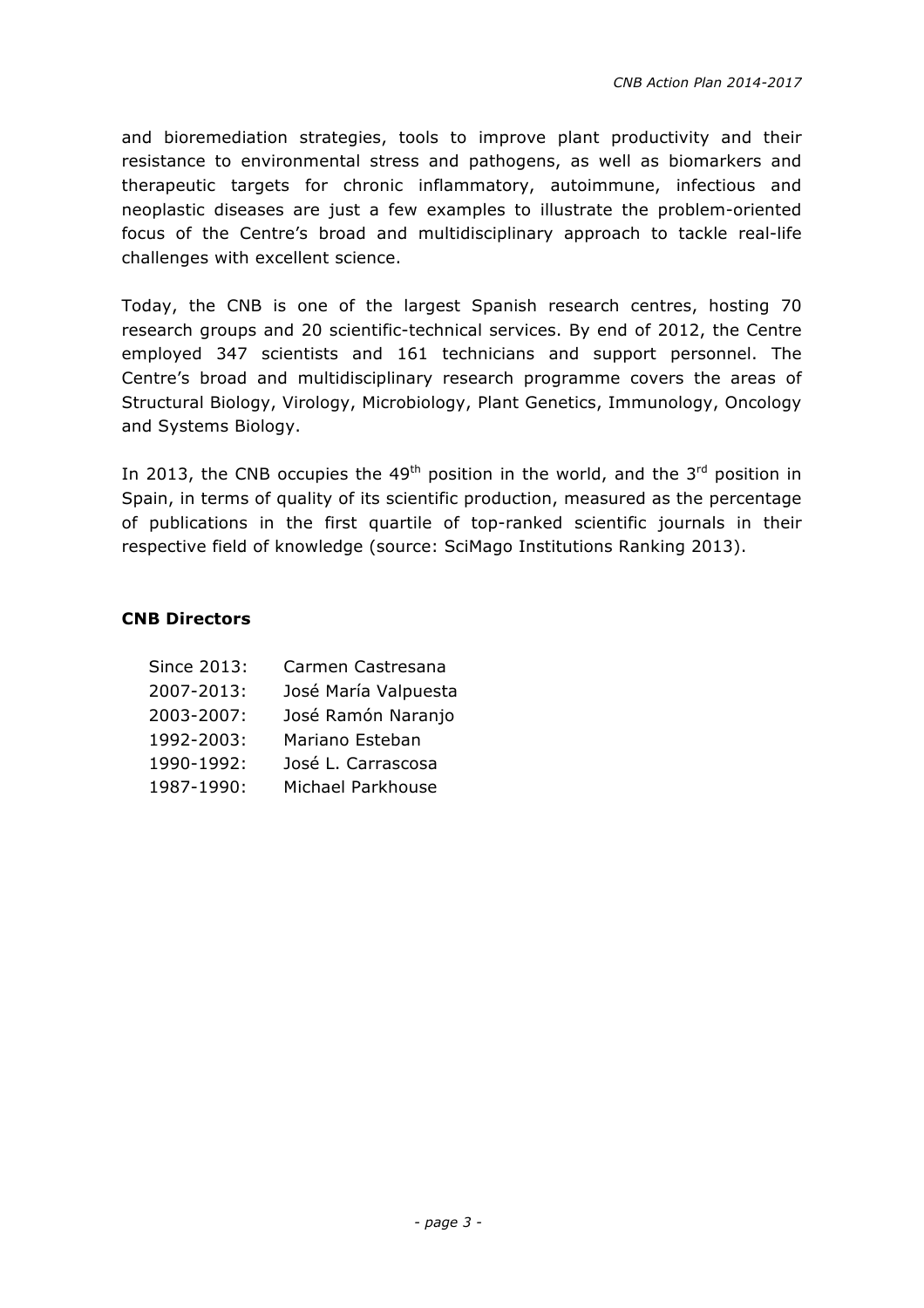and bioremediation strategies, tools to improve plant productivity and their resistance to environmental stress and pathogens, as well as biomarkers and therapeutic targets for chronic inflammatory, autoimmune, infectious and neoplastic diseases are just a few examples to illustrate the problem-oriented focus of the Centre's broad and multidisciplinary approach to tackle real-life challenges with excellent science.

Today, the CNB is one of the largest Spanish research centres, hosting 70 research groups and 20 scientific-technical services. By end of 2012, the Centre employed 347 scientists and 161 technicians and support personnel. The Centre's broad and multidisciplinary research programme covers the areas of Structural Biology, Virology, Microbiology, Plant Genetics, Immunology, Oncology and Systems Biology.

In 2013, the CNB occupies the 49th position in the world, and the 3rd position in Spain, in terms of quality of its scientific production, measured as the percentage of publications in the first quartile of top-ranked scientific journals in their respective field of knowledge (source: SciMago Institutions Ranking 2013).

**CNB Directors**

| | |
|---|---|
| Since 2013: | Carmen Castresana |
| 2007-2013: | José María Valpuesta |
| 2003-2007: | José Ramón Naranjo |
| 1992-2003: | Mariano Esteban |
| 1990-1992: | José L. Carrascosa |
| 1987-1990: | Michael Parkhouse |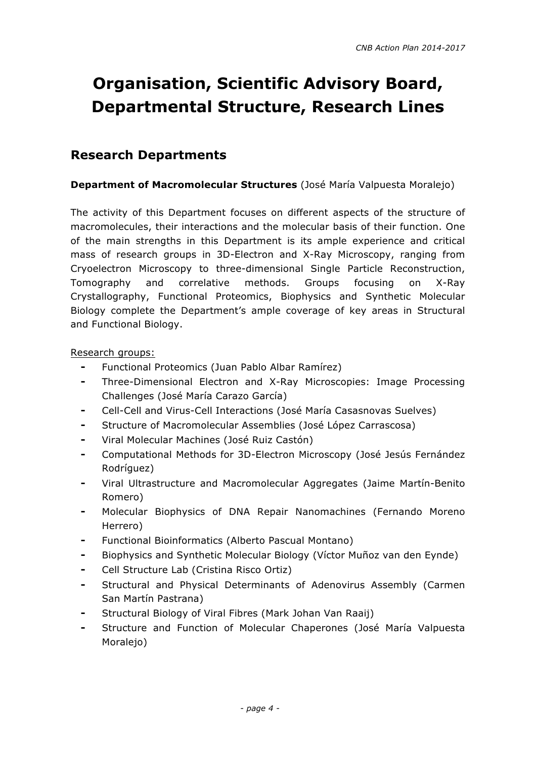# Organisation, Scientific Advisory Board, Departmental Structure, Research Lines

## Research Departments

**Department of Macromolecular Structures** (José María Valpuesta Moralejo)

The activity of this Department focuses on different aspects of the structure of macromolecules, their interactions and the molecular basis of their function. One of the main strengths in this Department is its ample experience and critical mass of research groups in 3D-Electron and X-Ray Microscopy, ranging from Cryoelectron Microscopy to three-dimensional Single Particle Reconstruction, Tomography and correlative methods. Groups focusing on X-Ray Crystallography, Functional Proteomics, Biophysics and Synthetic Molecular Biology complete the Department's ample coverage of key areas in Structural and Functional Biology.

Research groups:

- Functional Proteomics (Juan Pablo Albar Ramírez)
- Three-Dimensional Electron and X-Ray Microscopies: Image Processing Challenges (José María Carazo García)
- Cell-Cell and Virus-Cell Interactions (José María Casasnovas Suelves)
- Structure of Macromolecular Assemblies (José López Carrascosa)
- Viral Molecular Machines (José Ruiz Castón)
- Computational Methods for 3D-Electron Microscopy (José Jesús Fernández Rodríguez)
- Viral Ultrastructure and Macromolecular Aggregates (Jaime Martín-Benito Romero)
- Molecular Biophysics of DNA Repair Nanomachines (Fernando Moreno Herrero)
- Functional Bioinformatics (Alberto Pascual Montano)
- Biophysics and Synthetic Molecular Biology (Víctor Muñoz van den Eynde)
- Cell Structure Lab (Cristina Risco Ortiz)
- Structural and Physical Determinants of Adenovirus Assembly (Carmen San Martín Pastrana)
- Structural Biology of Viral Fibres (Mark Johan Van Raaij)
- Structure and Function of Molecular Chaperones (José María Valpuesta Moralejo)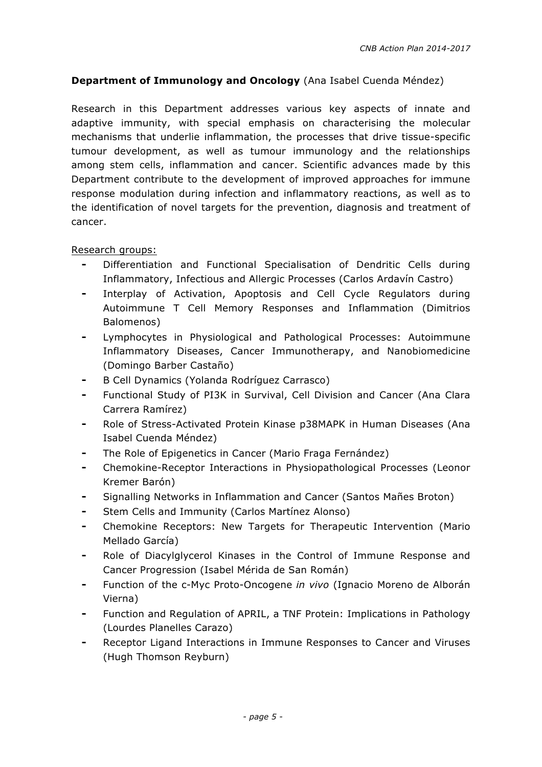**Department of Immunology and Oncology** (Ana Isabel Cuenda Méndez)

Research in this Department addresses various key aspects of innate and adaptive immunity, with special emphasis on characterising the molecular mechanisms that underlie inflammation, the processes that drive tissue-specific tumour development, as well as tumour immunology and the relationships among stem cells, inflammation and cancer. Scientific advances made by this Department contribute to the development of improved approaches for immune response modulation during infection and inflammatory reactions, as well as to the identification of novel targets for the prevention, diagnosis and treatment of cancer.

Research groups:

- Differentiation and Functional Specialisation of Dendritic Cells during Inflammatory, Infectious and Allergic Processes (Carlos Ardavín Castro)
- Interplay of Activation, Apoptosis and Cell Cycle Regulators during Autoimmune T Cell Memory Responses and Inflammation (Dimitrios Balomenos)
- Lymphocytes in Physiological and Pathological Processes: Autoimmune Inflammatory Diseases, Cancer Immunotherapy, and Nanobiomedicine (Domingo Barber Castaño)
- B Cell Dynamics (Yolanda Rodríguez Carrasco)
- Functional Study of PI3K in Survival, Cell Division and Cancer (Ana Clara Carrera Ramírez)
- Role of Stress-Activated Protein Kinase p38MAPK in Human Diseases (Ana Isabel Cuenda Méndez)
- The Role of Epigenetics in Cancer (Mario Fraga Fernández)
- Chemokine-Receptor Interactions in Physiopathological Processes (Leonor Kremer Barón)
- Signalling Networks in Inflammation and Cancer (Santos Mañes Broton)
- Stem Cells and Immunity (Carlos Martínez Alonso)
- Chemokine Receptors: New Targets for Therapeutic Intervention (Mario Mellado García)
- Role of Diacylglycerol Kinases in the Control of Immune Response and Cancer Progression (Isabel Mérida de San Román)
- Function of the c-Myc Proto-Oncogene *in vivo* (Ignacio Moreno de Alborán Vierna)
- Function and Regulation of APRIL, a TNF Protein: Implications in Pathology (Lourdes Planelles Carazo)
- Receptor Ligand Interactions in Immune Responses to Cancer and Viruses (Hugh Thomson Reyburn)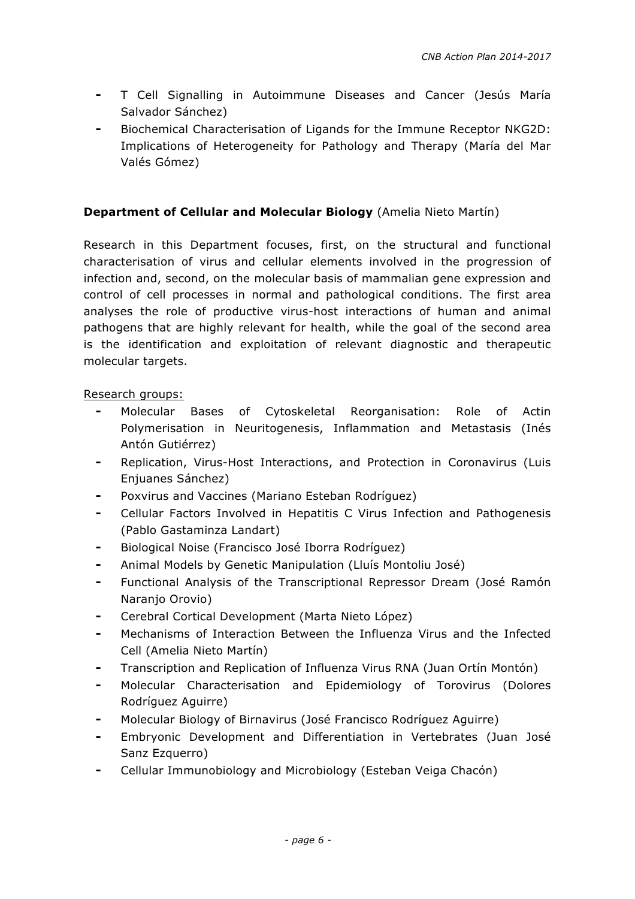- T Cell Signalling in Autoimmune Diseases and Cancer (Jesús María Salvador Sánchez)
- Biochemical Characterisation of Ligands for the Immune Receptor NKG2D: Implications of Heterogeneity for Pathology and Therapy (María del Mar Valés Gómez)

**Department of Cellular and Molecular Biology** (Amelia Nieto Martín)

Research in this Department focuses, first, on the structural and functional characterisation of virus and cellular elements involved in the progression of infection and, second, on the molecular basis of mammalian gene expression and control of cell processes in normal and pathological conditions. The first area analyses the role of productive virus-host interactions of human and animal pathogens that are highly relevant for health, while the goal of the second area is the identification and exploitation of relevant diagnostic and therapeutic molecular targets.

Research groups:

- Molecular Bases of Cytoskeletal Reorganisation: Role of Actin Polymerisation in Neuritogenesis, Inflammation and Metastasis (Inés Antón Gutiérrez)
- Replication, Virus-Host Interactions, and Protection in Coronavirus (Luis Enjuanes Sánchez)
- Poxvirus and Vaccines (Mariano Esteban Rodríguez)
- Cellular Factors Involved in Hepatitis C Virus Infection and Pathogenesis (Pablo Gastaminza Landart)
- Biological Noise (Francisco José Iborra Rodríguez)
- Animal Models by Genetic Manipulation (Lluís Montoliu José)
- Functional Analysis of the Transcriptional Repressor Dream (José Ramón Naranjo Orovio)
- Cerebral Cortical Development (Marta Nieto López)
- Mechanisms of Interaction Between the Influenza Virus and the Infected Cell (Amelia Nieto Martín)
- Transcription and Replication of Influenza Virus RNA (Juan Ortín Montón)
- Molecular Characterisation and Epidemiology of Torovirus (Dolores Rodríguez Aguirre)
- Molecular Biology of Birnavirus (José Francisco Rodríguez Aguirre)
- Embryonic Development and Differentiation in Vertebrates (Juan José Sanz Ezquerro)
- Cellular Immunobiology and Microbiology (Esteban Veiga Chacón)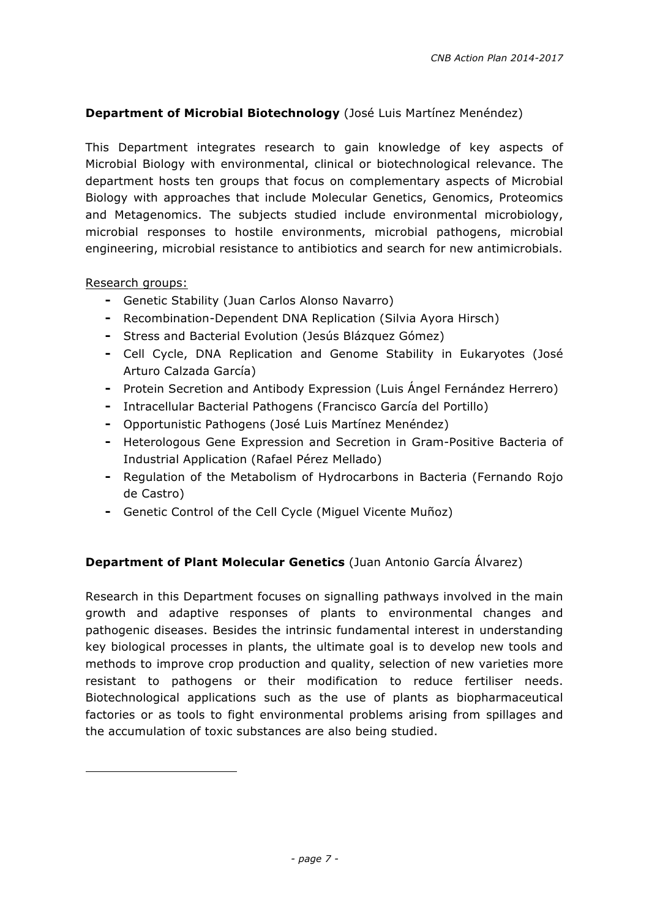**Department of Microbial Biotechnology** (José Luis Martínez Menéndez)

This Department integrates research to gain knowledge of key aspects of Microbial Biology with environmental, clinical or biotechnological relevance. The department hosts ten groups that focus on complementary aspects of Microbial Biology with approaches that include Molecular Genetics, Genomics, Proteomics and Metagenomics. The subjects studied include environmental microbiology, microbial responses to hostile environments, microbial pathogens, microbial engineering, microbial resistance to antibiotics and search for new antimicrobials.

Research groups:

- Genetic Stability (Juan Carlos Alonso Navarro)
- Recombination-Dependent DNA Replication (Silvia Ayora Hirsch)
- Stress and Bacterial Evolution (Jesús Blázquez Gómez)
- Cell Cycle, DNA Replication and Genome Stability in Eukaryotes (José Arturo Calzada García)
- Protein Secretion and Antibody Expression (Luis Ángel Fernández Herrero)
- Intracellular Bacterial Pathogens (Francisco García del Portillo)
- Opportunistic Pathogens (José Luis Martínez Menéndez)
- Heterologous Gene Expression and Secretion in Gram-Positive Bacteria of Industrial Application (Rafael Pérez Mellado)
- Regulation of the Metabolism of Hydrocarbons in Bacteria (Fernando Rojo de Castro)
- Genetic Control of the Cell Cycle (Miguel Vicente Muñoz)

**Department of Plant Molecular Genetics** (Juan Antonio García Álvarez)

Research in this Department focuses on signalling pathways involved in the main growth and adaptive responses of plants to environmental changes and pathogenic diseases. Besides the intrinsic fundamental interest in understanding key biological processes in plants, the ultimate goal is to develop new tools and methods to improve crop production and quality, selection of new varieties more resistant to pathogens or their modification to reduce fertiliser needs. Biotechnological applications such as the use of plants as biopharmaceutical factories or as tools to fight environmental problems arising from spillages and the accumulation of toxic substances are also being studied.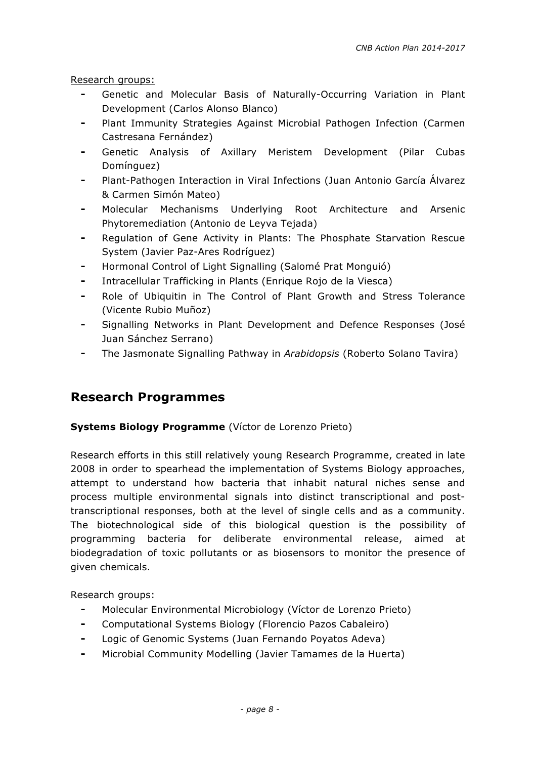Research groups:

- Genetic and Molecular Basis of Naturally-Occurring Variation in Plant Development (Carlos Alonso Blanco)
- Plant Immunity Strategies Against Microbial Pathogen Infection (Carmen Castresana Fernández)
- Genetic Analysis of Axillary Meristem Development (Pilar Cubas Domínguez)
- Plant-Pathogen Interaction in Viral Infections (Juan Antonio García Álvarez & Carmen Simón Mateo)
- Molecular Mechanisms Underlying Root Architecture and Arsenic Phytoremediation (Antonio de Leyva Tejada)
- Regulation of Gene Activity in Plants: The Phosphate Starvation Rescue System (Javier Paz-Ares Rodríguez)
- Hormonal Control of Light Signalling (Salomé Prat Monguió)
- Intracellular Trafficking in Plants (Enrique Rojo de la Viesca)
- Role of Ubiquitin in The Control of Plant Growth and Stress Tolerance (Vicente Rubio Muñoz)
- Signalling Networks in Plant Development and Defence Responses (José Juan Sánchez Serrano)
- The Jasmonate Signalling Pathway in *Arabidopsis* (Roberto Solano Tavira)

## Research Programmes

**Systems Biology Programme** (Víctor de Lorenzo Prieto)

Research efforts in this still relatively young Research Programme, created in late 2008 in order to spearhead the implementation of Systems Biology approaches, attempt to understand how bacteria that inhabit natural niches sense and process multiple environmental signals into distinct transcriptional and post-transcriptional responses, both at the level of single cells and as a community. The biotechnological side of this biological question is the possibility of programming bacteria for deliberate environmental release, aimed at biodegradation of toxic pollutants or as biosensors to monitor the presence of given chemicals.

Research groups:

- Molecular Environmental Microbiology (Víctor de Lorenzo Prieto)
- Computational Systems Biology (Florencio Pazos Cabaleiro)
- Logic of Genomic Systems (Juan Fernando Poyatos Adeva)
- Microbial Community Modelling (Javier Tamames de la Huerta)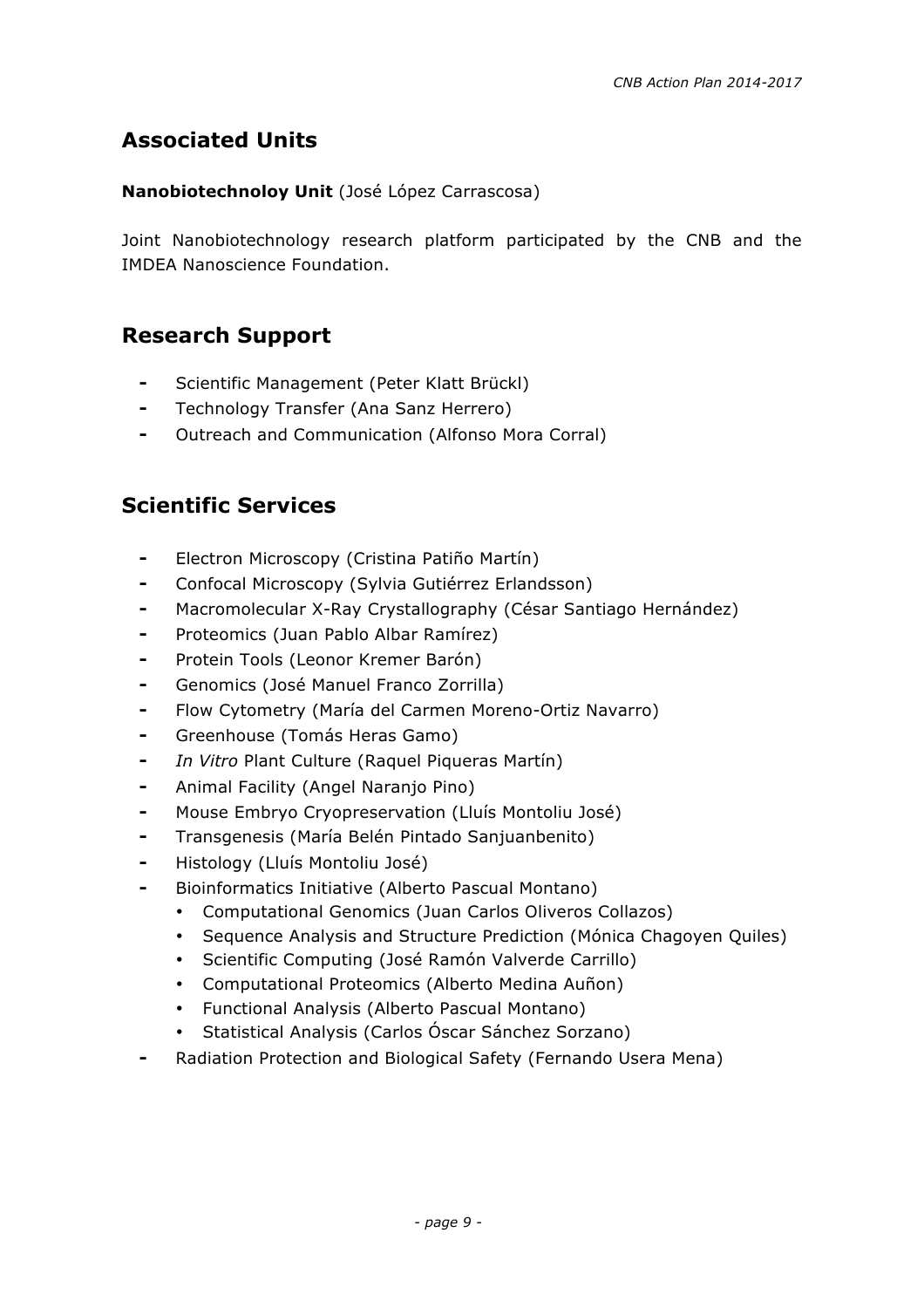## Associated Units

**Nanobiotechnoloy Unit** (José López Carrascosa)

Joint Nanobiotechnology research platform participated by the CNB and the IMDEA Nanoscience Foundation.

## Research Support

- Scientific Management (Peter Klatt Brückl)
- Technology Transfer (Ana Sanz Herrero)
- Outreach and Communication (Alfonso Mora Corral)

## Scientific Services

- Electron Microscopy (Cristina Patiño Martín)
- Confocal Microscopy (Sylvia Gutiérrez Erlandsson)
- Macromolecular X-Ray Crystallography (César Santiago Hernández)
- Proteomics (Juan Pablo Albar Ramírez)
- Protein Tools (Leonor Kremer Barón)
- Genomics (José Manuel Franco Zorrilla)
- Flow Cytometry (María del Carmen Moreno-Ortiz Navarro)
- Greenhouse (Tomás Heras Gamo)
- *In Vitro* Plant Culture (Raquel Piqueras Martín)
- Animal Facility (Angel Naranjo Pino)
- Mouse Embryo Cryopreservation (Lluís Montoliu José)
- Transgenesis (María Belén Pintado Sanjuanbenito)
- Histology (Lluís Montoliu José)
- Bioinformatics Initiative (Alberto Pascual Montano)
    - Computational Genomics (Juan Carlos Oliveros Collazos)
    - Sequence Analysis and Structure Prediction (Mónica Chagoyen Quiles)
    - Scientific Computing (José Ramón Valverde Carrillo)
    - Computational Proteomics (Alberto Medina Auñon)
    - Functional Analysis (Alberto Pascual Montano)
    - Statistical Analysis (Carlos Óscar Sánchez Sorzano)
- Radiation Protection and Biological Safety (Fernando Usera Mena)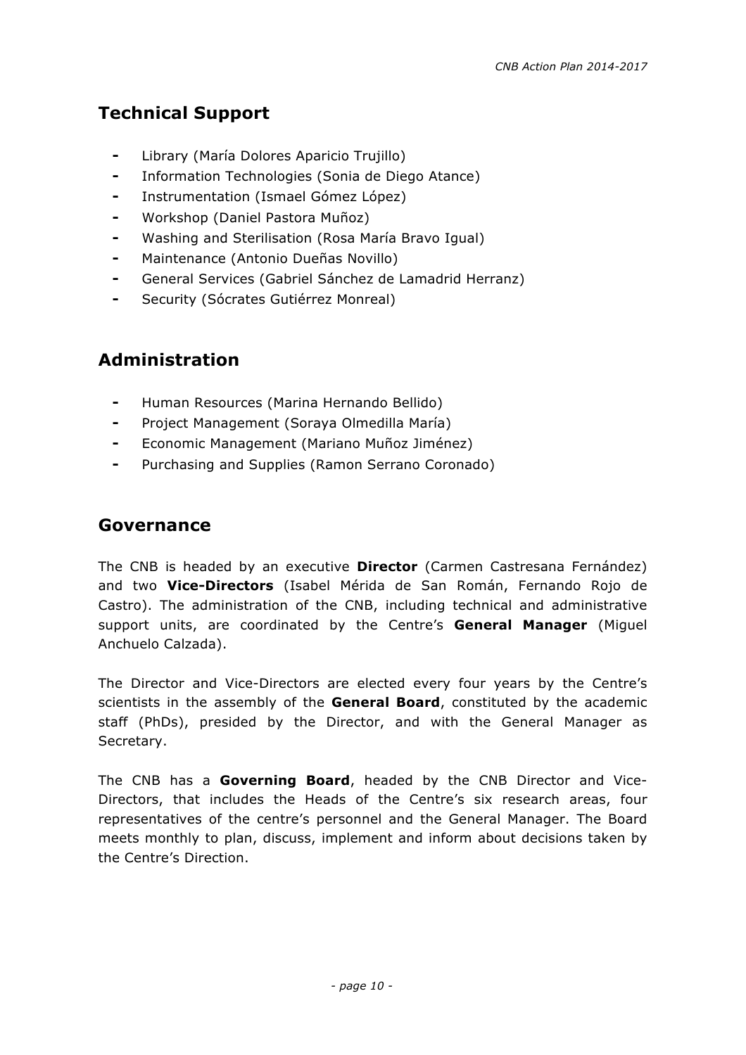## Technical Support

- Library (María Dolores Aparicio Trujillo)
- Information Technologies (Sonia de Diego Atance)
- Instrumentation (Ismael Gómez López)
- Workshop (Daniel Pastora Muñoz)
- Washing and Sterilisation (Rosa María Bravo Igual)
- Maintenance (Antonio Dueñas Novillo)
- General Services (Gabriel Sánchez de Lamadrid Herranz)
- Security (Sócrates Gutiérrez Monreal)

## Administration

- Human Resources (Marina Hernando Bellido)
- Project Management (Soraya Olmedilla María)
- Economic Management (Mariano Muñoz Jiménez)
- Purchasing and Supplies (Ramon Serrano Coronado)

## Governance

The CNB is headed by an executive **Director** (Carmen Castresana Fernández) and two **Vice-Directors** (Isabel Mérida de San Román, Fernando Rojo de Castro). The administration of the CNB, including technical and administrative support units, are coordinated by the Centre's **General Manager** (Miguel Anchuelo Calzada).

The Director and Vice-Directors are elected every four years by the Centre's scientists in the assembly of the **General Board**, constituted by the academic staff (PhDs), presided by the Director, and with the General Manager as Secretary.

The CNB has a **Governing Board**, headed by the CNB Director and Vice-Directors, that includes the Heads of the Centre's six research areas, four representatives of the centre's personnel and the General Manager. The Board meets monthly to plan, discuss, implement and inform about decisions taken by the Centre's Direction.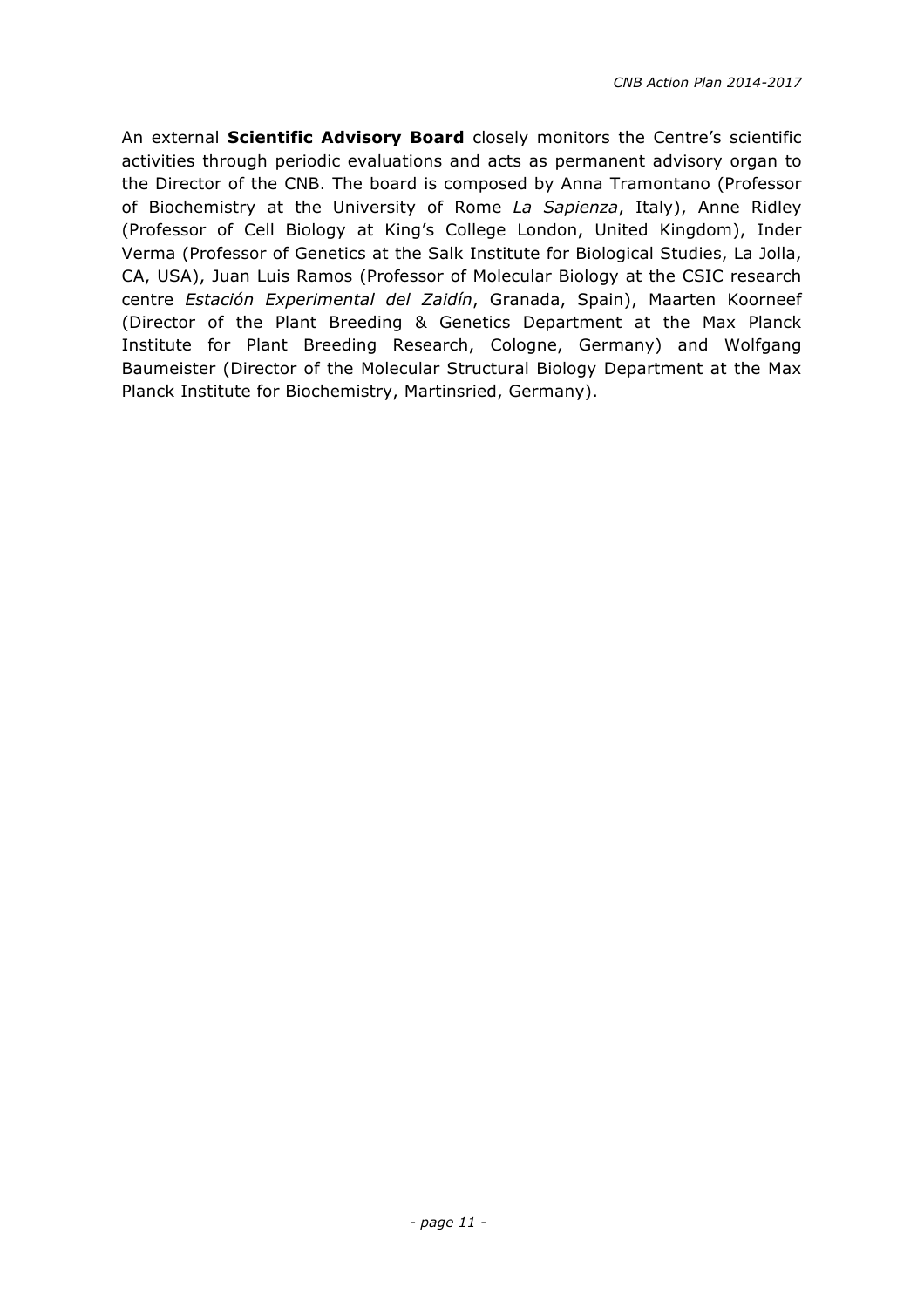An external **Scientific Advisory Board** closely monitors the Centre's scientific activities through periodic evaluations and acts as permanent advisory organ to the Director of the CNB. The board is composed by Anna Tramontano (Professor of Biochemistry at the University of Rome *La Sapienza*, Italy), Anne Ridley (Professor of Cell Biology at King's College London, United Kingdom), Inder Verma (Professor of Genetics at the Salk Institute for Biological Studies, La Jolla, CA, USA), Juan Luis Ramos (Professor of Molecular Biology at the CSIC research centre *Estación Experimental del Zaidín*, Granada, Spain), Maarten Koorneef (Director of the Plant Breeding & Genetics Department at the Max Planck Institute for Plant Breeding Research, Cologne, Germany) and Wolfgang Baumeister (Director of the Molecular Structural Biology Department at the Max Planck Institute for Biochemistry, Martinsried, Germany).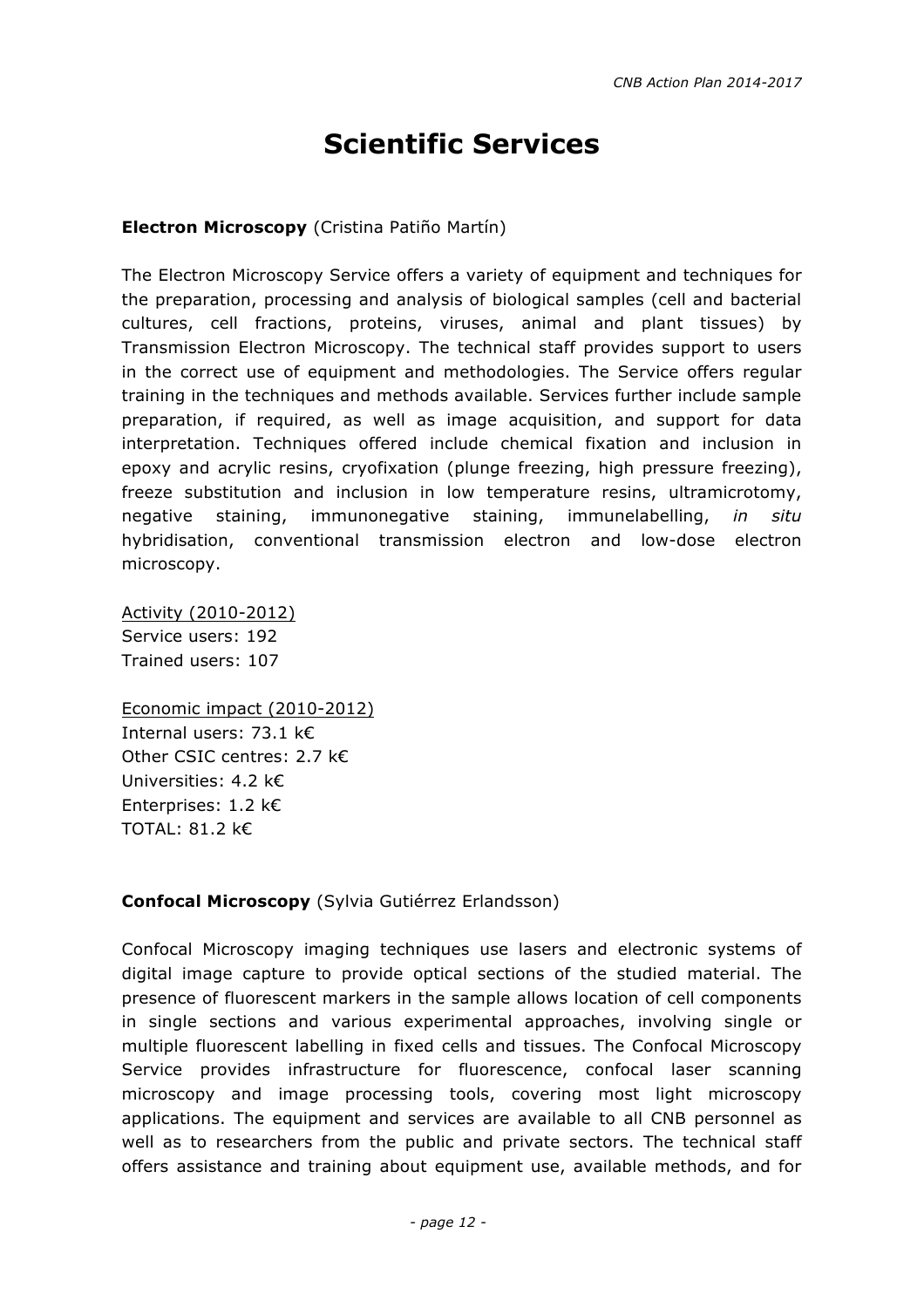# Scientific Services

**Electron Microscopy** (Cristina Patiño Martín)

The Electron Microscopy Service offers a variety of equipment and techniques for the preparation, processing and analysis of biological samples (cell and bacterial cultures, cell fractions, proteins, viruses, animal and plant tissues) by Transmission Electron Microscopy. The technical staff provides support to users in the correct use of equipment and methodologies. The Service offers regular training in the techniques and methods available. Services further include sample preparation, if required, as well as image acquisition, and support for data interpretation. Techniques offered include chemical fixation and inclusion in epoxy and acrylic resins, cryofixation (plunge freezing, high pressure freezing), freeze substitution and inclusion in low temperature resins, ultramicrotomy, negative staining, immunonegative staining, immunelabelling, *in situ* hybridisation, conventional transmission electron and low-dose electron microscopy.

<u>Activity (2010-2012)</u>
Service users: 192
Trained users: 107

<u>Economic impact (2010-2012)</u>
Internal users: 73.1 k€
Other CSIC centres: 2.7 k€
Universities: 4.2 k€
Enterprises: 1.2 k€
TOTAL: 81.2 k€

**Confocal Microscopy** (Sylvia Gutiérrez Erlandsson)

Confocal Microscopy imaging techniques use lasers and electronic systems of digital image capture to provide optical sections of the studied material. The presence of fluorescent markers in the sample allows location of cell components in single sections and various experimental approaches, involving single or multiple fluorescent labelling in fixed cells and tissues. The Confocal Microscopy Service provides infrastructure for fluorescence, confocal laser scanning microscopy and image processing tools, covering most light microscopy applications. The equipment and services are available to all CNB personnel as well as to researchers from the public and private sectors. The technical staff offers assistance and training about equipment use, available methods, and for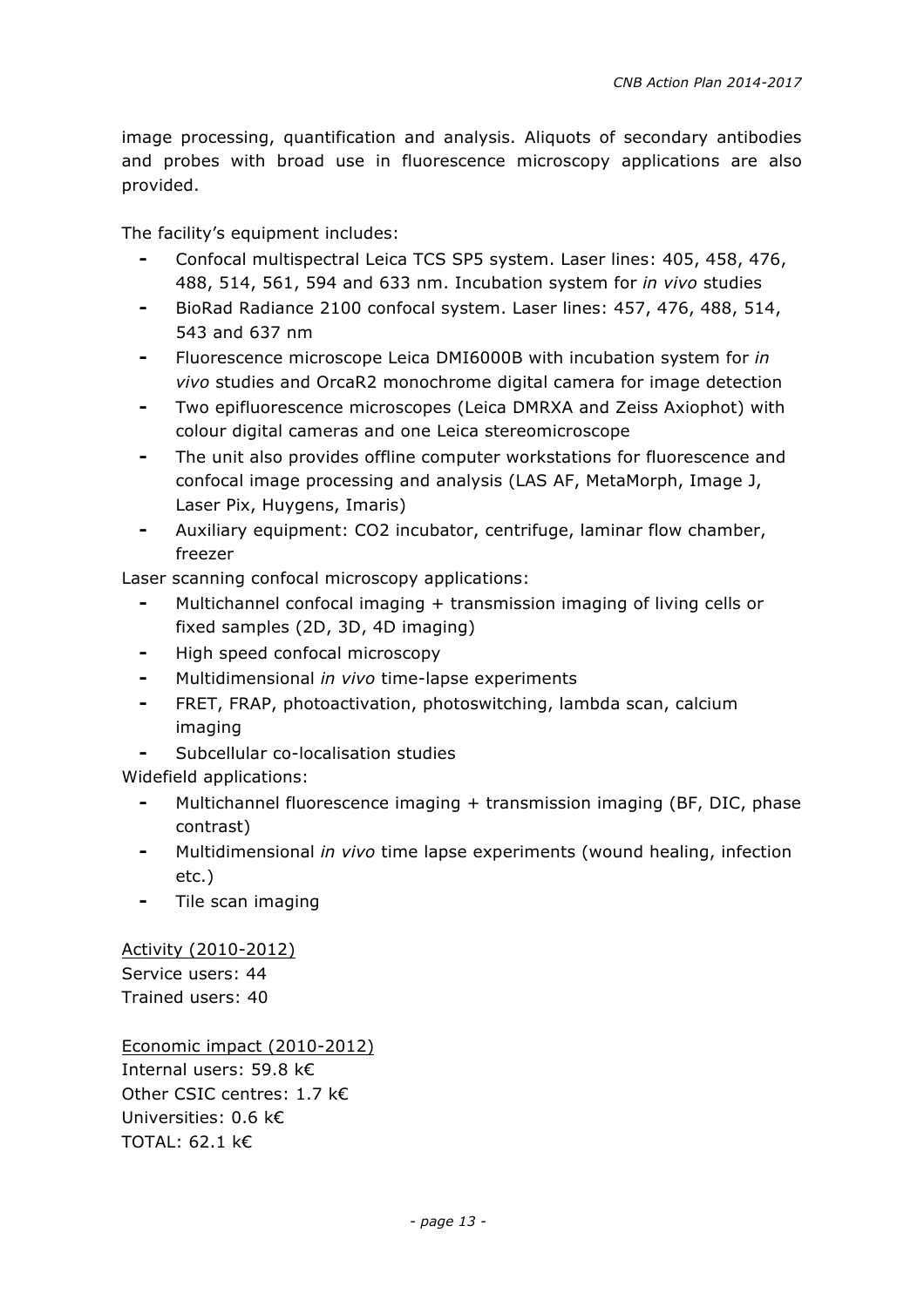image processing, quantification and analysis. Aliquots of secondary antibodies and probes with broad use in fluorescence microscopy applications are also provided.

The facility's equipment includes:

- Confocal multispectral Leica TCS SP5 system. Laser lines: 405, 458, 476, 488, 514, 561, 594 and 633 nm. Incubation system for *in vivo* studies
- BioRad Radiance 2100 confocal system. Laser lines: 457, 476, 488, 514, 543 and 637 nm
- Fluorescence microscope Leica DMI6000B with incubation system for *in vivo* studies and OrcaR2 monochrome digital camera for image detection
- Two epifluorescence microscopes (Leica DMRXA and Zeiss Axiophot) with colour digital cameras and one Leica stereomicroscope
- The unit also provides offline computer workstations for fluorescence and confocal image processing and analysis (LAS AF, MetaMorph, Image J, Laser Pix, Huygens, Imaris)
- Auxiliary equipment: $CO_2$ incubator, centrifuge, laminar flow chamber, freezer

Laser scanning confocal microscopy applications:

- Multichannel confocal imaging + transmission imaging of living cells or fixed samples (2D, 3D, 4D imaging)
- High speed confocal microscopy
- Multidimensional *in vivo* time-lapse experiments
- FRET, FRAP, photoactivation, photoswitching, lambda scan, calcium imaging
- Subcellular co-localisation studies

Widefield applications:

- Multichannel fluorescence imaging + transmission imaging (BF, DIC, phase contrast)
- Multidimensional *in vivo* time lapse experiments (wound healing, infection etc.)
- Tile scan imaging

<u>Activity (2010-2012)</u>
Service users: 44
Trained users: 40

<u>Economic impact (2010-2012)</u>
Internal users: 59.8 k€
Other CSIC centres: 1.7 k€
Universities: 0.6 k€
TOTAL: 62.1 k€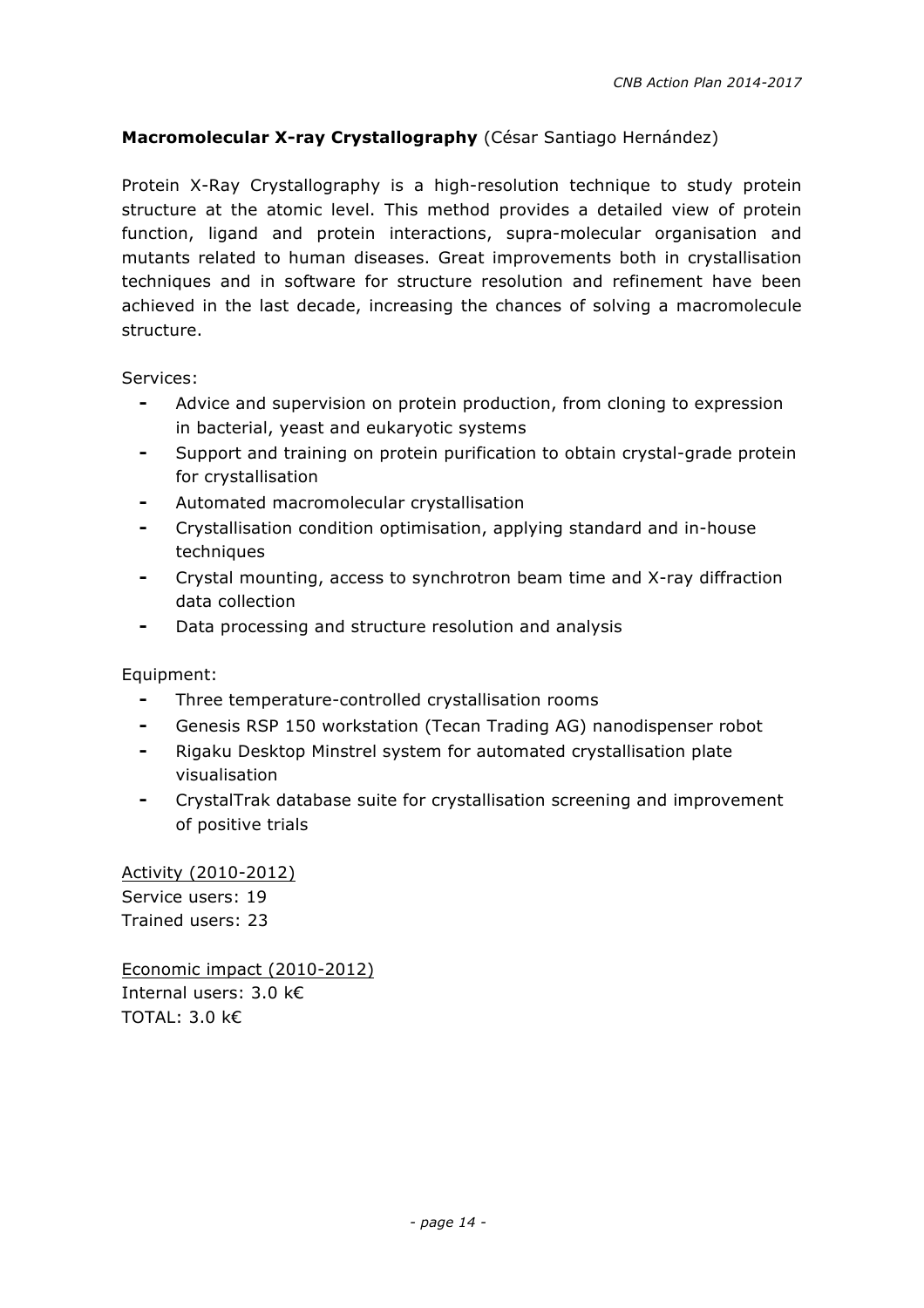**Macromolecular X-ray Crystallography** (César Santiago Hernández)

Protein X-Ray Crystallography is a high-resolution technique to study protein structure at the atomic level. This method provides a detailed view of protein function, ligand and protein interactions, supra-molecular organisation and mutants related to human diseases. Great improvements both in crystallisation techniques and in software for structure resolution and refinement have been achieved in the last decade, increasing the chances of solving a macromolecule structure.

Services:

- Advice and supervision on protein production, from cloning to expression in bacterial, yeast and eukaryotic systems
- Support and training on protein purification to obtain crystal-grade protein for crystallisation
- Automated macromolecular crystallisation
- Crystallisation condition optimisation, applying standard and in-house techniques
- Crystal mounting, access to synchrotron beam time and X-ray diffraction data collection
- Data processing and structure resolution and analysis

Equipment:

- Three temperature-controlled crystallisation rooms
- Genesis RSP 150 workstation (Tecan Trading AG) nanodispenser robot
- Rigaku Desktop Minstrel system for automated crystallisation plate visualisation
- CrystalTrak database suite for crystallisation screening and improvement of positive trials

<u>Activity (2010-2012)</u>
Service users: 19
Trained users: 23

<u>Economic impact (2010-2012)</u>
Internal users: 3.0 k€
TOTAL: 3.0 k€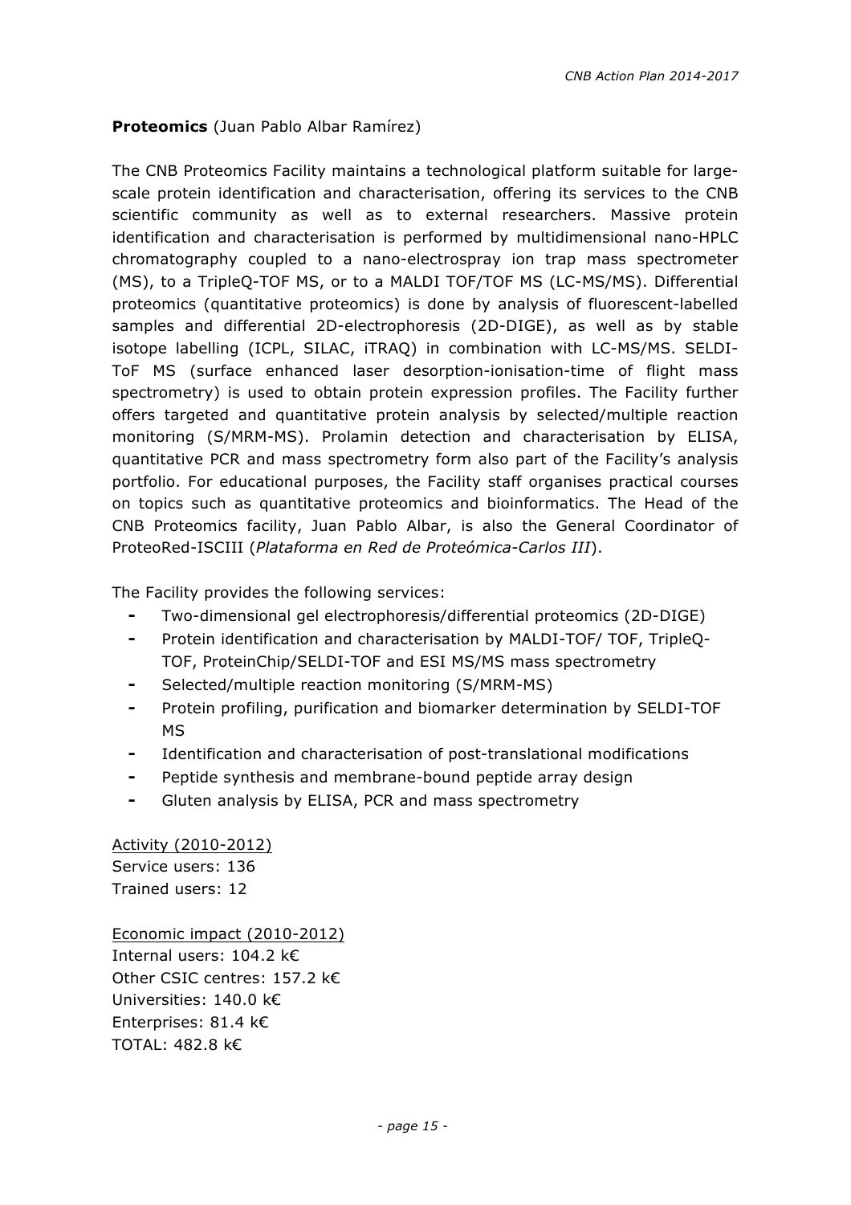**Proteomics** (Juan Pablo Albar Ramírez)

The CNB Proteomics Facility maintains a technological platform suitable for large-scale protein identification and characterisation, offering its services to the CNB scientific community as well as to external researchers. Massive protein identification and characterisation is performed by multidimensional nano-HPLC chromatography coupled to a nano-electrospray ion trap mass spectrometer (MS), to a TripleQ-TOF MS, or to a MALDI TOF/TOF MS (LC-MS/MS). Differential proteomics (quantitative proteomics) is done by analysis of fluorescent-labelled samples and differential 2D-electrophoresis (2D-DIGE), as well as by stable isotope labelling (ICPL, SILAC, iTRAQ) in combination with LC-MS/MS. SELDI-ToF MS (surface enhanced laser desorption-ionisation-time of flight mass spectrometry) is used to obtain protein expression profiles. The Facility further offers targeted and quantitative protein analysis by selected/multiple reaction monitoring (S/MRM-MS). Prolamin detection and characterisation by ELISA, quantitative PCR and mass spectrometry form also part of the Facility's analysis portfolio. For educational purposes, the Facility staff organises practical courses on topics such as quantitative proteomics and bioinformatics. The Head of the CNB Proteomics facility, Juan Pablo Albar, is also the General Coordinator of ProteoRed-ISCIII (*Plataforma en Red de Proteómica-Carlos III*).

The Facility provides the following services:

- Two-dimensional gel electrophoresis/differential proteomics (2D-DIGE)
- Protein identification and characterisation by MALDI-TOF/ TOF, TripleQ-TOF, ProteinChip/SELDI-TOF and ESI MS/MS mass spectrometry
- Selected/multiple reaction monitoring (S/MRM-MS)
- Protein profiling, purification and biomarker determination by SELDI-TOF MS
- Identification and characterisation of post-translational modifications
- Peptide synthesis and membrane-bound peptide array design
- Gluten analysis by ELISA, PCR and mass spectrometry

Activity (2010-2012)
Service users: 136
Trained users: 12

Economic impact (2010-2012)
Internal users: 104.2 k€
Other CSIC centres: 157.2 k€
Universities: 140.0 k€
Enterprises: 81.4 k€
TOTAL: 482.8 k€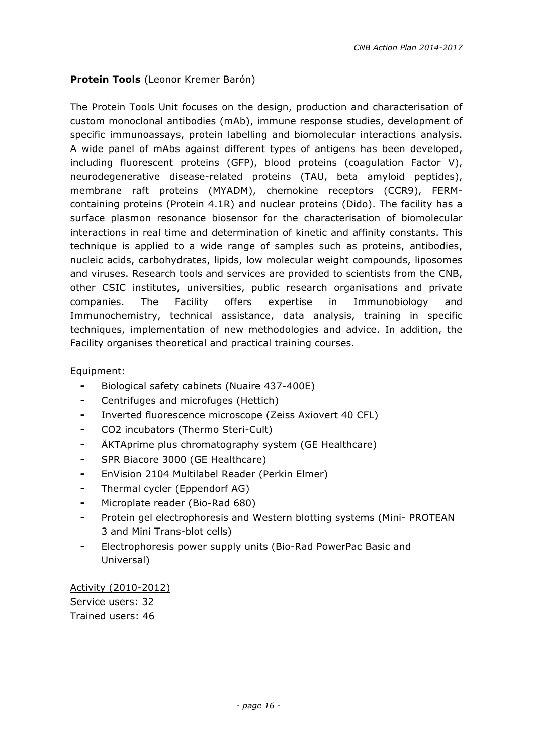**Protein Tools** (Leonor Kremer Barón)

The Protein Tools Unit focuses on the design, production and characterisation of custom monoclonal antibodies (mAb), immune response studies, development of specific immunoassays, protein labelling and biomolecular interactions analysis. A wide panel of mAbs against different types of antigens has been developed, including fluorescent proteins (GFP), blood proteins (coagulation Factor V), neurodegenerative disease-related proteins (TAU, beta amyloid peptides), membrane raft proteins (MYADM), chemokine receptors (CCR9), FERM-containing proteins (Protein 4.1R) and nuclear proteins (Dido). The facility has a surface plasmon resonance biosensor for the characterisation of biomolecular interactions in real time and determination of kinetic and affinity constants. This technique is applied to a wide range of samples such as proteins, antibodies, nucleic acids, carbohydrates, lipids, low molecular weight compounds, liposomes and viruses. Research tools and services are provided to scientists from the CNB, other CSIC institutes, universities, public research organisations and private companies. The Facility offers expertise in Immunobiology and Immunochemistry, technical assistance, data analysis, training in specific techniques, implementation of new methodologies and advice. In addition, the Facility organises theoretical and practical training courses.

Equipment:

- Biological safety cabinets (Nuaire 437-400E)
- Centrifuges and microfuges (Hettich)
- Inverted fluorescence microscope (Zeiss Axiovert 40 CFL)
- CO2 incubators (Thermo Steri-Cult)
- ÄKTAprime plus chromatography system (GE Healthcare)
- SPR Biacore 3000 (GE Healthcare)
- EnVision 2104 Multilabel Reader (Perkin Elmer)
- Thermal cycler (Eppendorf AG)
- Microplate reader (Bio-Rad 680)
- Protein gel electrophoresis and Western blotting systems (Mini- PROTEAN 3 and Mini Trans-blot cells)
- Electrophoresis power supply units (Bio-Rad PowerPac Basic and Universal)

Activity (2010-2012)
Service users: 32
Trained users: 46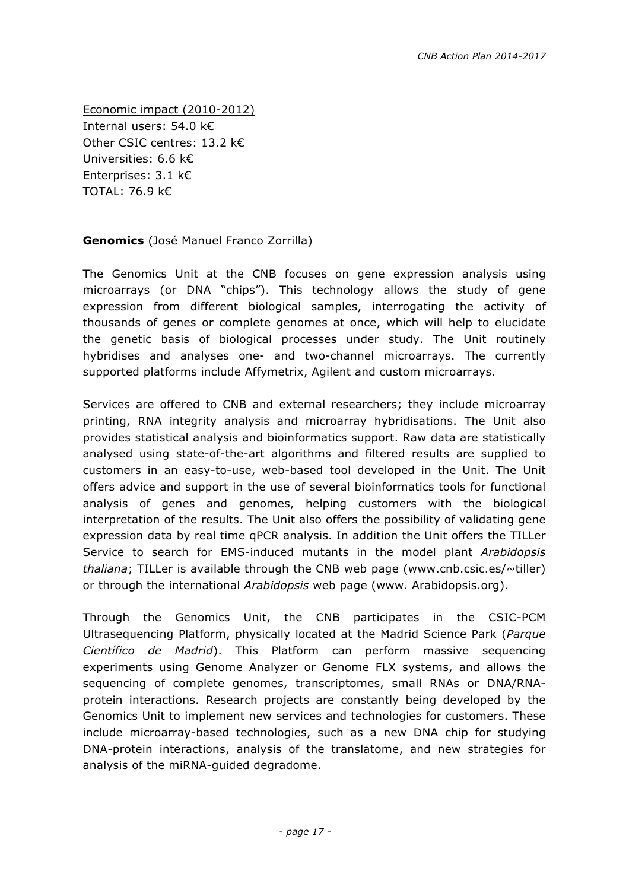<u>Economic impact (2010-2012)</u>
Internal users: 54.0 k€
Other CSIC centres: 13.2 k€
Universities: 6.6 k€
Enterprises: 3.1 k€
TOTAL: 76.9 k€

**Genomics** (José Manuel Franco Zorrilla)

The Genomics Unit at the CNB focuses on gene expression analysis using microarrays (or DNA "chips"). This technology allows the study of gene expression from different biological samples, interrogating the activity of thousands of genes or complete genomes at once, which will help to elucidate the genetic basis of biological processes under study. The Unit routinely hybridises and analyses one- and two-channel microarrays. The currently supported platforms include Affymetrix, Agilent and custom microarrays.

Services are offered to CNB and external researchers; they include microarray printing, RNA integrity analysis and microarray hybridisations. The Unit also provides statistical analysis and bioinformatics support. Raw data are statistically analysed using state-of-the-art algorithms and filtered results are supplied to customers in an easy-to-use, web-based tool developed in the Unit. The Unit offers advice and support in the use of several bioinformatics tools for functional analysis of genes and genomes, helping customers with the biological interpretation of the results. The Unit also offers the possibility of validating gene expression data by real time qPCR analysis. In addition the Unit offers the TILLer Service to search for EMS-induced mutants in the model plant *Arabidopsis thaliana*; TILLer is available through the CNB web page (www.cnb.csic.es/~tiller) or through the international *Arabidopsis* web page (www. Arabidopsis.org).

Through the Genomics Unit, the CNB participates in the CSIC-PCM Ultrasequencing Platform, physically located at the Madrid Science Park (*Parque Científico de Madrid*). This Platform can perform massive sequencing experiments using Genome Analyzer or Genome FLX systems, and allows the sequencing of complete genomes, transcriptomes, small RNAs or DNA/RNA-protein interactions. Research projects are constantly being developed by the Genomics Unit to implement new services and technologies for customers. These include microarray-based technologies, such as a new DNA chip for studying DNA-protein interactions, analysis of the translatome, and new strategies for analysis of the miRNA-guided degradome.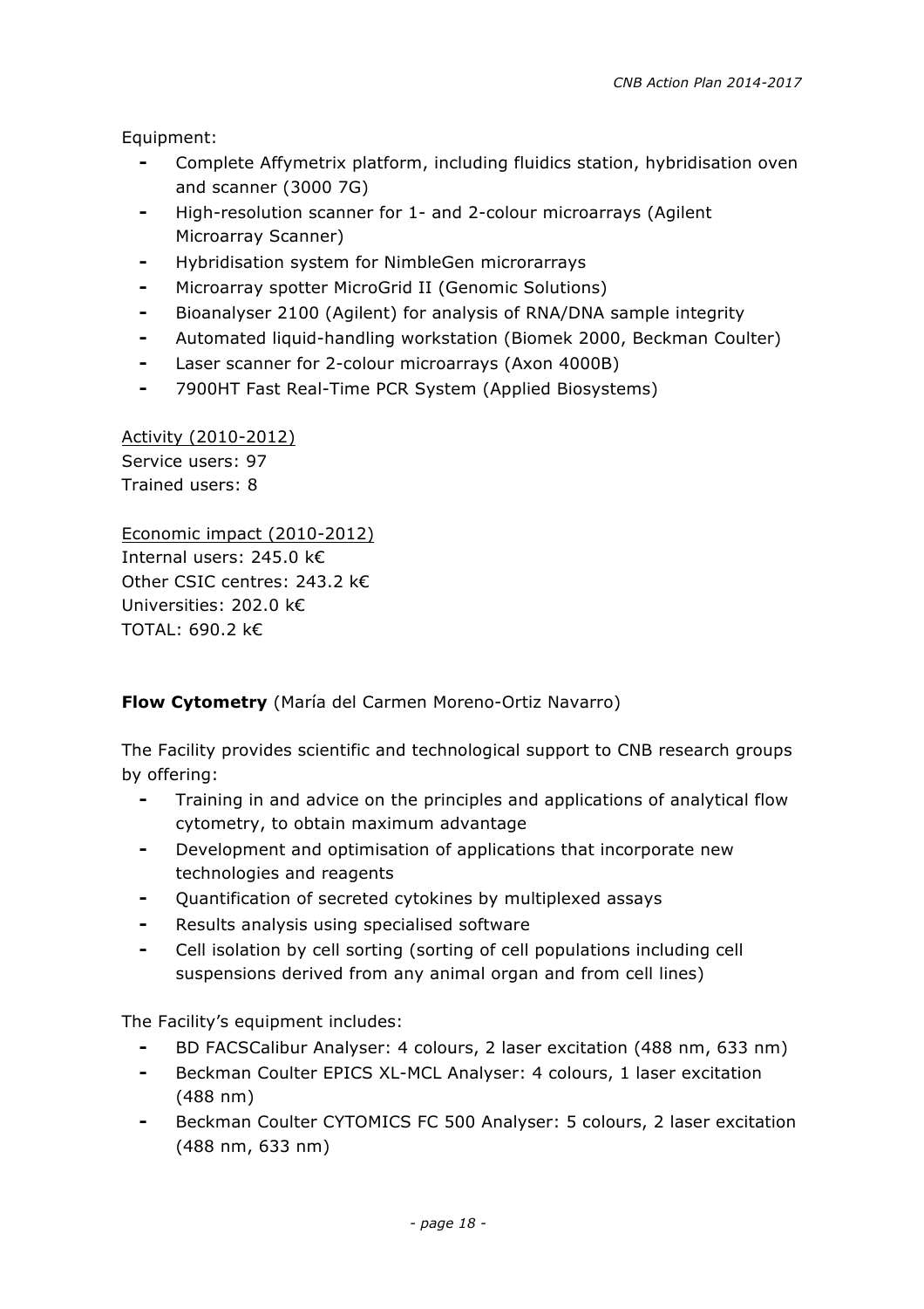Equipment:

- Complete Affymetrix platform, including fluidics station, hybridisation oven and scanner (3000 7G)
- High-resolution scanner for 1- and 2-colour microarrays (Agilent Microarray Scanner)
- Hybridisation system for NimbleGen micrrorarrays
- Microarray spotter MicroGrid II (Genomic Solutions)
- Bioanalyser 2100 (Agilent) for analysis of RNA/DNA sample integrity
- Automated liquid-handling workstation (Biomek 2000, Beckman Coulter)
- Laser scanner for 2-colour microarrays (Axon 4000B)
- 7900HT Fast Real-Time PCR System (Applied Biosystems)

<u>Activity (2010-2012)</u>
Service users: 97
Trained users: 8

<u>Economic impact (2010-2012)</u>
Internal users: 245.0 k€
Other CSIC centres: 243.2 k€
Universities: 202.0 k€
TOTAL: 690.2 k€

**Flow Cytometry** (María del Carmen Moreno-Ortiz Navarro)

The Facility provides scientific and technological support to CNB research groups by offering:

- Training in and advice on the principles and applications of analytical flow cytometry, to obtain maximum advantage
- Development and optimisation of applications that incorporate new technologies and reagents
- Quantification of secreted cytokines by multiplexed assays
- Results analysis using specialised software
- Cell isolation by cell sorting (sorting of cell populations including cell suspensions derived from any animal organ and from cell lines)

The Facility's equipment includes:

- BD FACSCalibur Analyser: 4 colours, 2 laser excitation (488 nm, 633 nm)
- Beckman Coulter EPICS XL-MCL Analyser: 4 colours, 1 laser excitation (488 nm)
- Beckman Coulter CYTOMICS FC 500 Analyser: 5 colours, 2 laser excitation (488 nm, 633 nm)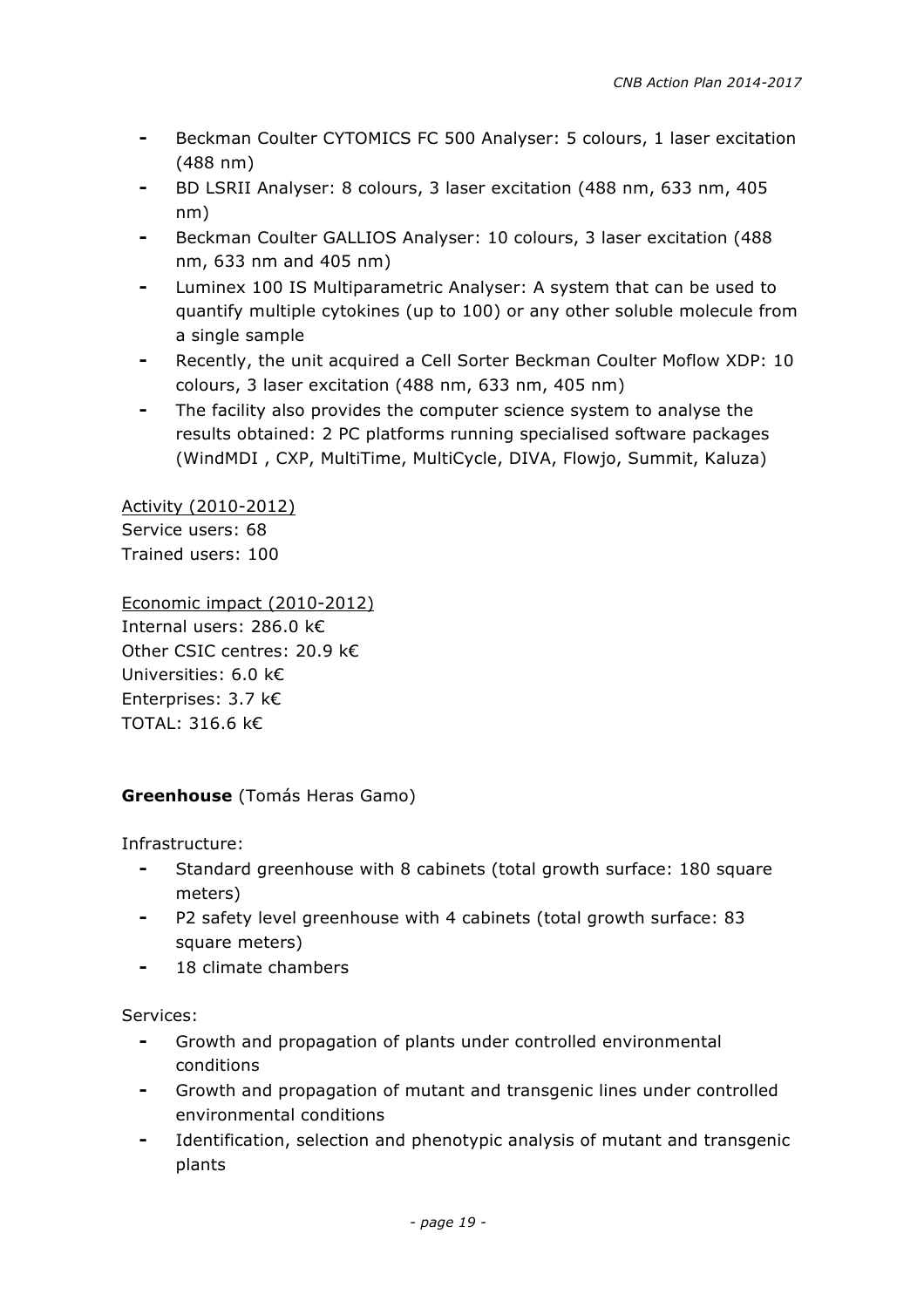- Beckman Coulter CYTOMICS FC 500 Analyser: 5 colours, 1 laser excitation (488 nm)
- BD LSRII Analyser: 8 colours, 3 laser excitation (488 nm, 633 nm, 405 nm)
- Beckman Coulter GALLIOS Analyser: 10 colours, 3 laser excitation (488 nm, 633 nm and 405 nm)
- Luminex 100 IS Multiparametric Analyser: A system that can be used to quantify multiple cytokines (up to 100) or any other soluble molecule from a single sample
- Recently, the unit acquired a Cell Sorter Beckman Coulter Moflow XDP: 10 colours, 3 laser excitation (488 nm, 633 nm, 405 nm)
- The facility also provides the computer science system to analyse the results obtained: 2 PC platforms running specialised software packages (WindMDI , CXP, MultiTime, MultiCycle, DIVA, Flowjo, Summit, Kaluza)

<u>Activity (2010-2012)</u>
Service users: 68
Trained users: 100

<u>Economic impact (2010-2012)</u>
Internal users: 286.0 k€
Other CSIC centres: 20.9 k€
Universities: 6.0 k€
Enterprises: 3.7 k€
TOTAL: 316.6 k€

**Greenhouse** (Tomás Heras Gamo)

Infrastructure:

- Standard greenhouse with 8 cabinets (total growth surface: 180 square meters)
- P2 safety level greenhouse with 4 cabinets (total growth surface: 83 square meters)
- 18 climate chambers

Services:

- Growth and propagation of plants under controlled environmental conditions
- Growth and propagation of mutant and transgenic lines under controlled environmental conditions
- Identification, selection and phenotypic analysis of mutant and transgenic plants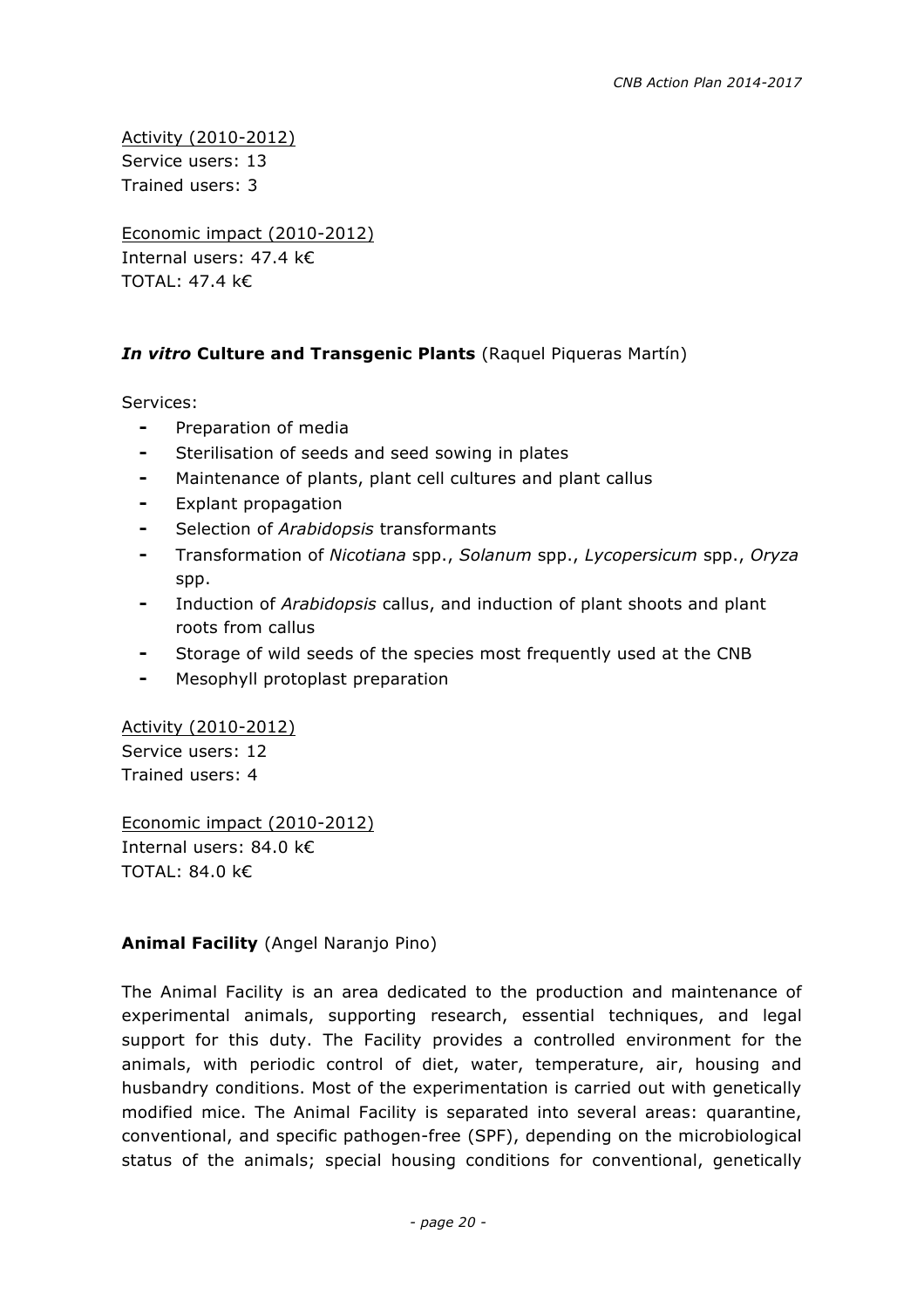Activity (2010-2012)
Service users: 13
Trained users: 3

Economic impact (2010-2012)
Internal users: 47.4 k€
TOTAL: 47.4 k€

### *In vitro* Culture and Transgenic Plants (Raquel Piqueras Martín)

Services:

- Preparation of media
- Sterilisation of seeds and seed sowing in plates
- Maintenance of plants, plant cell cultures and plant callus
- Explant propagation
- Selection of *Arabidopsis* transformants
- Transformation of *Nicotiana* spp., *Solanum* spp., *Lycopersicum* spp., *Oryza* spp.
- Induction of *Arabidopsis* callus, and induction of plant shoots and plant roots from callus
- Storage of wild seeds of the species most frequently used at the CNB
- Mesophyll protoplast preparation

Activity (2010-2012)
Service users: 12
Trained users: 4

Economic impact (2010-2012)
Internal users: 84.0 k€
TOTAL: 84.0 k€

### Animal Facility (Angel Naranjo Pino)

The Animal Facility is an area dedicated to the production and maintenance of experimental animals, supporting research, essential techniques, and legal support for this duty. The Facility provides a controlled environment for the animals, with periodic control of diet, water, temperature, air, housing and husbandry conditions. Most of the experimentation is carried out with genetically modified mice. The Animal Facility is separated into several areas: quarantine, conventional, and specific pathogen-free (SPF), depending on the microbiological status of the animals; special housing conditions for conventional, genetically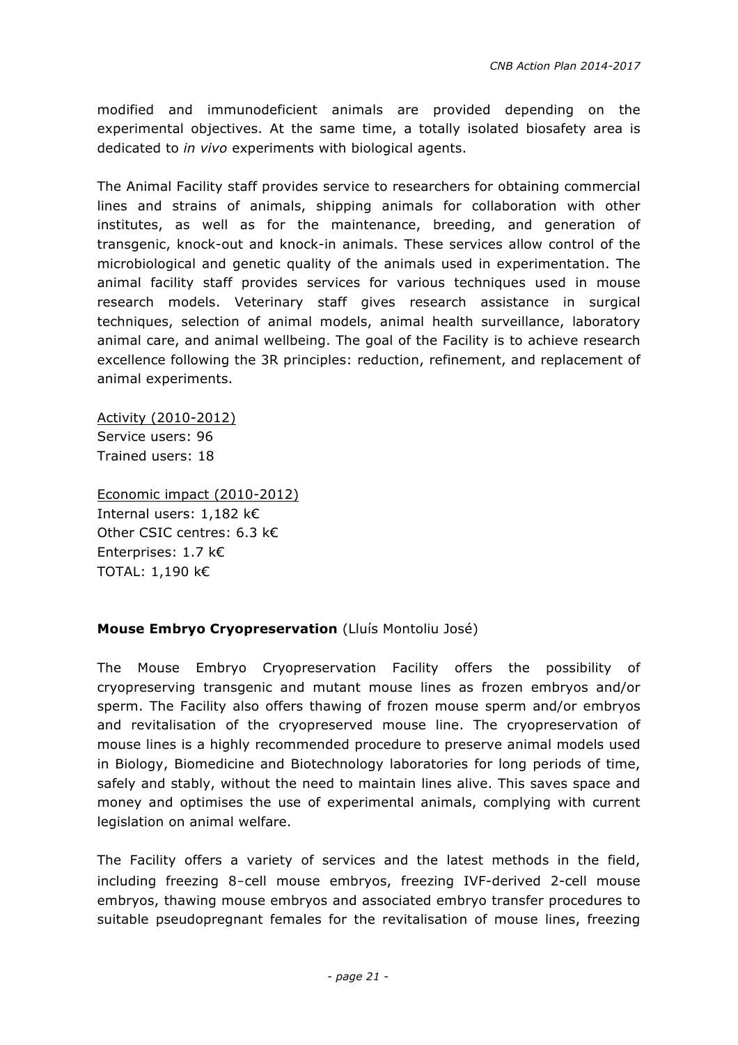modified and immunodeficient animals are provided depending on the experimental objectives. At the same time, a totally isolated biosafety area is dedicated to *in vivo* experiments with biological agents.

The Animal Facility staff provides service to researchers for obtaining commercial lines and strains of animals, shipping animals for collaboration with other institutes, as well as for the maintenance, breeding, and generation of transgenic, knock-out and knock-in animals. These services allow control of the microbiological and genetic quality of the animals used in experimentation. The animal facility staff provides services for various techniques used in mouse research models. Veterinary staff gives research assistance in surgical techniques, selection of animal models, animal health surveillance, laboratory animal care, and animal wellbeing. The goal of the Facility is to achieve research excellence following the 3R principles: reduction, refinement, and replacement of animal experiments.

Activity (2010-2012)
Service users: 96
Trained users: 18

Economic impact (2010-2012)
Internal users: 1,182 k€
Other CSIC centres: 6.3 k€
Enterprises: 1.7 k€
TOTAL: 1,190 k€

**Mouse Embryo Cryopreservation** (Lluís Montoliu José)

The Mouse Embryo Cryopreservation Facility offers the possibility of cryopreserving transgenic and mutant mouse lines as frozen embryos and/or sperm. The Facility also offers thawing of frozen mouse sperm and/or embryos and revitalisation of the cryopreserved mouse line. The cryopreservation of mouse lines is a highly recommended procedure to preserve animal models used in Biology, Biomedicine and Biotechnology laboratories for long periods of time, safely and stably, without the need to maintain lines alive. This saves space and money and optimises the use of experimental animals, complying with current legislation on animal welfare.

The Facility offers a variety of services and the latest methods in the field, including freezing 8-cell mouse embryos, freezing IVF-derived 2-cell mouse embryos, thawing mouse embryos and associated embryo transfer procedures to suitable pseudopregnant females for the revitalisation of mouse lines, freezing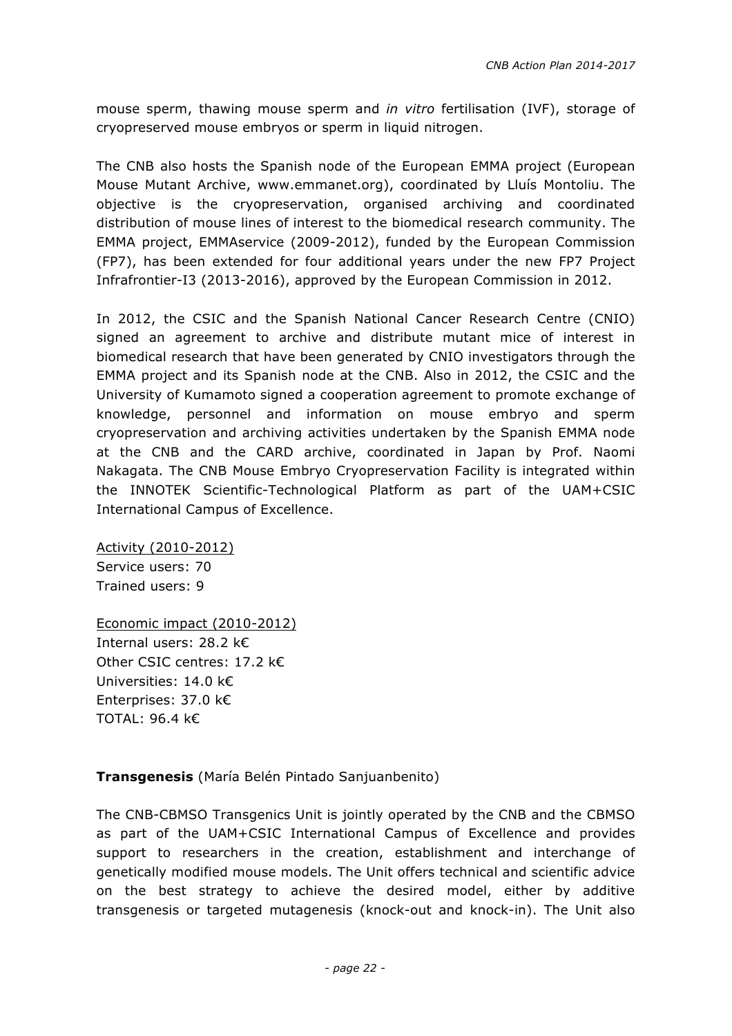mouse sperm, thawing mouse sperm and *in vitro* fertilisation (IVF), storage of cryopreserved mouse embryos or sperm in liquid nitrogen.

The CNB also hosts the Spanish node of the European EMMA project (European Mouse Mutant Archive, www.emmanet.org), coordinated by Lluís Montoliu. The objective is the cryopreservation, organised archiving and coordinated distribution of mouse lines of interest to the biomedical research community. The EMMA project, EMMAservice (2009-2012), funded by the European Commission (FP7), has been extended for four additional years under the new FP7 Project Infrafrontier-I3 (2013-2016), approved by the European Commission in 2012.

In 2012, the CSIC and the Spanish National Cancer Research Centre (CNIO) signed an agreement to archive and distribute mutant mice of interest in biomedical research that have been generated by CNIO investigators through the EMMA project and its Spanish node at the CNB. Also in 2012, the CSIC and the University of Kumamoto signed a cooperation agreement to promote exchange of knowledge, personnel and information on mouse embryo and sperm cryopreservation and archiving activities undertaken by the Spanish EMMA node at the CNB and the CARD archive, coordinated in Japan by Prof. Naomi Nakagata. The CNB Mouse Embryo Cryopreservation Facility is integrated within the INNOTEK Scientific-Technological Platform as part of the UAM+CSIC International Campus of Excellence.

Activity (2010-2012)
Service users: 70
Trained users: 9

Economic impact (2010-2012)
Internal users: 28.2 k€
Other CSIC centres: 17.2 k€
Universities: 14.0 k€
Enterprises: 37.0 k€
TOTAL: 96.4 k€

**Transgenesis** (María Belén Pintado Sanjuanbenito)

The CNB-CBMSO Transgenics Unit is jointly operated by the CNB and the CBMSO as part of the UAM+CSIC International Campus of Excellence and provides support to researchers in the creation, establishment and interchange of genetically modified mouse models. The Unit offers technical and scientific advice on the best strategy to achieve the desired model, either by additive transgenesis or targeted mutagenesis (knock-out and knock-in). The Unit also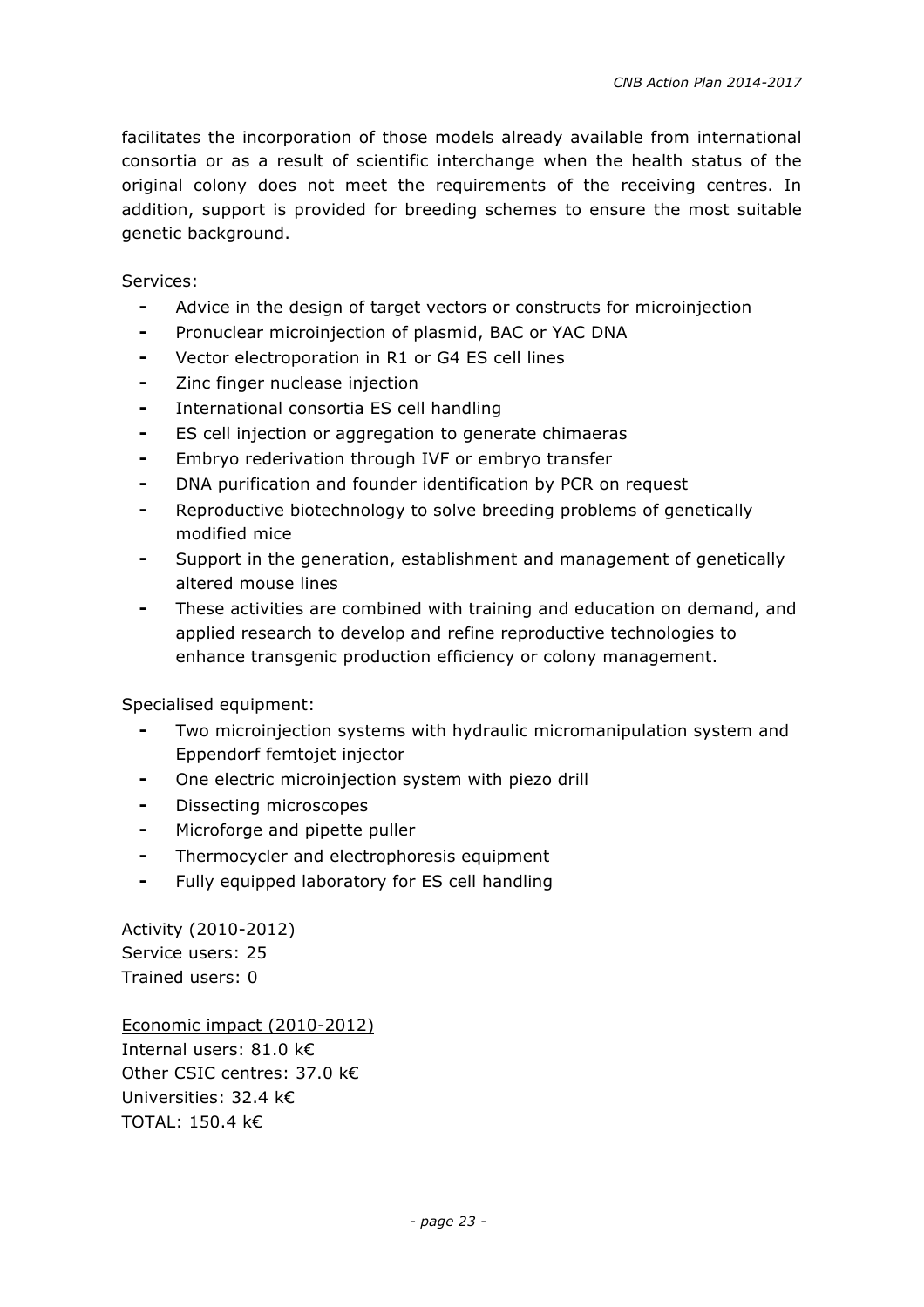facilitates the incorporation of those models already available from international consortia or as a result of scientific interchange when the health status of the original colony does not meet the requirements of the receiving centres. In addition, support is provided for breeding schemes to ensure the most suitable genetic background.

Services:

- Advice in the design of target vectors or constructs for microinjection
- Pronuclear microinjection of plasmid, BAC or YAC DNA
- Vector electroporation in R1 or G4 ES cell lines
- Zinc finger nuclease injection
- International consortia ES cell handling
- ES cell injection or aggregation to generate chimaeras
- Embryo rederivation through IVF or embryo transfer
- DNA purification and founder identification by PCR on request
- Reproductive biotechnology to solve breeding problems of genetically modified mice
- Support in the generation, establishment and management of genetically altered mouse lines
- These activities are combined with training and education on demand, and applied research to develop and refine reproductive technologies to enhance transgenic production efficiency or colony management.

Specialised equipment:

- Two microinjection systems with hydraulic micromanipulation system and Eppendorf femtojet injector
- One electric microinjection system with piezo drill
- Dissecting microscopes
- Microforge and pipette puller
- Thermocycler and electrophoresis equipment
- Fully equipped laboratory for ES cell handling

Activity (2010-2012)
Service users: 25
Trained users: 0

Economic impact (2010-2012)
Internal users: 81.0 k€
Other CSIC centres: 37.0 k€
Universities: 32.4 k€
TOTAL: 150.4 k€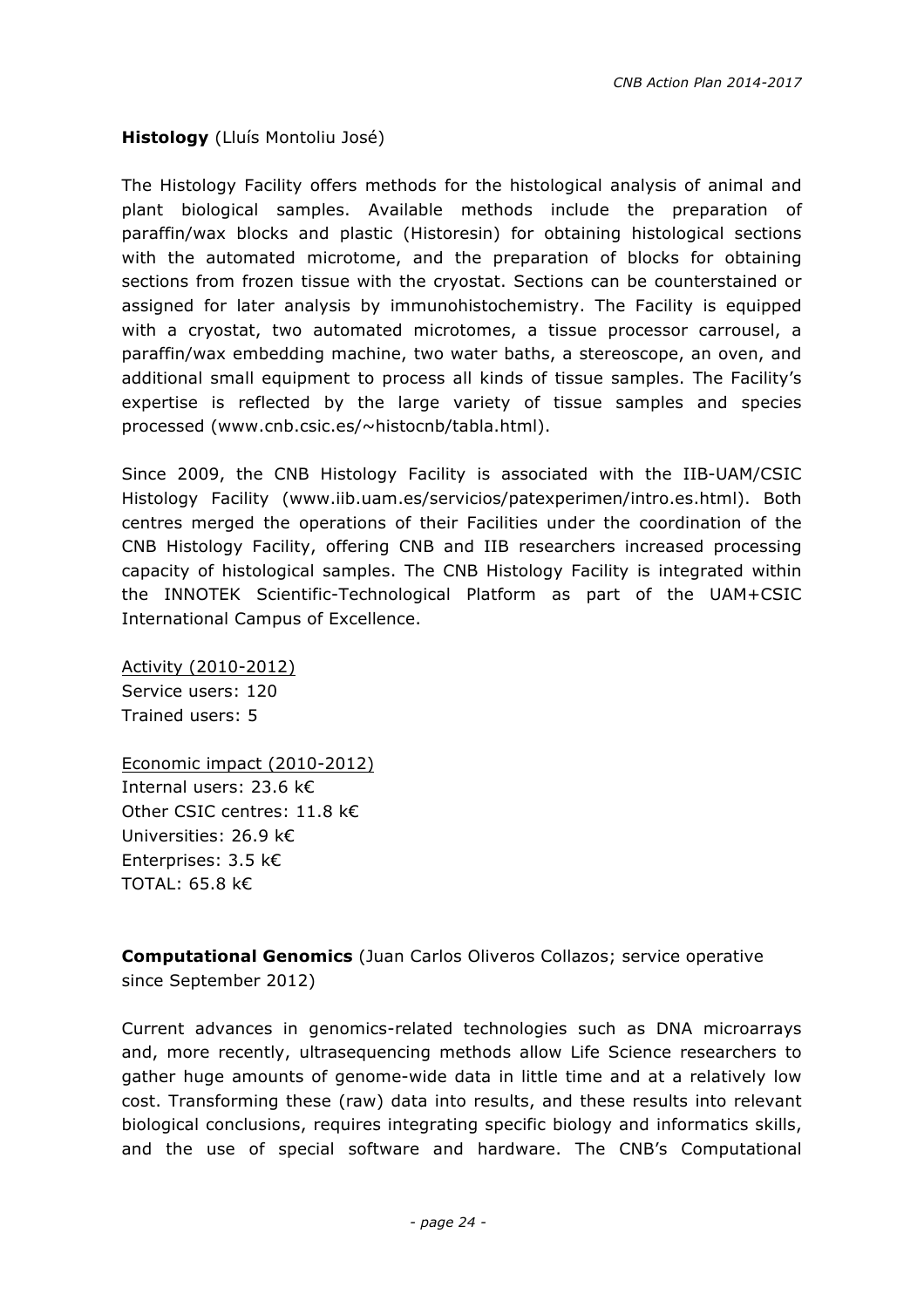**Histology** (Lluís Montoliu José)

The Histology Facility offers methods for the histological analysis of animal and plant biological samples. Available methods include the preparation of paraffin/wax blocks and plastic (Historesin) for obtaining histological sections with the automated microtome, and the preparation of blocks for obtaining sections from frozen tissue with the cryostat. Sections can be counterstained or assigned for later analysis by immunohistochemistry. The Facility is equipped with a cryostat, two automated microtomes, a tissue processor carrousel, a paraffin/wax embedding machine, two water baths, a stereoscope, an oven, and additional small equipment to process all kinds of tissue samples. The Facility's expertise is reflected by the large variety of tissue samples and species processed (www.cnb.csic.es/~histocnb/tabla.html).

Since 2009, the CNB Histology Facility is associated with the IIB-UAM/CSIC Histology Facility (www.iib.uam.es/servicios/patexperimen/intro.es.html). Both centres merged the operations of their Facilities under the coordination of the CNB Histology Facility, offering CNB and IIB researchers increased processing capacity of histological samples. The CNB Histology Facility is integrated within the INNOTEK Scientific-Technological Platform as part of the UAM+CSIC International Campus of Excellence.

Activity (2010-2012)
Service users: 120
Trained users: 5

Economic impact (2010-2012)
Internal users: 23.6 k€
Other CSIC centres: 11.8 k€
Universities: 26.9 k€
Enterprises: 3.5 k€
TOTAL: 65.8 k€

**Computational Genomics** (Juan Carlos Oliveros Collazos; service operative since September 2012)

Current advances in genomics-related technologies such as DNA microarrays and, more recently, ultrasequencing methods allow Life Science researchers to gather huge amounts of genome-wide data in little time and at a relatively low cost. Transforming these (raw) data into results, and these results into relevant biological conclusions, requires integrating specific biology and informatics skills, and the use of special software and hardware. The CNB's Computational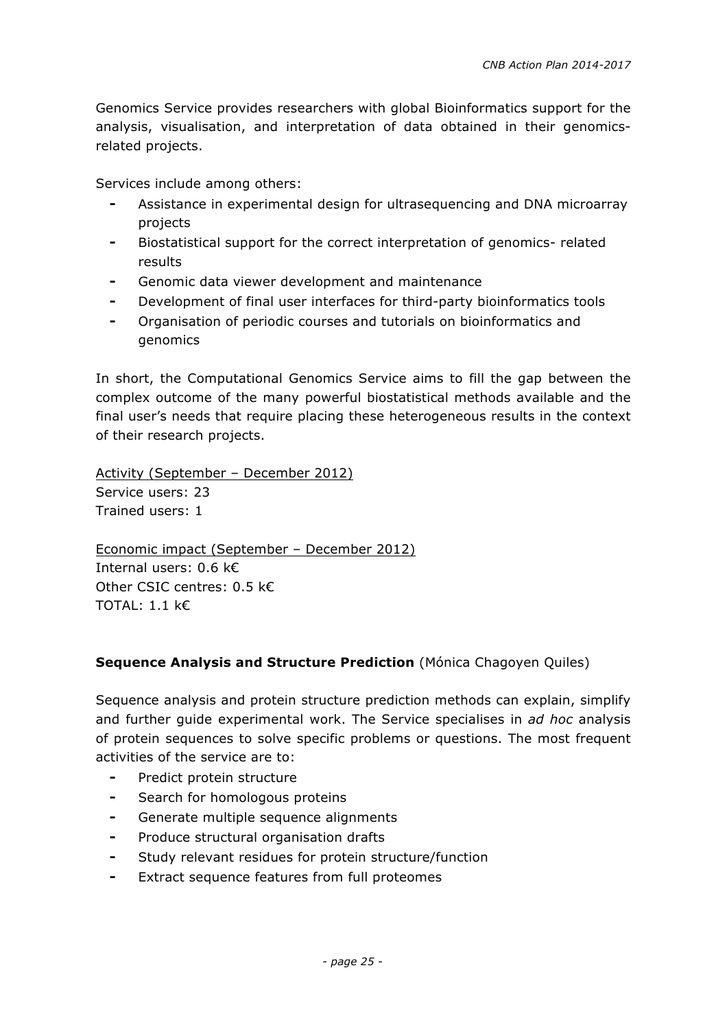Genomics Service provides researchers with global Bioinformatics support for the analysis, visualisation, and interpretation of data obtained in their genomics-related projects.

Services include among others:

- Assistance in experimental design for ultrasequencing and DNA microarray projects
- Biostatistical support for the correct interpretation of genomics- related results
- Genomic data viewer development and maintenance
- Development of final user interfaces for third-party bioinformatics tools
- Organisation of periodic courses and tutorials on bioinformatics and genomics

In short, the Computational Genomics Service aims to fill the gap between the complex outcome of the many powerful biostatistical methods available and the final user's needs that require placing these heterogeneous results in the context of their research projects.

<u>Activity (September – December 2012)</u>
Service users: 23
Trained users: 1

<u>Economic impact (September – December 2012)</u>
Internal users: 0.6 k€
Other CSIC centres: 0.5 k€
TOTAL: 1.1 k€

**Sequence Analysis and Structure Prediction** (Mónica Chagoyen Quiles)

Sequence analysis and protein structure prediction methods can explain, simplify and further guide experimental work. The Service specialises in *ad hoc* analysis of protein sequences to solve specific problems or questions. The most frequent activities of the service are to:

- Predict protein structure
- Search for homologous proteins
- Generate multiple sequence alignments
- Produce structural organisation drafts
- Study relevant residues for protein structure/function
- Extract sequence features from full proteomes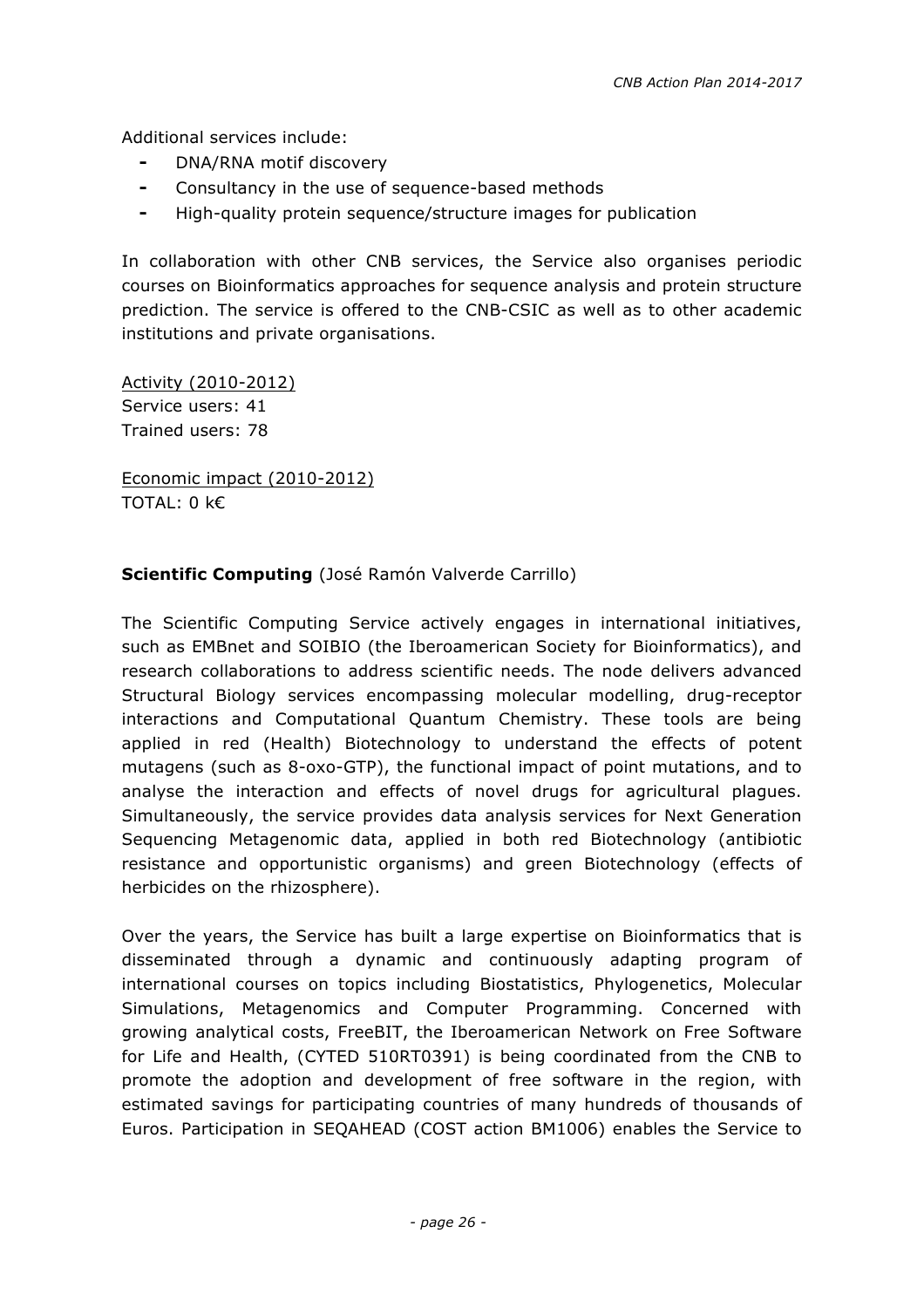Additional services include:

- DNA/RNA motif discovery
- Consultancy in the use of sequence-based methods
- High-quality protein sequence/structure images for publication

In collaboration with other CNB services, the Service also organises periodic courses on Bioinformatics approaches for sequence analysis and protein structure prediction. The service is offered to the CNB-CSIC as well as to other academic institutions and private organisations.

Activity (2010-2012)
Service users: 41
Trained users: 78

Economic impact (2010-2012)
TOTAL: 0 k€

**Scientific Computing** (José Ramón Valverde Carrillo)

The Scientific Computing Service actively engages in international initiatives, such as EMBnet and SOIBIO (the Iberoamerican Society for Bioinformatics), and research collaborations to address scientific needs. The node delivers advanced Structural Biology services encompassing molecular modelling, drug-receptor interactions and Computational Quantum Chemistry. These tools are being applied in red (Health) Biotechnology to understand the effects of potent mutagens (such as 8-oxo-GTP), the functional impact of point mutations, and to analyse the interaction and effects of novel drugs for agricultural plagues. Simultaneously, the service provides data analysis services for Next Generation Sequencing Metagenomic data, applied in both red Biotechnology (antibiotic resistance and opportunistic organisms) and green Biotechnology (effects of herbicides on the rhizosphere).

Over the years, the Service has built a large expertise on Bioinformatics that is disseminated through a dynamic and continuously adapting program of international courses on topics including Biostatistics, Phylogenetics, Molecular Simulations, Metagenomics and Computer Programming. Concerned with growing analytical costs, FreeBIT, the Iberoamerican Network on Free Software for Life and Health, (CYTED 510RT0391) is being coordinated from the CNB to promote the adoption and development of free software in the region, with estimated savings for participating countries of many hundreds of thousands of Euros. Participation in SEQAHEAD (COST action BM1006) enables the Service to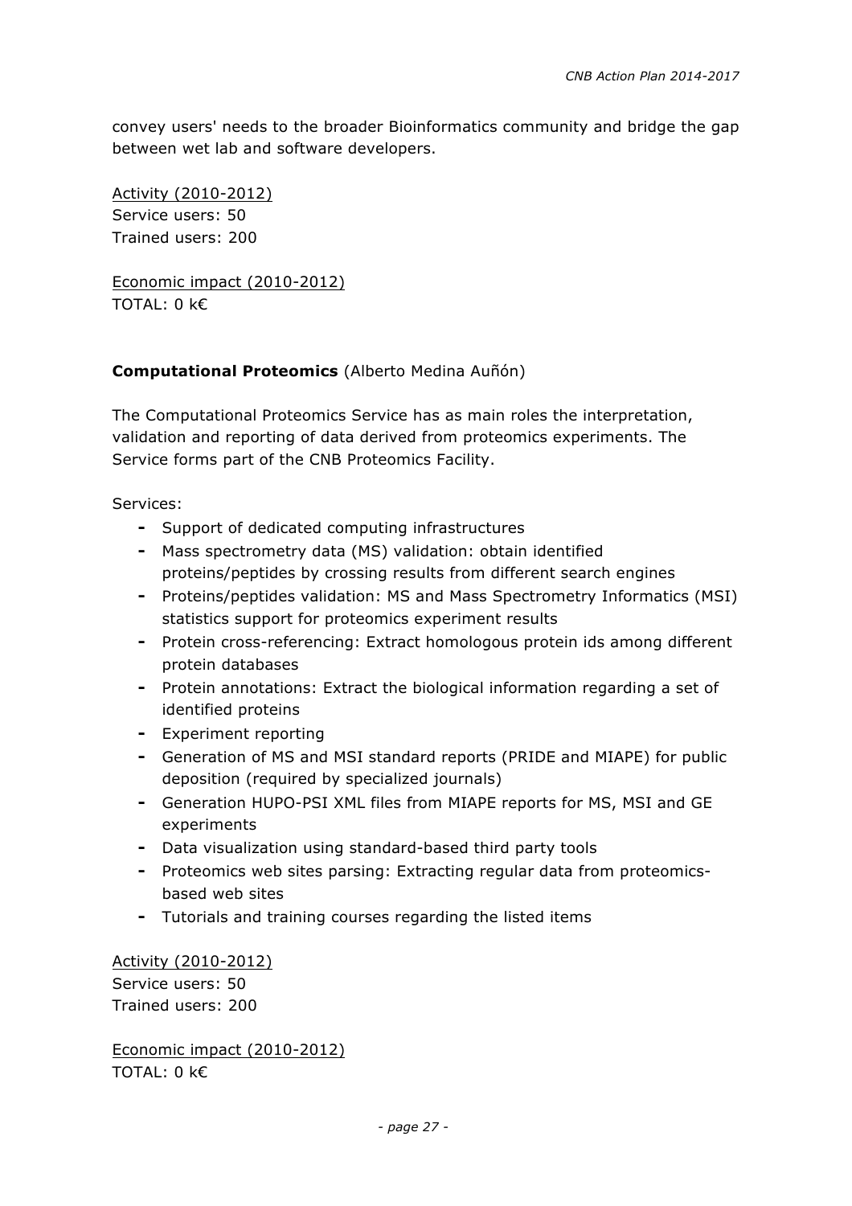convey users' needs to the broader Bioinformatics community and bridge the gap between wet lab and software developers.

<u>Activity (2010-2012)</u>
Service users: 50
Trained users: 200

<u>Economic impact (2010-2012)</u>
TOTAL: 0 k€

**Computational Proteomics** (Alberto Medina Auñón)

The Computational Proteomics Service has as main roles the interpretation, validation and reporting of data derived from proteomics experiments. The Service forms part of the CNB Proteomics Facility.

Services:

- Support of dedicated computing infrastructures
- Mass spectrometry data (MS) validation: obtain identified proteins/peptides by crossing results from different search engines
- Proteins/peptides validation: MS and Mass Spectrometry Informatics (MSI) statistics support for proteomics experiment results
- Protein cross-referencing: Extract homologous protein ids among different protein databases
- Protein annotations: Extract the biological information regarding a set of identified proteins
- Experiment reporting
- Generation of MS and MSI standard reports (PRIDE and MIAPE) for public deposition (required by specialized journals)
- Generation HUPO-PSI XML files from MIAPE reports for MS, MSI and GE experiments
- Data visualization using standard-based third party tools
- Proteomics web sites parsing: Extracting regular data from proteomics-based web sites
- Tutorials and training courses regarding the listed items

<u>Activity (2010-2012)</u>
Service users: 50
Trained users: 200

<u>Economic impact (2010-2012)</u>
TOTAL: 0 k€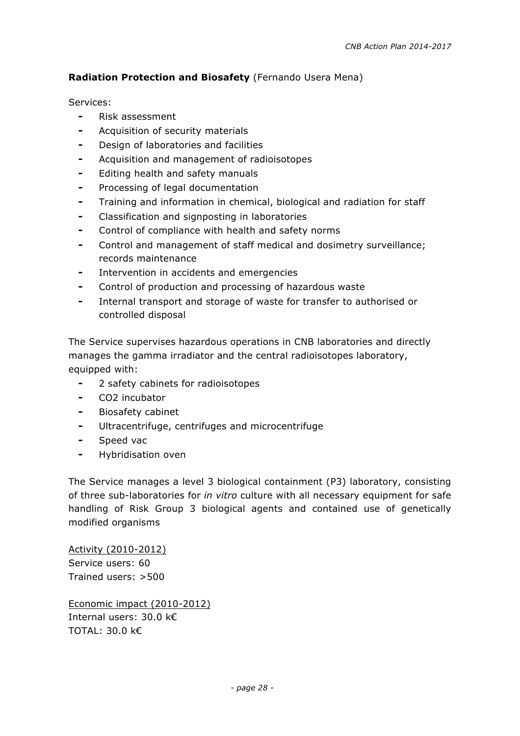**Radiation Protection and Biosafety** (Fernando Usera Mena)

Services:

- Risk assessment
- Acquisition of security materials
- Design of laboratories and facilities
- Acquisition and management of radioisotopes
- Editing health and safety manuals
- Processing of legal documentation
- Training and information in chemical, biological and radiation for staff
- Classification and signposting in laboratories
- Control of compliance with health and safety norms
- Control and management of staff medical and dosimetry surveillance; records maintenance
- Intervention in accidents and emergencies
- Control of production and processing of hazardous waste
- Internal transport and storage of waste for transfer to authorised or controlled disposal

The Service supervises hazardous operations in CNB laboratories and directly manages the gamma irradiator and the central radioisotopes laboratory, equipped with:

- 2 safety cabinets for radioisotopes
- $CO_2$ incubator
- Biosafety cabinet
- Ultracentrifuge, centrifuges and microcentrifuge
- Speed vac
- Hybridisation oven

The Service manages a level 3 biological containment (P3) laboratory, consisting of three sub-laboratories for *in vitro* culture with all necessary equipment for safe handling of Risk Group 3 biological agents and contained use of genetically modified organisms

Activity (2010-2012)
Service users: 60
Trained users: >500

Economic impact (2010-2012)
Internal users: 30.0 k€
TOTAL: 30.0 k€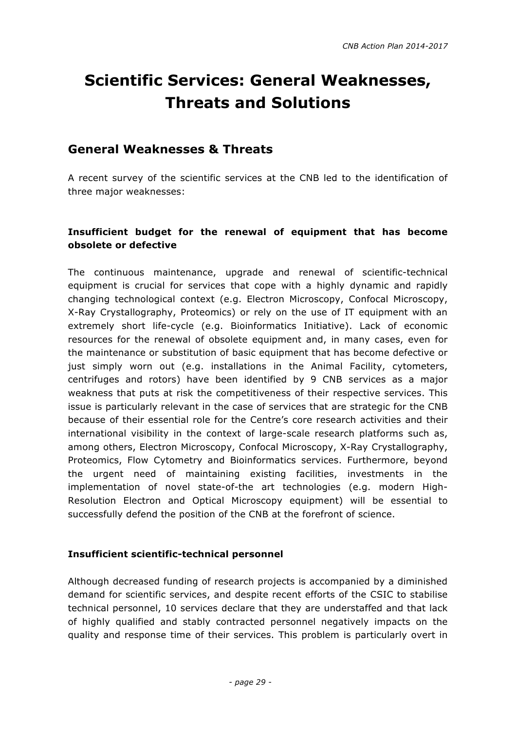# Scientific Services: General Weaknesses, Threats and Solutions

## General Weaknesses & Threats

A recent survey of the scientific services at the CNB led to the identification of three major weaknesses:

### Insufficient budget for the renewal of equipment that has become obsolete or defective

The continuous maintenance, upgrade and renewal of scientific-technical equipment is crucial for services that cope with a highly dynamic and rapidly changing technological context (e.g. Electron Microscopy, Confocal Microscopy, X-Ray Crystallography, Proteomics) or rely on the use of IT equipment with an extremely short life-cycle (e.g. Bioinformatics Initiative). Lack of economic resources for the renewal of obsolete equipment and, in many cases, even for the maintenance or substitution of basic equipment that has become defective or just simply worn out (e.g. installations in the Animal Facility, cytometers, centrifuges and rotors) have been identified by 9 CNB services as a major weakness that puts at risk the competitiveness of their respective services. This issue is particularly relevant in the case of services that are strategic for the CNB because of their essential role for the Centre's core research activities and their international visibility in the context of large-scale research platforms such as, among others, Electron Microscopy, Confocal Microscopy, X-Ray Crystallography, Proteomics, Flow Cytometry and Bioinformatics services. Furthermore, beyond the urgent need of maintaining existing facilities, investments in the implementation of novel state-of-the art technologies (e.g. modern High-Resolution Electron and Optical Microscopy equipment) will be essential to successfully defend the position of the CNB at the forefront of science.

### Insufficient scientific-technical personnel

Although decreased funding of research projects is accompanied by a diminished demand for scientific services, and despite recent efforts of the CSIC to stabilise technical personnel, 10 services declare that they are understaffed and that lack of highly qualified and stably contracted personnel negatively impacts on the quality and response time of their services. This problem is particularly overt in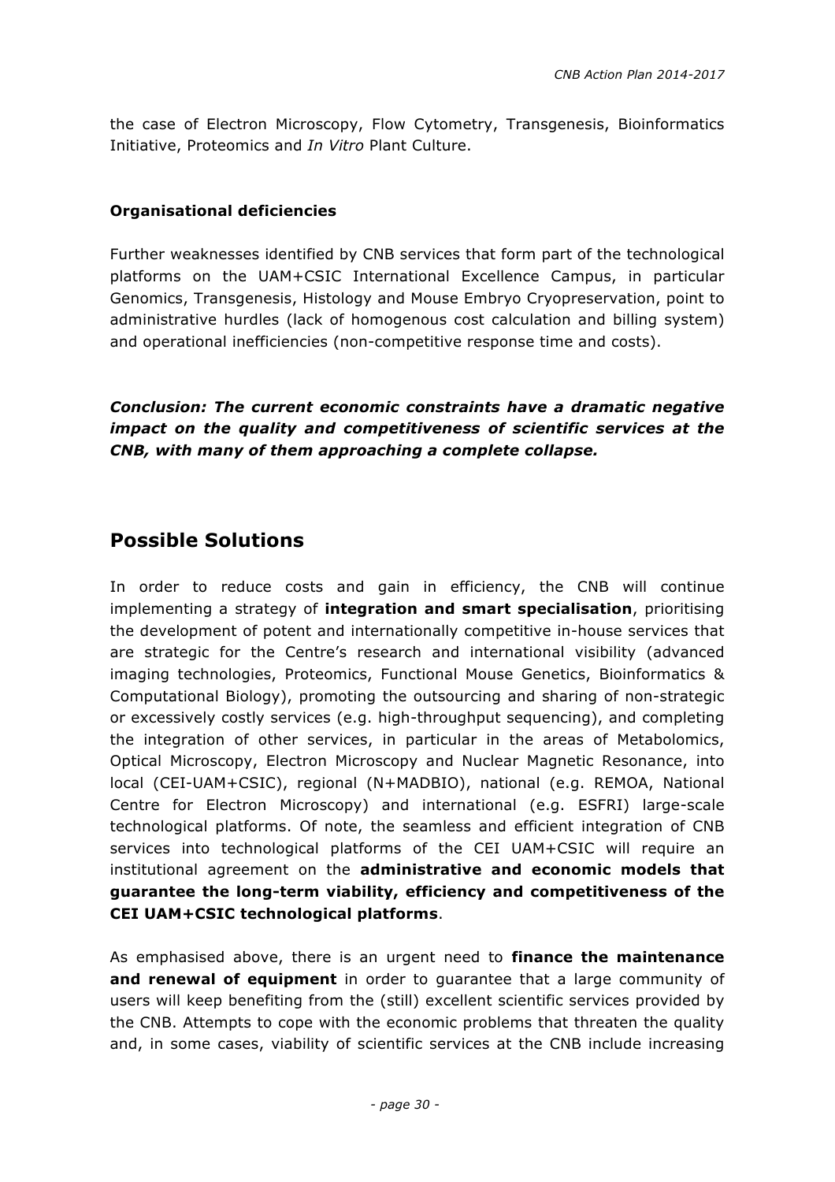the case of Electron Microscopy, Flow Cytometry, Transgenesis, Bioinformatics Initiative, Proteomics and *In Vitro* Plant Culture.

**Organisational deficiencies**

Further weaknesses identified by CNB services that form part of the technological platforms on the UAM+CSIC International Excellence Campus, in particular Genomics, Transgenesis, Histology and Mouse Embryo Cryopreservation, point to administrative hurdles (lack of homogenous cost calculation and billing system) and operational inefficiencies (non-competitive response time and costs).

***Conclusion: The current economic constraints have a dramatic negative impact on the quality and competitiveness of scientific services at the CNB, with many of them approaching a complete collapse.***

## Possible Solutions

In order to reduce costs and gain in efficiency, the CNB will continue implementing a strategy of **integration and smart specialisation**, prioritising the development of potent and internationally competitive in-house services that are strategic for the Centre's research and international visibility (advanced imaging technologies, Proteomics, Functional Mouse Genetics, Bioinformatics & Computational Biology), promoting the outsourcing and sharing of non-strategic or excessively costly services (e.g. high-throughput sequencing), and completing the integration of other services, in particular in the areas of Metabolomics, Optical Microscopy, Electron Microscopy and Nuclear Magnetic Resonance, into local (CEI-UAM+CSIC), regional (N+MADBIO), national (e.g. REMOA, National Centre for Electron Microscopy) and international (e.g. ESFRI) large-scale technological platforms. Of note, the seamless and efficient integration of CNB services into technological platforms of the CEI UAM+CSIC will require an institutional agreement on the **administrative and economic models that guarantee the long-term viability, efficiency and competitiveness of the CEI UAM+CSIC technological platforms**.

As emphasised above, there is an urgent need to **finance the maintenance and renewal of equipment** in order to guarantee that a large community of users will keep benefiting from the (still) excellent scientific services provided by the CNB. Attempts to cope with the economic problems that threaten the quality and, in some cases, viability of scientific services at the CNB include increasing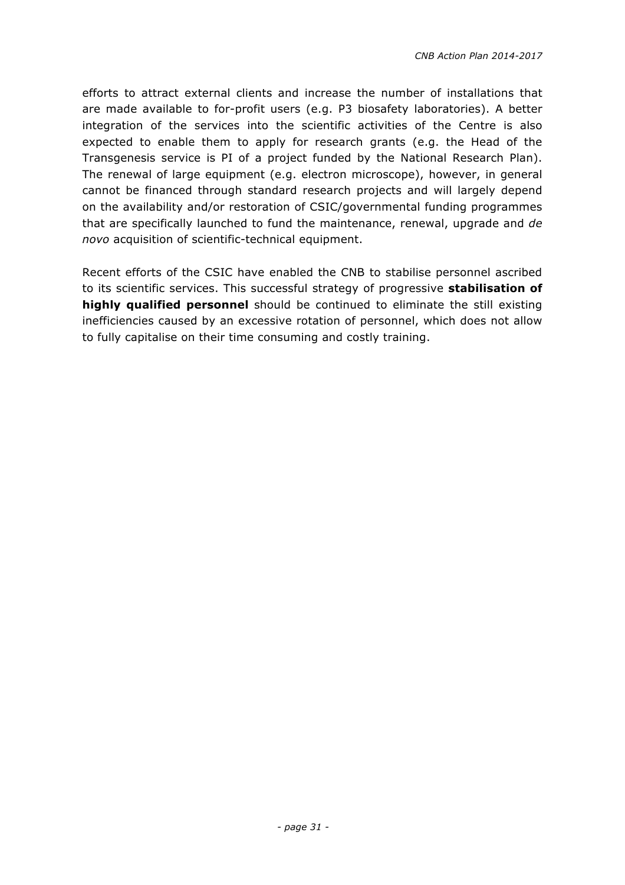efforts to attract external clients and increase the number of installations that are made available to for-profit users (e.g. P3 biosafety laboratories). A better integration of the services into the scientific activities of the Centre is also expected to enable them to apply for research grants (e.g. the Head of the Transgenesis service is PI of a project funded by the National Research Plan). The renewal of large equipment (e.g. electron microscope), however, in general cannot be financed through standard research projects and will largely depend on the availability and/or restoration of CSIC/governmental funding programmes that are specifically launched to fund the maintenance, renewal, upgrade and *de novo* acquisition of scientific-technical equipment.

Recent efforts of the CSIC have enabled the CNB to stabilise personnel ascribed to its scientific services. This successful strategy of progressive **stabilisation of highly qualified personnel** should be continued to eliminate the still existing inefficiencies caused by an excessive rotation of personnel, which does not allow to fully capitalise on their time consuming and costly training.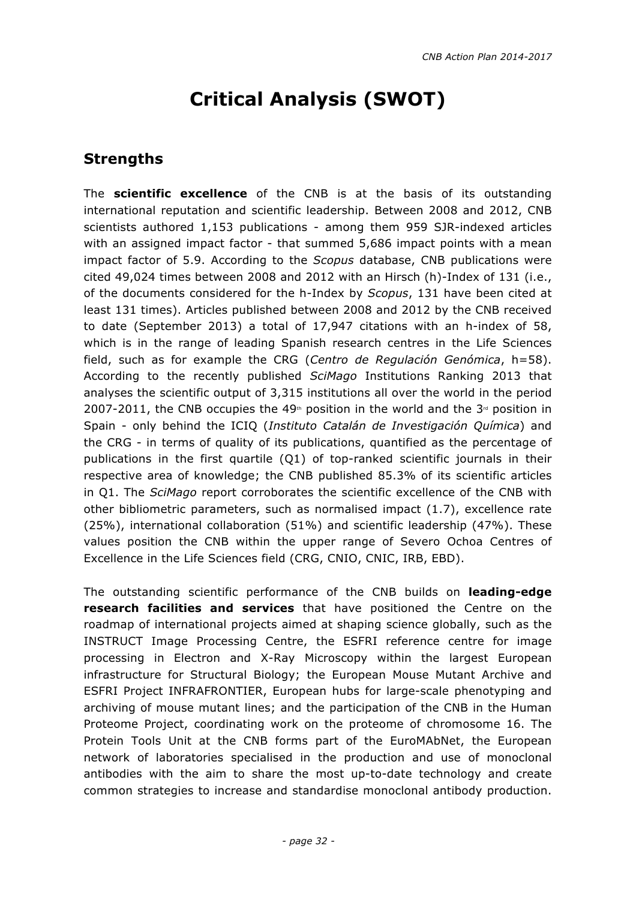# Critical Analysis (SWOT)

## Strengths

The **scientific excellence** of the CNB is at the basis of its outstanding international reputation and scientific leadership. Between 2008 and 2012, CNB scientists authored 1,153 publications - among them 959 SJR-indexed articles with an assigned impact factor - that summed 5,686 impact points with a mean impact factor of 5.9. According to the *Scopus* database, CNB publications were cited 49,024 times between 2008 and 2012 with an Hirsch (h)-Index of 131 (i.e., of the documents considered for the h-Index by *Scopus*, 131 have been cited at least 131 times). Articles published between 2008 and 2012 by the CNB received to date (September 2013) a total of 17,947 citations with an h-index of 58, which is in the range of leading Spanish research centres in the Life Sciences field, such as for example the CRG (*Centro de Regulación Genómica*, h=58). According to the recently published *SciMago* Institutions Ranking 2013 that analyses the scientific output of 3,315 institutions all over the world in the period 2007-2011, the CNB occupies the 49th position in the world and the 3rd position in Spain - only behind the ICIQ (*Instituto Catalán de Investigación Química*) and the CRG - in terms of quality of its publications, quantified as the percentage of publications in the first quartile (Q1) of top-ranked scientific journals in their respective area of knowledge; the CNB published 85.3% of its scientific articles in Q1. The *SciMago* report corroborates the scientific excellence of the CNB with other bibliometric parameters, such as normalised impact (1.7), excellence rate (25%), international collaboration (51%) and scientific leadership (47%). These values position the CNB within the upper range of Severo Ochoa Centres of Excellence in the Life Sciences field (CRG, CNIO, CNIC, IRB, EBD).

The outstanding scientific performance of the CNB builds on **leading-edge research facilities and services** that have positioned the Centre on the roadmap of international projects aimed at shaping science globally, such as the INSTRUCT Image Processing Centre, the ESFRI reference centre for image processing in Electron and X-Ray Microscopy within the largest European infrastructure for Structural Biology; the European Mouse Mutant Archive and ESFRI Project INFRAFRONTIER, European hubs for large-scale phenotyping and archiving of mouse mutant lines; and the participation of the CNB in the Human Proteome Project, coordinating work on the proteome of chromosome 16. The Protein Tools Unit at the CNB forms part of the EuroMAbNet, the European network of laboratories specialised in the production and use of monoclonal antibodies with the aim to share the most up-to-date technology and create common strategies to increase and standardise monoclonal antibody production.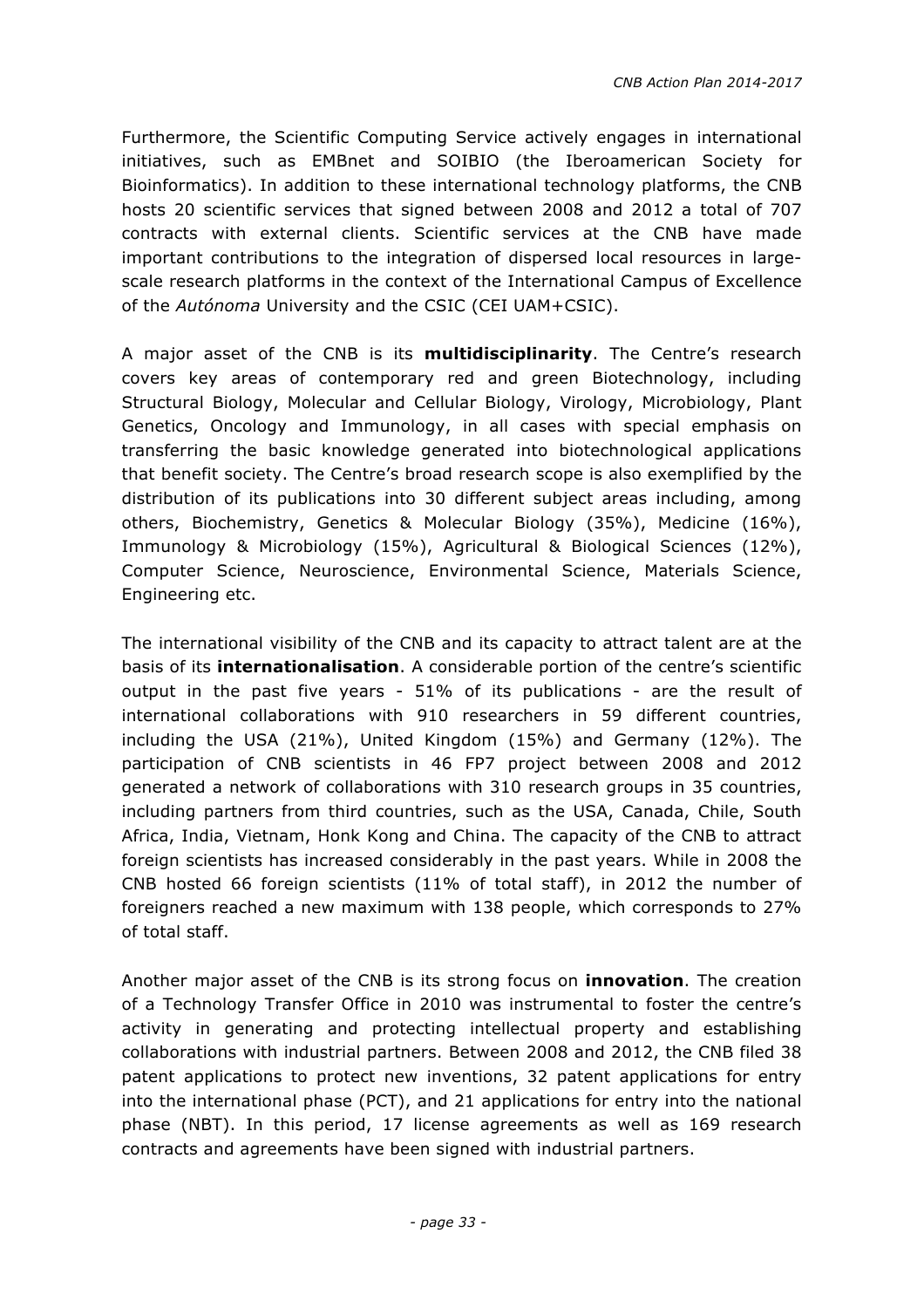Furthermore, the Scientific Computing Service actively engages in international initiatives, such as EMBnet and SOIBIO (the Iberoamerican Society for Bioinformatics). In addition to these international technology platforms, the CNB hosts 20 scientific services that signed between 2008 and 2012 a total of 707 contracts with external clients. Scientific services at the CNB have made important contributions to the integration of dispersed local resources in large-scale research platforms in the context of the International Campus of Excellence of the *Autónoma* University and the CSIC (CEI UAM+CSIC).

A major asset of the CNB is its **multidisciplinarity**. The Centre's research covers key areas of contemporary red and green Biotechnology, including Structural Biology, Molecular and Cellular Biology, Virology, Microbiology, Plant Genetics, Oncology and Immunology, in all cases with special emphasis on transferring the basic knowledge generated into biotechnological applications that benefit society. The Centre's broad research scope is also exemplified by the distribution of its publications into 30 different subject areas including, among others, Biochemistry, Genetics & Molecular Biology (35%), Medicine (16%), Immunology & Microbiology (15%), Agricultural & Biological Sciences (12%), Computer Science, Neuroscience, Environmental Science, Materials Science, Engineering etc.

The international visibility of the CNB and its capacity to attract talent are at the basis of its **internationalisation**. A considerable portion of the centre's scientific output in the past five years - 51% of its publications - are the result of international collaborations with 910 researchers in 59 different countries, including the USA (21%), United Kingdom (15%) and Germany (12%). The participation of CNB scientists in 46 FP7 project between 2008 and 2012 generated a network of collaborations with 310 research groups in 35 countries, including partners from third countries, such as the USA, Canada, Chile, South Africa, India, Vietnam, Honk Kong and China. The capacity of the CNB to attract foreign scientists has increased considerably in the past years. While in 2008 the CNB hosted 66 foreign scientists (11% of total staff), in 2012 the number of foreigners reached a new maximum with 138 people, which corresponds to 27% of total staff.

Another major asset of the CNB is its strong focus on **innovation**. The creation of a Technology Transfer Office in 2010 was instrumental to foster the centre's activity in generating and protecting intellectual property and establishing collaborations with industrial partners. Between 2008 and 2012, the CNB filed 38 patent applications to protect new inventions, 32 patent applications for entry into the international phase (PCT), and 21 applications for entry into the national phase (NBT). In this period, 17 license agreements as well as 169 research contracts and agreements have been signed with industrial partners.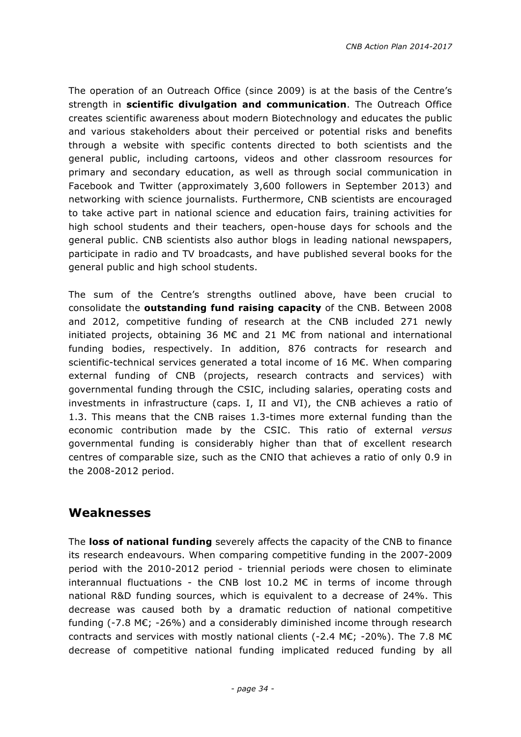The operation of an Outreach Office (since 2009) is at the basis of the Centre's strength in **scientific divulgation and communication**. The Outreach Office creates scientific awareness about modern Biotechnology and educates the public and various stakeholders about their perceived or potential risks and benefits through a website with specific contents directed to both scientists and the general public, including cartoons, videos and other classroom resources for primary and secondary education, as well as through social communication in Facebook and Twitter (approximately 3,600 followers in September 2013) and networking with science journalists. Furthermore, CNB scientists are encouraged to take active part in national science and education fairs, training activities for high school students and their teachers, open-house days for schools and the general public. CNB scientists also author blogs in leading national newspapers, participate in radio and TV broadcasts, and have published several books for the general public and high school students.

The sum of the Centre's strengths outlined above, have been crucial to consolidate the **outstanding fund raising capacity** of the CNB. Between 2008 and 2012, competitive funding of research at the CNB included 271 newly initiated projects, obtaining 36 M€ and 21 M€ from national and international funding bodies, respectively. In addition, 876 contracts for research and scientific-technical services generated a total income of 16 M€. When comparing external funding of CNB (projects, research contracts and services) with governmental funding through the CSIC, including salaries, operating costs and investments in infrastructure (caps. I, II and VI), the CNB achieves a ratio of 1.3. This means that the CNB raises 1.3-times more external funding than the economic contribution made by the CSIC. This ratio of external *versus* governmental funding is considerably higher than that of excellent research centres of comparable size, such as the CNIO that achieves a ratio of only 0.9 in the 2008-2012 period.

## Weaknesses

The **loss of national funding** severely affects the capacity of the CNB to finance its research endeavours. When comparing competitive funding in the 2007-2009 period with the 2010-2012 period - triennial periods were chosen to eliminate interannual fluctuations - the CNB lost 10.2 M€ in terms of income through national R&D funding sources, which is equivalent to a decrease of 24%. This decrease was caused both by a dramatic reduction of national competitive funding (-7.8 M€; -26%) and a considerably diminished income through research contracts and services with mostly national clients (-2.4 M€; -20%). The 7.8 M€ decrease of competitive national funding implicated reduced funding by all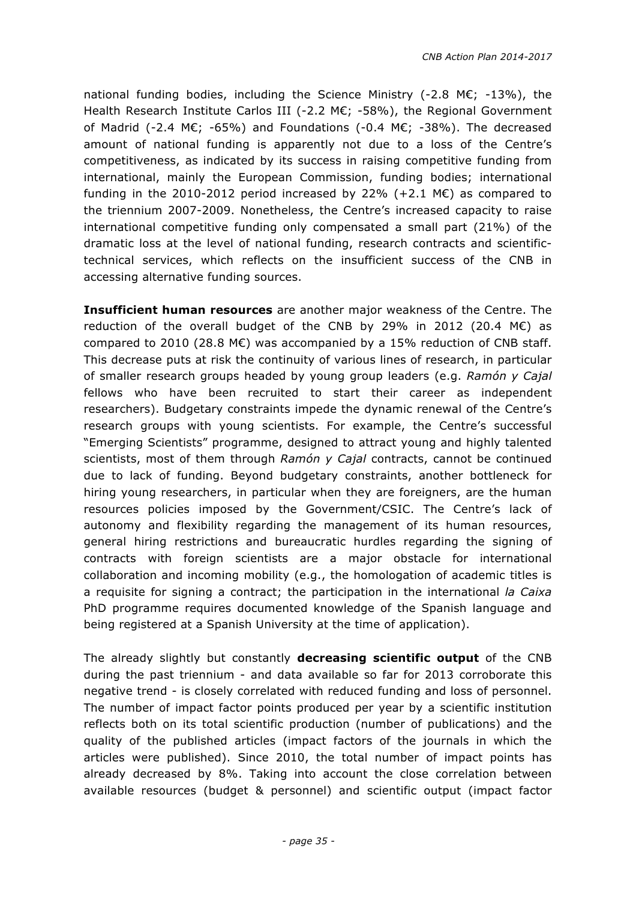national funding bodies, including the Science Ministry (-2.8 M€; -13%), the Health Research Institute Carlos III (-2.2 M€; -58%), the Regional Government of Madrid (-2.4 M€; -65%) and Foundations (-0.4 M€; -38%). The decreased amount of national funding is apparently not due to a loss of the Centre's competitiveness, as indicated by its success in raising competitive funding from international, mainly the European Commission, funding bodies; international funding in the 2010-2012 period increased by 22% (+2.1 M€) as compared to the triennium 2007-2009. Nonetheless, the Centre's increased capacity to raise international competitive funding only compensated a small part (21%) of the dramatic loss at the level of national funding, research contracts and scientific-technical services, which reflects on the insufficient success of the CNB in accessing alternative funding sources.

**Insufficient human resources** are another major weakness of the Centre. The reduction of the overall budget of the CNB by 29% in 2012 (20.4 M€) as compared to 2010 (28.8 M€) was accompanied by a 15% reduction of CNB staff. This decrease puts at risk the continuity of various lines of research, in particular of smaller research groups headed by young group leaders (e.g. *Ramón y Cajal* fellows who have been recruited to start their career as independent researchers). Budgetary constraints impede the dynamic renewal of the Centre's research groups with young scientists. For example, the Centre's successful "Emerging Scientists" programme, designed to attract young and highly talented scientists, most of them through *Ramón y Cajal* contracts, cannot be continued due to lack of funding. Beyond budgetary constraints, another bottleneck for hiring young researchers, in particular when they are foreigners, are the human resources policies imposed by the Government/CSIC. The Centre's lack of autonomy and flexibility regarding the management of its human resources, general hiring restrictions and bureaucratic hurdles regarding the signing of contracts with foreign scientists are a major obstacle for international collaboration and incoming mobility (e.g., the homologation of academic titles is a requisite for signing a contract; the participation in the international *la Caixa* PhD programme requires documented knowledge of the Spanish language and being registered at a Spanish University at the time of application).

The already slightly but constantly **decreasing scientific output** of the CNB during the past triennium - and data available so far for 2013 corroborate this negative trend - is closely correlated with reduced funding and loss of personnel. The number of impact factor points produced per year by a scientific institution reflects both on its total scientific production (number of publications) and the quality of the published articles (impact factors of the journals in which the articles were published). Since 2010, the total number of impact points has already decreased by 8%. Taking into account the close correlation between available resources (budget & personnel) and scientific output (impact factor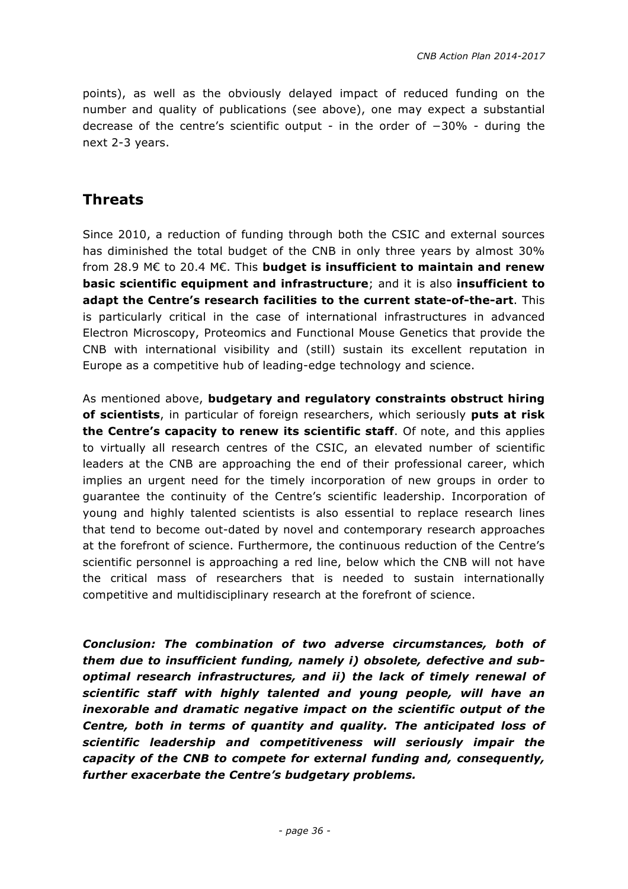points), as well as the obviously delayed impact of reduced funding on the number and quality of publications (see above), one may expect a substantial decrease of the centre's scientific output - in the order of −30% - during the next 2-3 years.

## Threats

Since 2010, a reduction of funding through both the CSIC and external sources has diminished the total budget of the CNB in only three years by almost 30% from 28.9 M€ to 20.4 M€. This **budget is insufficient to maintain and renew basic scientific equipment and infrastructure**; and it is also **insufficient to adapt the Centre's research facilities to the current state-of-the-art**. This is particularly critical in the case of international infrastructures in advanced Electron Microscopy, Proteomics and Functional Mouse Genetics that provide the CNB with international visibility and (still) sustain its excellent reputation in Europe as a competitive hub of leading-edge technology and science.

As mentioned above, **budgetary and regulatory constraints obstruct hiring of scientists**, in particular of foreign researchers, which seriously **puts at risk the Centre's capacity to renew its scientific staff**. Of note, and this applies to virtually all research centres of the CSIC, an elevated number of scientific leaders at the CNB are approaching the end of their professional career, which implies an urgent need for the timely incorporation of new groups in order to guarantee the continuity of the Centre's scientific leadership. Incorporation of young and highly talented scientists is also essential to replace research lines that tend to become out-dated by novel and contemporary research approaches at the forefront of science. Furthermore, the continuous reduction of the Centre's scientific personnel is approaching a red line, below which the CNB will not have the critical mass of researchers that is needed to sustain internationally competitive and multidisciplinary research at the forefront of science.

***Conclusion: The combination of two adverse circumstances, both of them due to insufficient funding, namely i) obsolete, defective and sub-optimal research infrastructures, and ii) the lack of timely renewal of scientific staff with highly talented and young people, will have an inexorable and dramatic negative impact on the scientific output of the Centre, both in terms of quantity and quality. The anticipated loss of scientific leadership and competitiveness will seriously impair the capacity of the CNB to compete for external funding and, consequently, further exacerbate the Centre's budgetary problems.***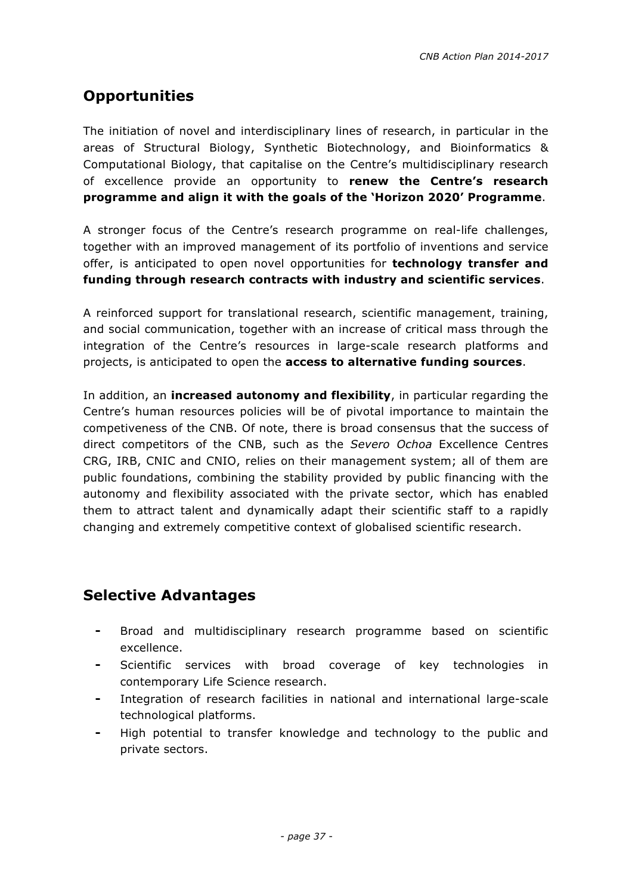## Opportunities

The initiation of novel and interdisciplinary lines of research, in particular in the areas of Structural Biology, Synthetic Biotechnology, and Bioinformatics & Computational Biology, that capitalise on the Centre's multidisciplinary research of excellence provide an opportunity to **renew the Centre's research programme and align it with the goals of the 'Horizon 2020' Programme**.

A stronger focus of the Centre's research programme on real-life challenges, together with an improved management of its portfolio of inventions and service offer, is anticipated to open novel opportunities for **technology transfer and funding through research contracts with industry and scientific services**.

A reinforced support for translational research, scientific management, training, and social communication, together with an increase of critical mass through the integration of the Centre's resources in large-scale research platforms and projects, is anticipated to open the **access to alternative funding sources**.

In addition, an **increased autonomy and flexibility**, in particular regarding the Centre's human resources policies will be of pivotal importance to maintain the competiveness of the CNB. Of note, there is broad consensus that the success of direct competitors of the CNB, such as the *Severo Ochoa* Excellence Centres CRG, IRB, CNIC and CNIO, relies on their management system; all of them are public foundations, combining the stability provided by public financing with the autonomy and flexibility associated with the private sector, which has enabled them to attract talent and dynamically adapt their scientific staff to a rapidly changing and extremely competitive context of globalised scientific research.

## Selective Advantages

- Broad and multidisciplinary research programme based on scientific excellence.
- Scientific services with broad coverage of key technologies in contemporary Life Science research.
- Integration of research facilities in national and international large-scale technological platforms.
- High potential to transfer knowledge and technology to the public and private sectors.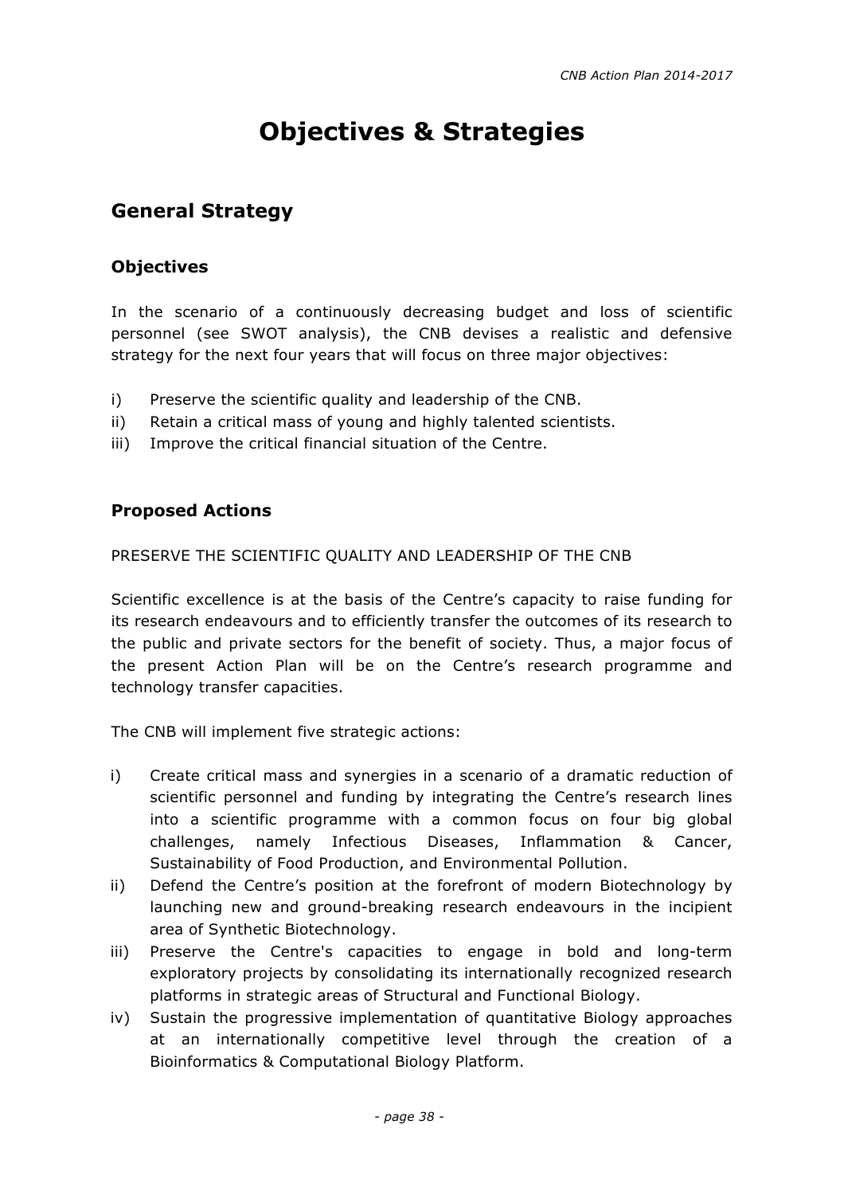# Objectives & Strategies

## General Strategy

### Objectives

In the scenario of a continuously decreasing budget and loss of scientific personnel (see SWOT analysis), the CNB devises a realistic and defensive strategy for the next four years that will focus on three major objectives:

i) Preserve the scientific quality and leadership of the CNB.
ii) Retain a critical mass of young and highly talented scientists.
iii) Improve the critical financial situation of the Centre.

### Proposed Actions

PRESERVE THE SCIENTIFIC QUALITY AND LEADERSHIP OF THE CNB

Scientific excellence is at the basis of the Centre's capacity to raise funding for its research endeavours and to efficiently transfer the outcomes of its research to the public and private sectors for the benefit of society. Thus, a major focus of the present Action Plan will be on the Centre's research programme and technology transfer capacities.

The CNB will implement five strategic actions:

i) Create critical mass and synergies in a scenario of a dramatic reduction of scientific personnel and funding by integrating the Centre's research lines into a scientific programme with a common focus on four big global challenges, namely Infectious Diseases, Inflammation & Cancer, Sustainability of Food Production, and Environmental Pollution.
ii) Defend the Centre's position at the forefront of modern Biotechnology by launching new and ground-breaking research endeavours in the incipient area of Synthetic Biotechnology.
iii) Preserve the Centre's capacities to engage in bold and long-term exploratory projects by consolidating its internationally recognized research platforms in strategic areas of Structural and Functional Biology.
iv) Sustain the progressive implementation of quantitative Biology approaches at an internationally competitive level through the creation of a Bioinformatics & Computational Biology Platform.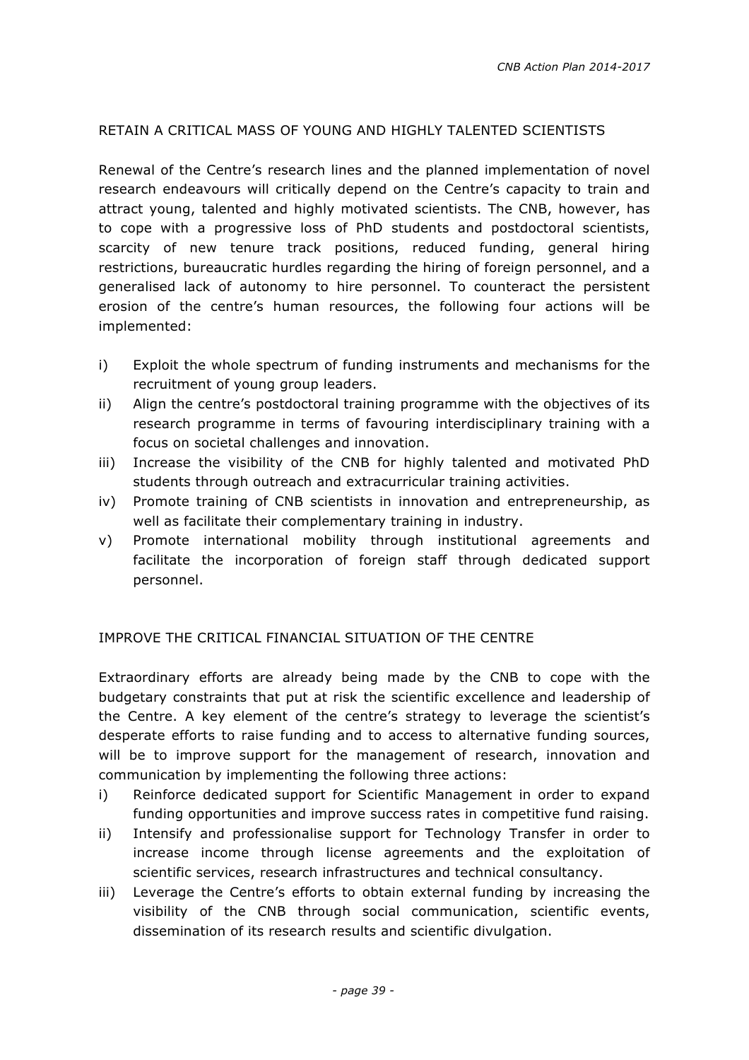## RETAIN A CRITICAL MASS OF YOUNG AND HIGHLY TALENTED SCIENTISTS

Renewal of the Centre's research lines and the planned implementation of novel research endeavours will critically depend on the Centre's capacity to train and attract young, talented and highly motivated scientists. The CNB, however, has to cope with a progressive loss of PhD students and postdoctoral scientists, scarcity of new tenure track positions, reduced funding, general hiring restrictions, bureaucratic hurdles regarding the hiring of foreign personnel, and a generalised lack of autonomy to hire personnel. To counteract the persistent erosion of the centre's human resources, the following four actions will be implemented:

i) Exploit the whole spectrum of funding instruments and mechanisms for the recruitment of young group leaders.
ii) Align the centre's postdoctoral training programme with the objectives of its research programme in terms of favouring interdisciplinary training with a focus on societal challenges and innovation.
iii) Increase the visibility of the CNB for highly talented and motivated PhD students through outreach and extracurricular training activities.
iv) Promote training of CNB scientists in innovation and entrepreneurship, as well as facilitate their complementary training in industry.
v) Promote international mobility through institutional agreements and facilitate the incorporation of foreign staff through dedicated support personnel.

## IMPROVE THE CRITICAL FINANCIAL SITUATION OF THE CENTRE

Extraordinary efforts are already being made by the CNB to cope with the budgetary constraints that put at risk the scientific excellence and leadership of the Centre. A key element of the centre's strategy to leverage the scientist's desperate efforts to raise funding and to access to alternative funding sources, will be to improve support for the management of research, innovation and communication by implementing the following three actions:

i) Reinforce dedicated support for Scientific Management in order to expand funding opportunities and improve success rates in competitive fund raising.
ii) Intensify and professionalise support for Technology Transfer in order to increase income through license agreements and the exploitation of scientific services, research infrastructures and technical consultancy.
iii) Leverage the Centre's efforts to obtain external funding by increasing the visibility of the CNB through social communication, scientific events, dissemination of its research results and scientific divulgation.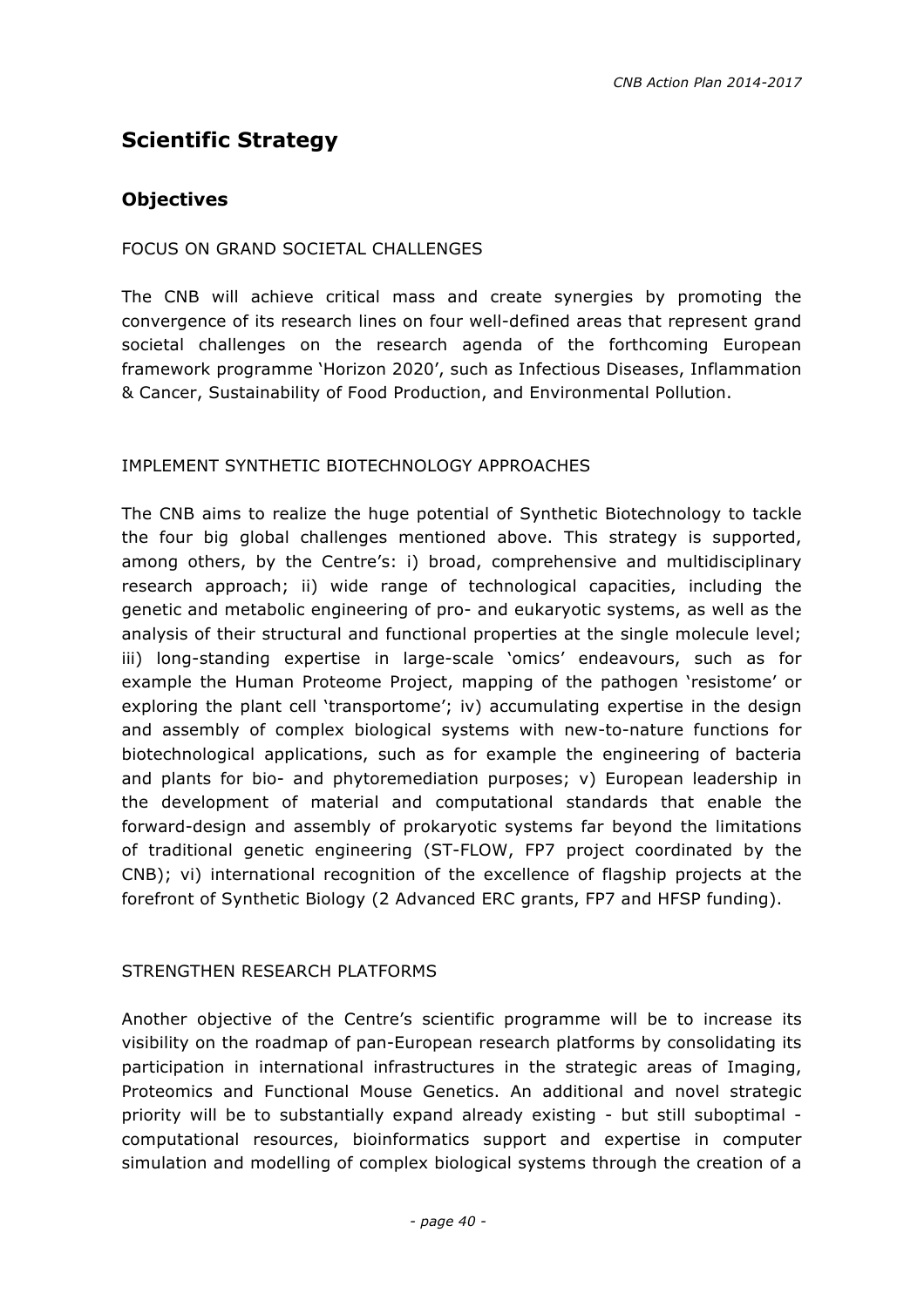# Scientific Strategy

## Objectives

FOCUS ON GRAND SOCIETAL CHALLENGES

The CNB will achieve critical mass and create synergies by promoting the convergence of its research lines on four well-defined areas that represent grand societal challenges on the research agenda of the forthcoming European framework programme 'Horizon 2020', such as Infectious Diseases, Inflammation & Cancer, Sustainability of Food Production, and Environmental Pollution.

IMPLEMENT SYNTHETIC BIOTECHNOLOGY APPROACHES

The CNB aims to realize the huge potential of Synthetic Biotechnology to tackle the four big global challenges mentioned above. This strategy is supported, among others, by the Centre's: i) broad, comprehensive and multidisciplinary research approach; ii) wide range of technological capacities, including the genetic and metabolic engineering of pro- and eukaryotic systems, as well as the analysis of their structural and functional properties at the single molecule level; iii) long-standing expertise in large-scale 'omics' endeavours, such as for example the Human Proteome Project, mapping of the pathogen 'resistome' or exploring the plant cell 'transportome'; iv) accumulating expertise in the design and assembly of complex biological systems with new-to-nature functions for biotechnological applications, such as for example the engineering of bacteria and plants for bio- and phytoremediation purposes; v) European leadership in the development of material and computational standards that enable the forward-design and assembly of prokaryotic systems far beyond the limitations of traditional genetic engineering (ST-FLOW, FP7 project coordinated by the CNB); vi) international recognition of the excellence of flagship projects at the forefront of Synthetic Biology (2 Advanced ERC grants, FP7 and HFSP funding).

STRENGTHEN RESEARCH PLATFORMS

Another objective of the Centre's scientific programme will be to increase its visibility on the roadmap of pan-European research platforms by consolidating its participation in international infrastructures in the strategic areas of Imaging, Proteomics and Functional Mouse Genetics. An additional and novel strategic priority will be to substantially expand already existing - but still suboptimal - computational resources, bioinformatics support and expertise in computer simulation and modelling of complex biological systems through the creation of a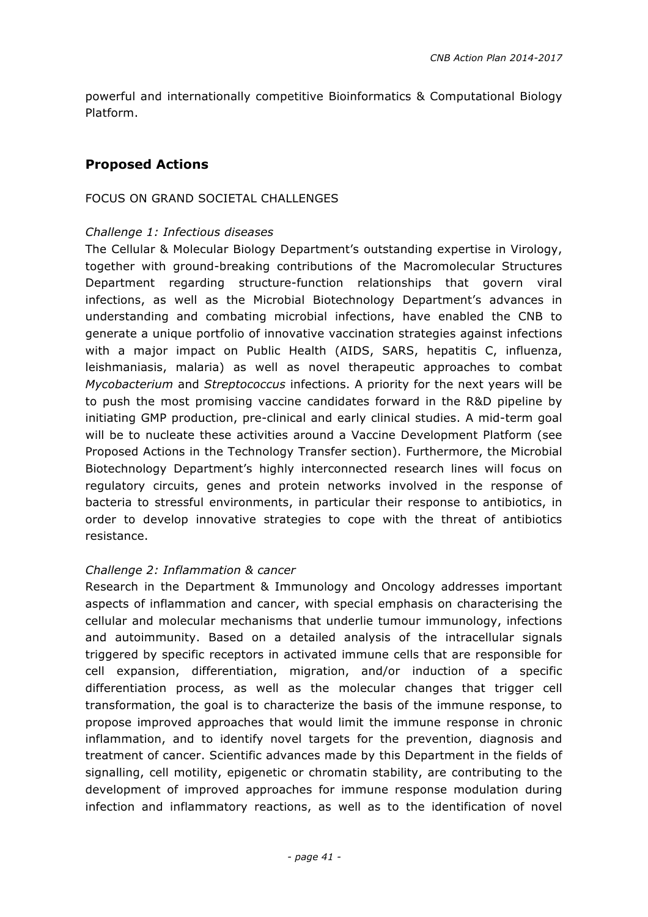powerful and internationally competitive Bioinformatics & Computational Biology Platform.

## Proposed Actions

FOCUS ON GRAND SOCIETAL CHALLENGES

*Challenge 1: Infectious diseases*

The Cellular & Molecular Biology Department's outstanding expertise in Virology, together with ground-breaking contributions of the Macromolecular Structures Department regarding structure-function relationships that govern viral infections, as well as the Microbial Biotechnology Department's advances in understanding and combating microbial infections, have enabled the CNB to generate a unique portfolio of innovative vaccination strategies against infections with a major impact on Public Health (AIDS, SARS, hepatitis C, influenza, leishmaniasis, malaria) as well as novel therapeutic approaches to combat *Mycobacterium* and *Streptococcus* infections. A priority for the next years will be to push the most promising vaccine candidates forward in the R&D pipeline by initiating GMP production, pre-clinical and early clinical studies. A mid-term goal will be to nucleate these activities around a Vaccine Development Platform (see Proposed Actions in the Technology Transfer section). Furthermore, the Microbial Biotechnology Department's highly interconnected research lines will focus on regulatory circuits, genes and protein networks involved in the response of bacteria to stressful environments, in particular their response to antibiotics, in order to develop innovative strategies to cope with the threat of antibiotics resistance.

*Challenge 2: Inflammation & cancer*

Research in the Department & Immunology and Oncology addresses important aspects of inflammation and cancer, with special emphasis on characterising the cellular and molecular mechanisms that underlie tumour immunology, infections and autoimmunity. Based on a detailed analysis of the intracellular signals triggered by specific receptors in activated immune cells that are responsible for cell expansion, differentiation, migration, and/or induction of a specific differentiation process, as well as the molecular changes that trigger cell transformation, the goal is to characterize the basis of the immune response, to propose improved approaches that would limit the immune response in chronic inflammation, and to identify novel targets for the prevention, diagnosis and treatment of cancer. Scientific advances made by this Department in the fields of signalling, cell motility, epigenetic or chromatin stability, are contributing to the development of improved approaches for immune response modulation during infection and inflammatory reactions, as well as to the identification of novel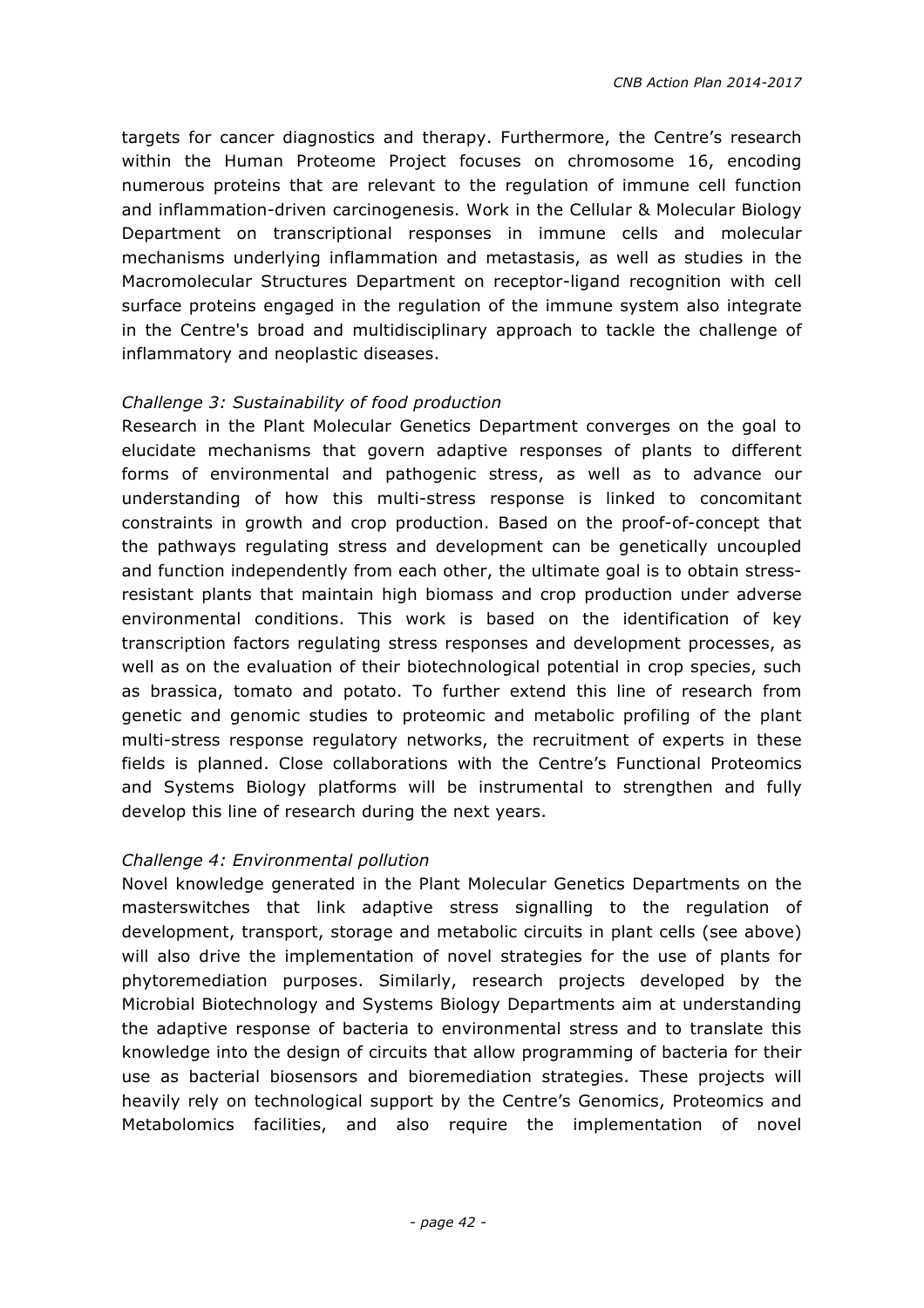targets for cancer diagnostics and therapy. Furthermore, the Centre's research within the Human Proteome Project focuses on chromosome 16, encoding numerous proteins that are relevant to the regulation of immune cell function and inflammation-driven carcinogenesis. Work in the Cellular & Molecular Biology Department on transcriptional responses in immune cells and molecular mechanisms underlying inflammation and metastasis, as well as studies in the Macromolecular Structures Department on receptor-ligand recognition with cell surface proteins engaged in the regulation of the immune system also integrate in the Centre's broad and multidisciplinary approach to tackle the challenge of inflammatory and neoplastic diseases.

*Challenge 3: Sustainability of food production*

Research in the Plant Molecular Genetics Department converges on the goal to elucidate mechanisms that govern adaptive responses of plants to different forms of environmental and pathogenic stress, as well as to advance our understanding of how this multi-stress response is linked to concomitant constraints in growth and crop production. Based on the proof-of-concept that the pathways regulating stress and development can be genetically uncoupled and function independently from each other, the ultimate goal is to obtain stress-resistant plants that maintain high biomass and crop production under adverse environmental conditions. This work is based on the identification of key transcription factors regulating stress responses and development processes, as well as on the evaluation of their biotechnological potential in crop species, such as brassica, tomato and potato. To further extend this line of research from genetic and genomic studies to proteomic and metabolic profiling of the plant multi-stress response regulatory networks, the recruitment of experts in these fields is planned. Close collaborations with the Centre's Functional Proteomics and Systems Biology platforms will be instrumental to strengthen and fully develop this line of research during the next years.

*Challenge 4: Environmental pollution*

Novel knowledge generated in the Plant Molecular Genetics Departments on the masterswitches that link adaptive stress signalling to the regulation of development, transport, storage and metabolic circuits in plant cells (see above) will also drive the implementation of novel strategies for the use of plants for phytoremediation purposes. Similarly, research projects developed by the Microbial Biotechnology and Systems Biology Departments aim at understanding the adaptive response of bacteria to environmental stress and to translate this knowledge into the design of circuits that allow programming of bacteria for their use as bacterial biosensors and bioremediation strategies. These projects will heavily rely on technological support by the Centre's Genomics, Proteomics and Metabolomics facilities, and also require the implementation of novel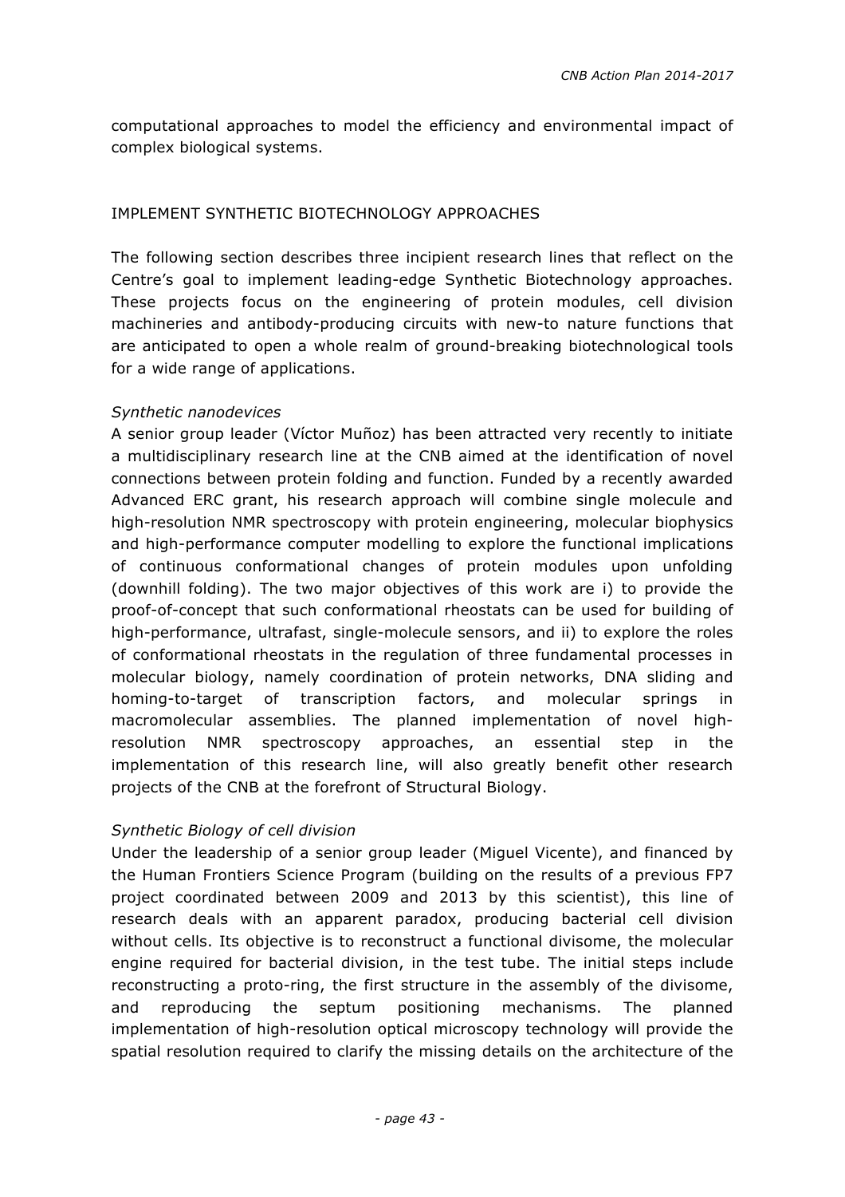computational approaches to model the efficiency and environmental impact of complex biological systems.

## IMPLEMENT SYNTHETIC BIOTECHNOLOGY APPROACHES

The following section describes three incipient research lines that reflect on the Centre's goal to implement leading-edge Synthetic Biotechnology approaches. These projects focus on the engineering of protein modules, cell division machineries and antibody-producing circuits with new-to nature functions that are anticipated to open a whole realm of ground-breaking biotechnological tools for a wide range of applications.

### *Synthetic nanodevices*

A senior group leader (Víctor Muñoz) has been attracted very recently to initiate a multidisciplinary research line at the CNB aimed at the identification of novel connections between protein folding and function. Funded by a recently awarded Advanced ERC grant, his research approach will combine single molecule and high-resolution NMR spectroscopy with protein engineering, molecular biophysics and high-performance computer modelling to explore the functional implications of continuous conformational changes of protein modules upon unfolding (downhill folding). The two major objectives of this work are i) to provide the proof-of-concept that such conformational rheostats can be used for building of high-performance, ultrafast, single-molecule sensors, and ii) to explore the roles of conformational rheostats in the regulation of three fundamental processes in molecular biology, namely coordination of protein networks, DNA sliding and homing-to-target of transcription factors, and molecular springs in macromolecular assemblies. The planned implementation of novel high-resolution NMR spectroscopy approaches, an essential step in the implementation of this research line, will also greatly benefit other research projects of the CNB at the forefront of Structural Biology.

### *Synthetic Biology of cell division*

Under the leadership of a senior group leader (Miguel Vicente), and financed by the Human Frontiers Science Program (building on the results of a previous FP7 project coordinated between 2009 and 2013 by this scientist), this line of research deals with an apparent paradox, producing bacterial cell division without cells. Its objective is to reconstruct a functional divisome, the molecular engine required for bacterial division, in the test tube. The initial steps include reconstructing a proto-ring, the first structure in the assembly of the divisome, and reproducing the septum positioning mechanisms. The planned implementation of high-resolution optical microscopy technology will provide the spatial resolution required to clarify the missing details on the architecture of the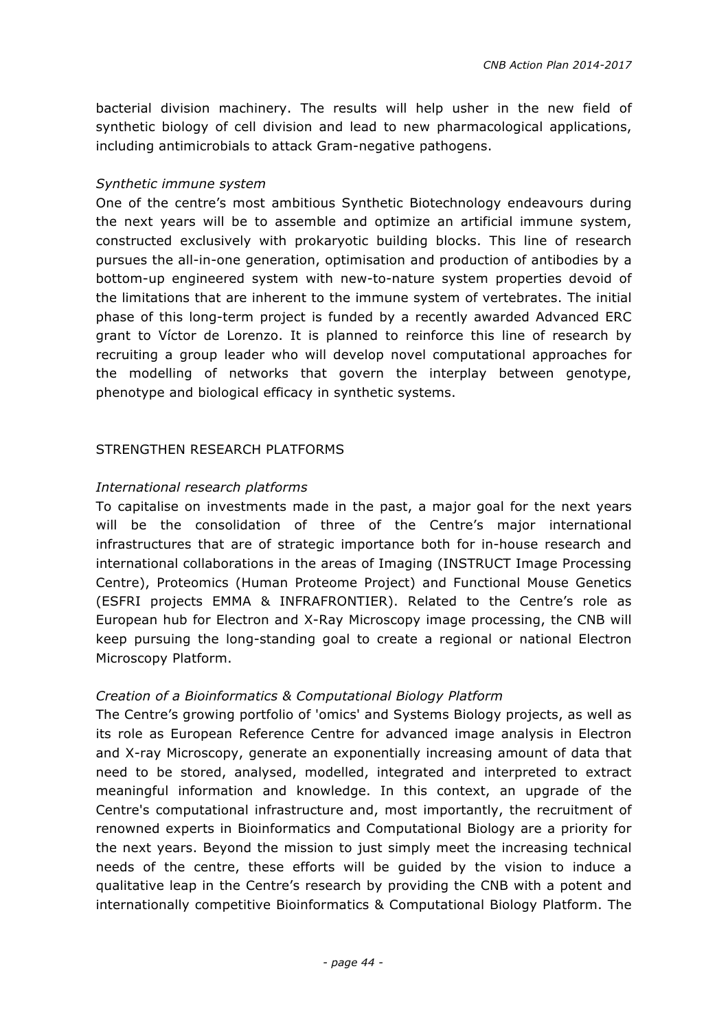bacterial division machinery. The results will help usher in the new field of synthetic biology of cell division and lead to new pharmacological applications, including antimicrobials to attack Gram-negative pathogens.

*Synthetic immune system*

One of the centre's most ambitious Synthetic Biotechnology endeavours during the next years will be to assemble and optimize an artificial immune system, constructed exclusively with prokaryotic building blocks. This line of research pursues the all-in-one generation, optimisation and production of antibodies by a bottom-up engineered system with new-to-nature system properties devoid of the limitations that are inherent to the immune system of vertebrates. The initial phase of this long-term project is funded by a recently awarded Advanced ERC grant to Víctor de Lorenzo. It is planned to reinforce this line of research by recruiting a group leader who will develop novel computational approaches for the modelling of networks that govern the interplay between genotype, phenotype and biological efficacy in synthetic systems.

## STRENGTHEN RESEARCH PLATFORMS

*International research platforms*

To capitalise on investments made in the past, a major goal for the next years will be the consolidation of three of the Centre's major international infrastructures that are of strategic importance both for in-house research and international collaborations in the areas of Imaging (INSTRUCT Image Processing Centre), Proteomics (Human Proteome Project) and Functional Mouse Genetics (ESFRI projects EMMA & INFRAFRONTIER). Related to the Centre's role as European hub for Electron and X-Ray Microscopy image processing, the CNB will keep pursuing the long-standing goal to create a regional or national Electron Microscopy Platform.

*Creation of a Bioinformatics & Computational Biology Platform*

The Centre's growing portfolio of 'omics' and Systems Biology projects, as well as its role as European Reference Centre for advanced image analysis in Electron and X-ray Microscopy, generate an exponentially increasing amount of data that need to be stored, analysed, modelled, integrated and interpreted to extract meaningful information and knowledge. In this context, an upgrade of the Centre's computational infrastructure and, most importantly, the recruitment of renowned experts in Bioinformatics and Computational Biology are a priority for the next years. Beyond the mission to just simply meet the increasing technical needs of the centre, these efforts will be guided by the vision to induce a qualitative leap in the Centre's research by providing the CNB with a potent and internationally competitive Bioinformatics & Computational Biology Platform. The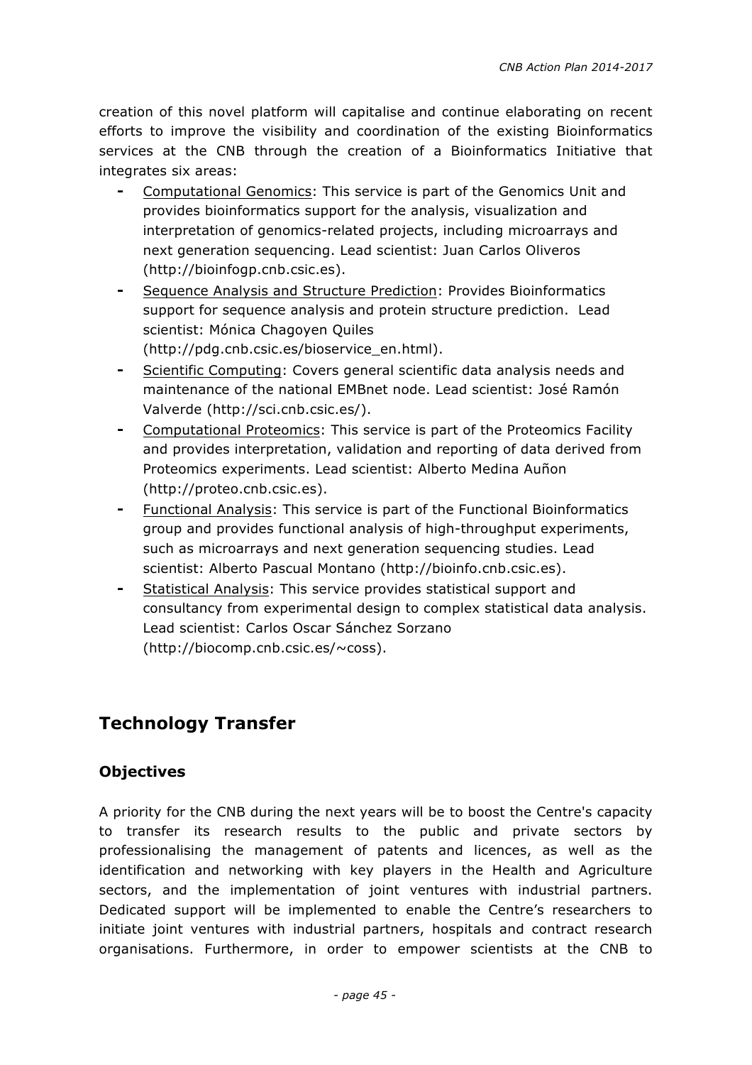creation of this novel platform will capitalise and continue elaborating on recent efforts to improve the visibility and coordination of the existing Bioinformatics services at the CNB through the creation of a Bioinformatics Initiative that integrates six areas:

- Computational Genomics: This service is part of the Genomics Unit and provides bioinformatics support for the analysis, visualization and interpretation of genomics-related projects, including microarrays and next generation sequencing. Lead scientist: Juan Carlos Oliveros (http://bioinfogp.cnb.csic.es).
- Sequence Analysis and Structure Prediction: Provides Bioinformatics support for sequence analysis and protein structure prediction. Lead scientist: Mónica Chagoyen Quiles (http://pdg.cnb.csic.es/bioservice_en.html).
- Scientific Computing: Covers general scientific data analysis needs and maintenance of the national EMBnet node. Lead scientist: José Ramón Valverde (http://sci.cnb.csic.es/).
- Computational Proteomics: This service is part of the Proteomics Facility and provides interpretation, validation and reporting of data derived from Proteomics experiments. Lead scientist: Alberto Medina Auñon (http://proteo.cnb.csic.es).
- Functional Analysis: This service is part of the Functional Bioinformatics group and provides functional analysis of high-throughput experiments, such as microarrays and next generation sequencing studies. Lead scientist: Alberto Pascual Montano (http://bioinfo.cnb.csic.es).
- Statistical Analysis: This service provides statistical support and consultancy from experimental design to complex statistical data analysis. Lead scientist: Carlos Oscar Sánchez Sorzano (http://biocomp.cnb.csic.es/~coss).

## Technology Transfer

### Objectives

A priority for the CNB during the next years will be to boost the Centre's capacity to transfer its research results to the public and private sectors by professionalising the management of patents and licences, as well as the identification and networking with key players in the Health and Agriculture sectors, and the implementation of joint ventures with industrial partners. Dedicated support will be implemented to enable the Centre's researchers to initiate joint ventures with industrial partners, hospitals and contract research organisations. Furthermore, in order to empower scientists at the CNB to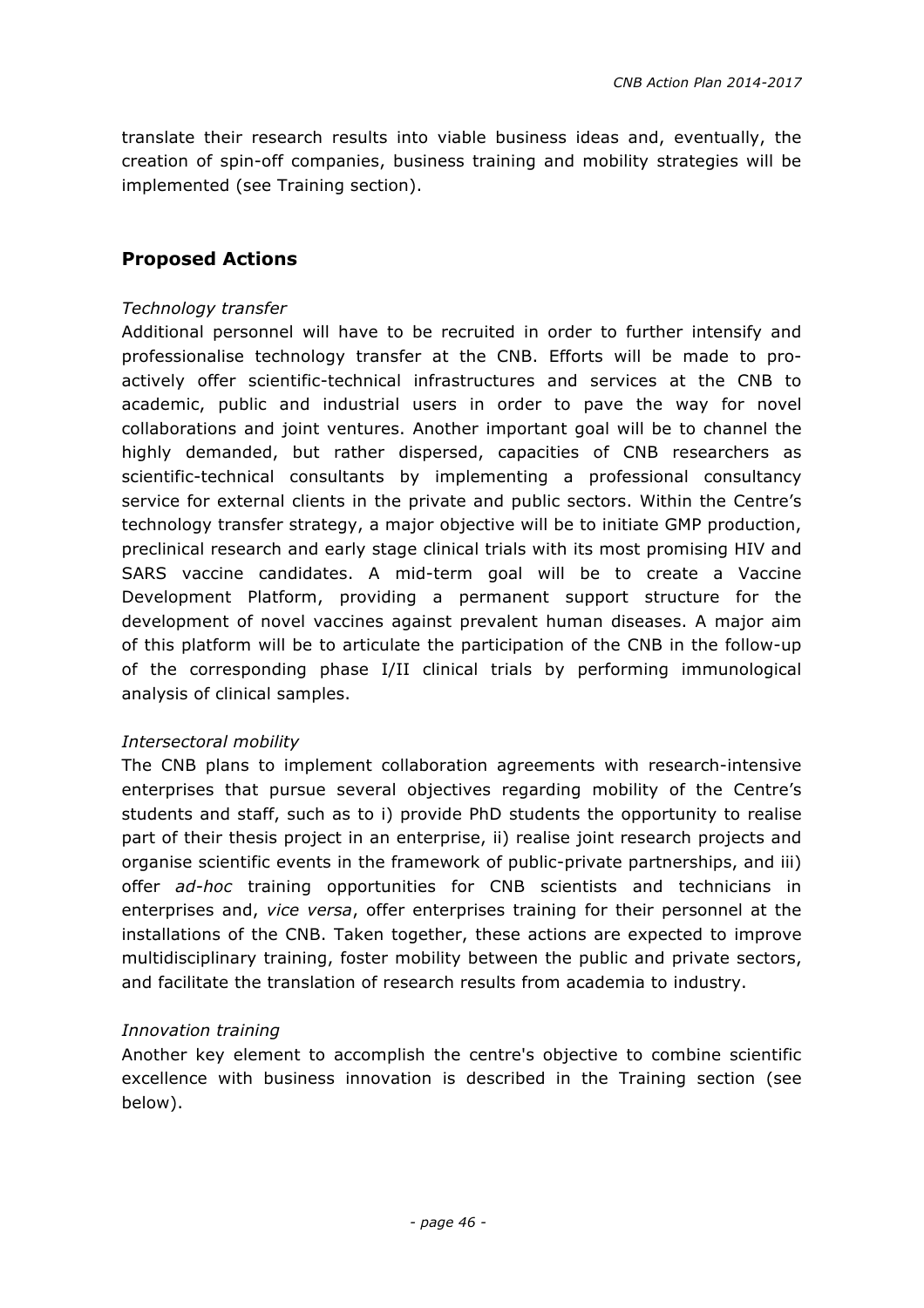translate their research results into viable business ideas and, eventually, the creation of spin-off companies, business training and mobility strategies will be implemented (see Training section).

## Proposed Actions

*Technology transfer*

Additional personnel will have to be recruited in order to further intensify and professionalise technology transfer at the CNB. Efforts will be made to pro-actively offer scientific-technical infrastructures and services at the CNB to academic, public and industrial users in order to pave the way for novel collaborations and joint ventures. Another important goal will be to channel the highly demanded, but rather dispersed, capacities of CNB researchers as scientific-technical consultants by implementing a professional consultancy service for external clients in the private and public sectors. Within the Centre's technology transfer strategy, a major objective will be to initiate GMP production, preclinical research and early stage clinical trials with its most promising HIV and SARS vaccine candidates. A mid-term goal will be to create a Vaccine Development Platform, providing a permanent support structure for the development of novel vaccines against prevalent human diseases. A major aim of this platform will be to articulate the participation of the CNB in the follow-up of the corresponding phase I/II clinical trials by performing immunological analysis of clinical samples.

*Intersectoral mobility*

The CNB plans to implement collaboration agreements with research-intensive enterprises that pursue several objectives regarding mobility of the Centre's students and staff, such as to i) provide PhD students the opportunity to realise part of their thesis project in an enterprise, ii) realise joint research projects and organise scientific events in the framework of public-private partnerships, and iii) offer *ad-hoc* training opportunities for CNB scientists and technicians in enterprises and, *vice versa*, offer enterprises training for their personnel at the installations of the CNB. Taken together, these actions are expected to improve multidisciplinary training, foster mobility between the public and private sectors, and facilitate the translation of research results from academia to industry.

*Innovation training*

Another key element to accomplish the centre's objective to combine scientific excellence with business innovation is described in the Training section (see below).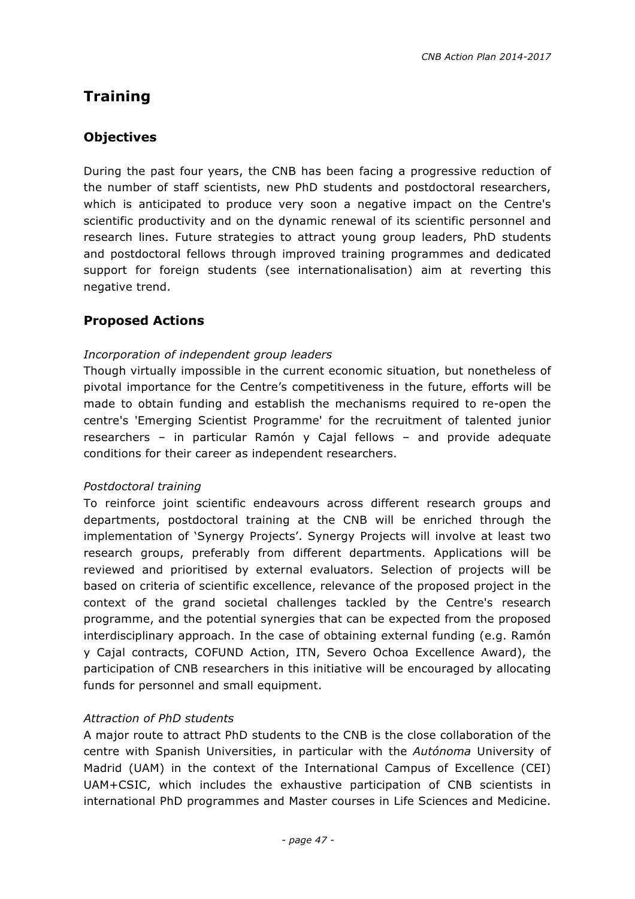# Training

## Objectives

During the past four years, the CNB has been facing a progressive reduction of the number of staff scientists, new PhD students and postdoctoral researchers, which is anticipated to produce very soon a negative impact on the Centre's scientific productivity and on the dynamic renewal of its scientific personnel and research lines. Future strategies to attract young group leaders, PhD students and postdoctoral fellows through improved training programmes and dedicated support for foreign students (see internationalisation) aim at reverting this negative trend.

## Proposed Actions

*Incorporation of independent group leaders*

Though virtually impossible in the current economic situation, but nonetheless of pivotal importance for the Centre's competitiveness in the future, efforts will be made to obtain funding and establish the mechanisms required to re-open the centre's 'Emerging Scientist Programme' for the recruitment of talented junior researchers – in particular Ramón y Cajal fellows – and provide adequate conditions for their career as independent researchers.

*Postdoctoral training*

To reinforce joint scientific endeavours across different research groups and departments, postdoctoral training at the CNB will be enriched through the implementation of 'Synergy Projects'. Synergy Projects will involve at least two research groups, preferably from different departments. Applications will be reviewed and prioritised by external evaluators. Selection of projects will be based on criteria of scientific excellence, relevance of the proposed project in the context of the grand societal challenges tackled by the Centre's research programme, and the potential synergies that can be expected from the proposed interdisciplinary approach. In the case of obtaining external funding (e.g. Ramón y Cajal contracts, COFUND Action, ITN, Severo Ochoa Excellence Award), the participation of CNB researchers in this initiative will be encouraged by allocating funds for personnel and small equipment.

*Attraction of PhD students*

A major route to attract PhD students to the CNB is the close collaboration of the centre with Spanish Universities, in particular with the *Autónoma* University of Madrid (UAM) in the context of the International Campus of Excellence (CEI) UAM+CSIC, which includes the exhaustive participation of CNB scientists in international PhD programmes and Master courses in Life Sciences and Medicine.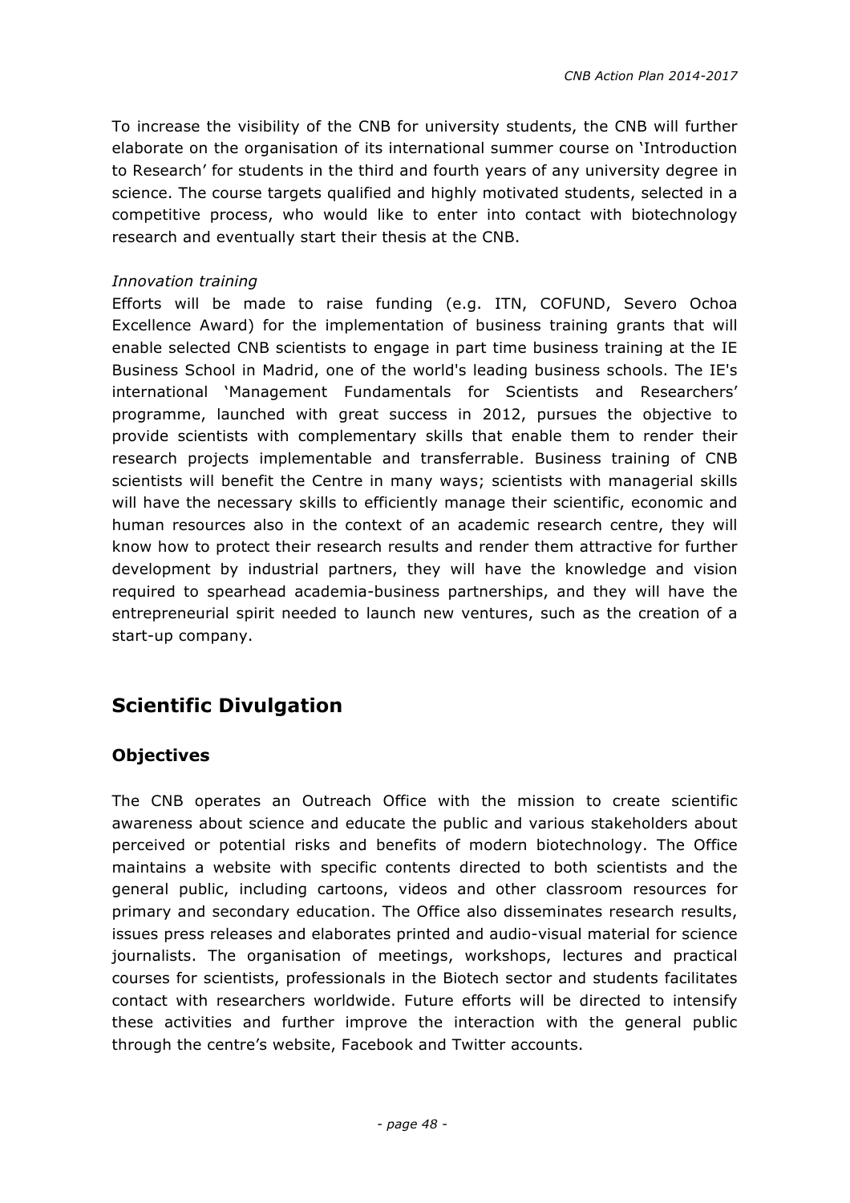To increase the visibility of the CNB for university students, the CNB will further elaborate on the organisation of its international summer course on 'Introduction to Research' for students in the third and fourth years of any university degree in science. The course targets qualified and highly motivated students, selected in a competitive process, who would like to enter into contact with biotechnology research and eventually start their thesis at the CNB.

*Innovation training*

Efforts will be made to raise funding (e.g. ITN, COFUND, Severo Ochoa Excellence Award) for the implementation of business training grants that will enable selected CNB scientists to engage in part time business training at the IE Business School in Madrid, one of the world's leading business schools. The IE's international 'Management Fundamentals for Scientists and Researchers' programme, launched with great success in 2012, pursues the objective to provide scientists with complementary skills that enable them to render their research projects implementable and transferrable. Business training of CNB scientists will benefit the Centre in many ways; scientists with managerial skills will have the necessary skills to efficiently manage their scientific, economic and human resources also in the context of an academic research centre, they will know how to protect their research results and render them attractive for further development by industrial partners, they will have the knowledge and vision required to spearhead academia-business partnerships, and they will have the entrepreneurial spirit needed to launch new ventures, such as the creation of a start-up company.

## Scientific Divulgation

### Objectives

The CNB operates an Outreach Office with the mission to create scientific awareness about science and educate the public and various stakeholders about perceived or potential risks and benefits of modern biotechnology. The Office maintains a website with specific contents directed to both scientists and the general public, including cartoons, videos and other classroom resources for primary and secondary education. The Office also disseminates research results, issues press releases and elaborates printed and audio-visual material for science journalists. The organisation of meetings, workshops, lectures and practical courses for scientists, professionals in the Biotech sector and students facilitates contact with researchers worldwide. Future efforts will be directed to intensify these activities and further improve the interaction with the general public through the centre's website, Facebook and Twitter accounts.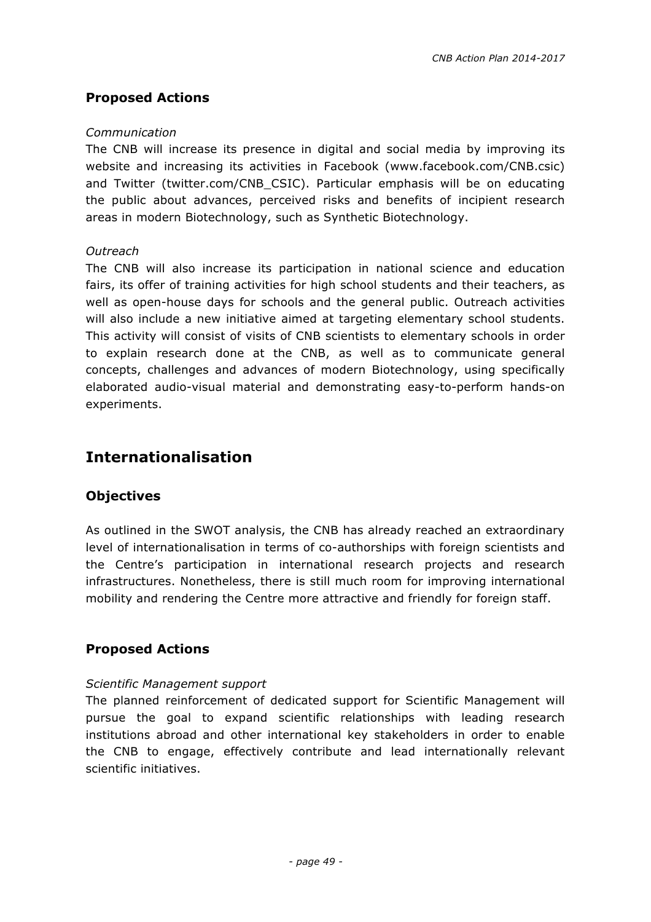### Proposed Actions

*Communication*

The CNB will increase its presence in digital and social media by improving its website and increasing its activities in Facebook (www.facebook.com/CNB.csic) and Twitter (twitter.com/CNB_CSIC). Particular emphasis will be on educating the public about advances, perceived risks and benefits of incipient research areas in modern Biotechnology, such as Synthetic Biotechnology.

*Outreach*

The CNB will also increase its participation in national science and education fairs, its offer of training activities for high school students and their teachers, as well as open-house days for schools and the general public. Outreach activities will also include a new initiative aimed at targeting elementary school students. This activity will consist of visits of CNB scientists to elementary schools in order to explain research done at the CNB, as well as to communicate general concepts, challenges and advances of modern Biotechnology, using specifically elaborated audio-visual material and demonstrating easy-to-perform hands-on experiments.

## Internationalisation

### Objectives

As outlined in the SWOT analysis, the CNB has already reached an extraordinary level of internationalisation in terms of co-authorships with foreign scientists and the Centre's participation in international research projects and research infrastructures. Nonetheless, there is still much room for improving international mobility and rendering the Centre more attractive and friendly for foreign staff.

### Proposed Actions

*Scientific Management support*

The planned reinforcement of dedicated support for Scientific Management will pursue the goal to expand scientific relationships with leading research institutions abroad and other international key stakeholders in order to enable the CNB to engage, effectively contribute and lead internationally relevant scientific initiatives.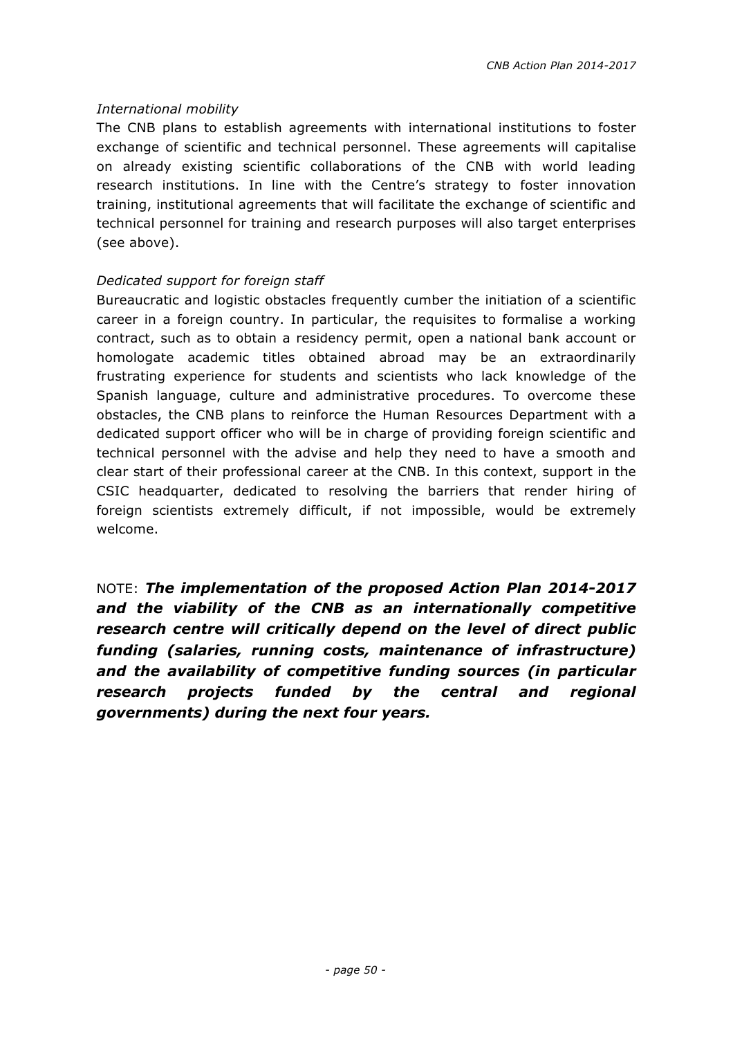*International mobility*

The CNB plans to establish agreements with international institutions to foster exchange of scientific and technical personnel. These agreements will capitalise on already existing scientific collaborations of the CNB with world leading research institutions. In line with the Centre's strategy to foster innovation training, institutional agreements that will facilitate the exchange of scientific and technical personnel for training and research purposes will also target enterprises (see above).

*Dedicated support for foreign staff*

Bureaucratic and logistic obstacles frequently cumber the initiation of a scientific career in a foreign country. In particular, the requisites to formalise a working contract, such as to obtain a residency permit, open a national bank account or homologate academic titles obtained abroad may be an extraordinarily frustrating experience for students and scientists who lack knowledge of the Spanish language, culture and administrative procedures. To overcome these obstacles, the CNB plans to reinforce the Human Resources Department with a dedicated support officer who will be in charge of providing foreign scientific and technical personnel with the advise and help they need to have a smooth and clear start of their professional career at the CNB. In this context, support in the CSIC headquarter, dedicated to resolving the barriers that render hiring of foreign scientists extremely difficult, if not impossible, would be extremely welcome.

NOTE: ***The implementation of the proposed Action Plan 2014-2017 and the viability of the CNB as an internationally competitive research centre will critically depend on the level of direct public funding (salaries, running costs, maintenance of infrastructure) and the availability of competitive funding sources (in particular research projects funded by the central and regional governments) during the next four years.***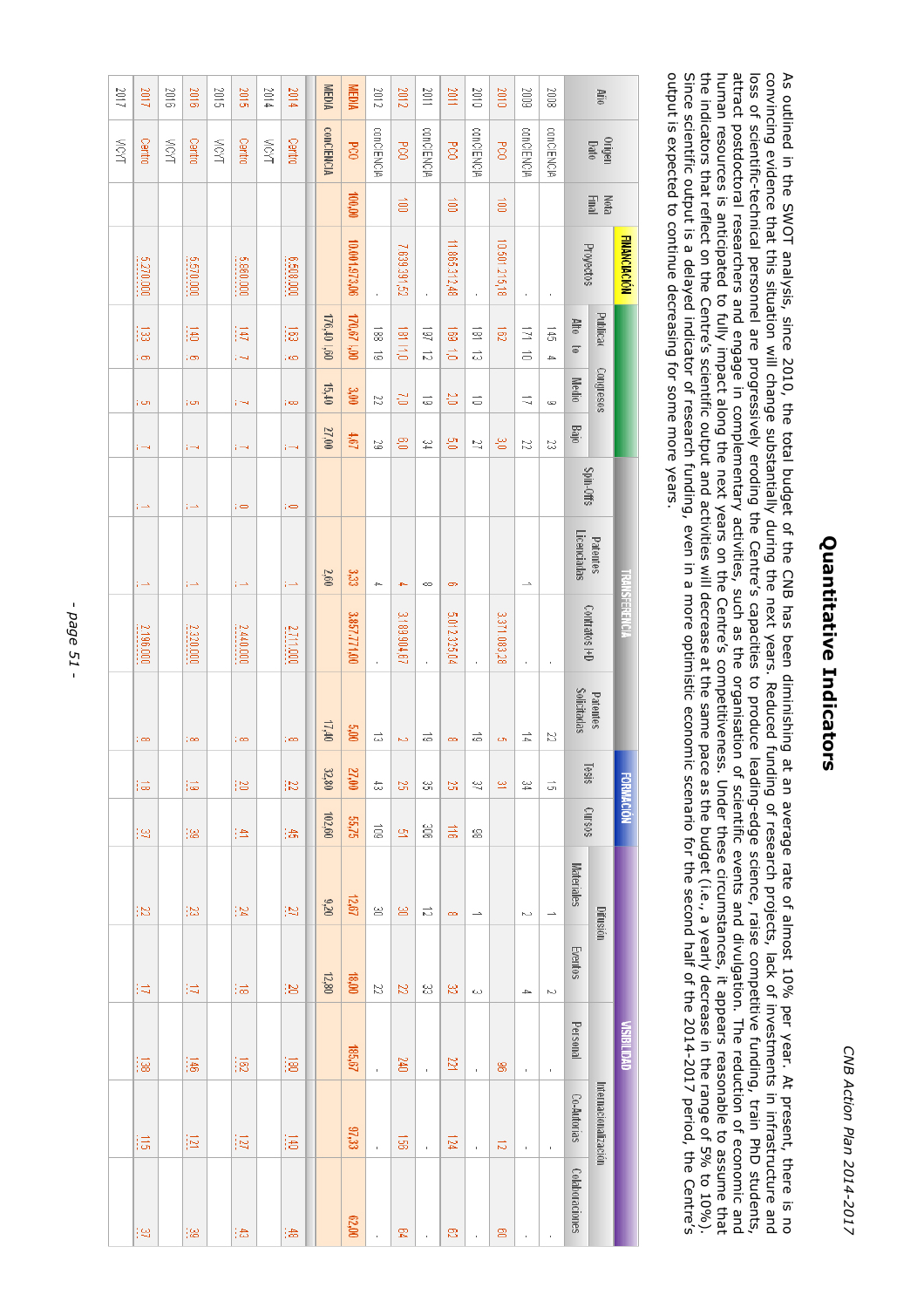# Quantitative Indicators

As outlined in the SWOT analysis, since 2010, the total budget of the CNB has been diminishing at an average rate of almost 10% per year. At present, there is no convincing evidence that this situation will change substantially during the next years. Reduced funding of research projects, lack of investments in infrastructure and loss of scientific-technical personnel are progressively eroding the Centre's capacities to produce leading-edge science, raise competitive funding, train PhD students, attract postdoctoral researchers and engage in complementary activities, such as the organisation of scientific events and divulgation. The reduction of economic and human resources is anticipated to fully impact along the next years on the Centre's competitiveness. Under these circumstances, it appears reasonable to assume that the indicators that reflect on the Centre's scientific output and activities will decrease at the same pace as the budget (i.e., a yearly decrease in the range of 5% to 10%). Since scientific output is a delayed indicator of research funding, even in a more optimistic economic scenario for the second half of the 2014-2017 period, the Centre's output is expected to continue decreasing for some more years.

| Año | Origen Dato | Nota Final | FINANCIACIÓN | | | | | TRANSFERENCIA | | | | FORMACIÓN | | VISIBILIDAD | | | | |
|---|---|---|---|---|---|---|---|---|---|---|---|---|---|---|---|---|---|---|
| | | | Proyectos | Publicac | | Congresos | | Spin-Offs | Patentes Licenciadas | Contratos I+D | Patentes Solicitadas | Tesis | Cursos | Difusión | | Internacionalización | | |
| | | | | Alto | Io | Medio | Bajo | | | | | | | Materiales | Eventos | Personal | Co-Autorías | Colaboraciones |
| 2008 | conCIENCIA | | - | 145 | 4 | 9 | 23 | | | - | 22 | 15 | | 1 | 2 | - | - | |
| 2009 | conCIENCIA | | - | 171 | 10 | 17 | 22 | | 1 | - | 14 | 34 | | 2 | 4 | - | - | |
| 2010 | PCO | 100 | 10.501.215,18 | 162 | | | 3,0 | | | 3.371.083,28 | 5 | 31 | | | | 96 | 12 | 60 |
| 2010 | conCIENCIA | | - | 181 | 13 | 10 | 27 | | | - | 19 | 37 | 98 | 1 | 3 | - | - | |
| 2011 | PCO | 100 | 11.865.312,48 | 169 | 1,0 | 2,0 | 5,0 | | 6 | 5.012.325,04 | 8 | 25 | 116 | 8 | 32 | 221 | 124 | 62 |
| 2011 | conCIENCIA | | - | 197 | 12 | 19 | 34 | | 8 | - | 19 | 35 | 306 | 12 | 33 | - | - | |
| 2012 | PCO | 100 | 7.639.391,52 | 181 | 1,0 | 7,0 | 8,0 | | 4 | 3.183.904,67 | 2 | 25 | 51 | 30 | 22 | 240 | 158 | 64 |
| 2012 | conCIENCIA | | - | 188 | 19 | 22 | 29 | | 4 | - | 13 | 43 | 109 | 30 | 22 | - | - | |
| MEDIA | PCO | 100,00 | 10.001.973,06 | 170,67 | 1,00 | 3,00 | 4,67 | | 3,33 | 3.857.771,00 | 5,00 | 27,00 | 55,75 | 12,67 | 16,00 | 185,67 | 97,33 | 62,00 |
| MEDIA | conCIENCIA | | | 176,40 | ,00 | 15,40 | 27,00 | | 2,60 | | 17,40 | 32,80 | 102,60 | 9,20 | 12,80 | | | |
| 2014 | Centro | | 6.508.000 | 163 | 9 | 8 | 7 | 0 | 1 | 2.711.000 | 8 | 22 | 45 | 27 | 20 | 180 | 140 | 48 |
| 2014 | VICYT | | | | | | | | | | | | | | | | | |
| 2015 | Centro | | 5.860.000 | 147 | 7 | 7 | 7 | 0 | 1 | 2.440.000 | 8 | 20 | 41 | 24 | 18 | 162 | 127 | 43 |
| 2015 | VICYT | | | | | | | | | | | | | | | | | |
| 2016 | Centro | | 5.570.000 | 140 | 6 | 5 | 7 | 1 | 1 | 2.320.000 | 8 | 19 | 39 | 23 | 17 | 146 | 121 | 39 |
| 2016 | VICYT | | | | | | | | | | | | | | | | | |
| 2017 | Centro | | 5.270.000 | 133 | 6 | 5 | 7 | 1 | 1 | 2.196.000 | 8 | 18 | 37 | 22 | 17 | 138 | 115 | 37 |
| 2017 | VICYT | | | | | | | | | | | | | | | | | |